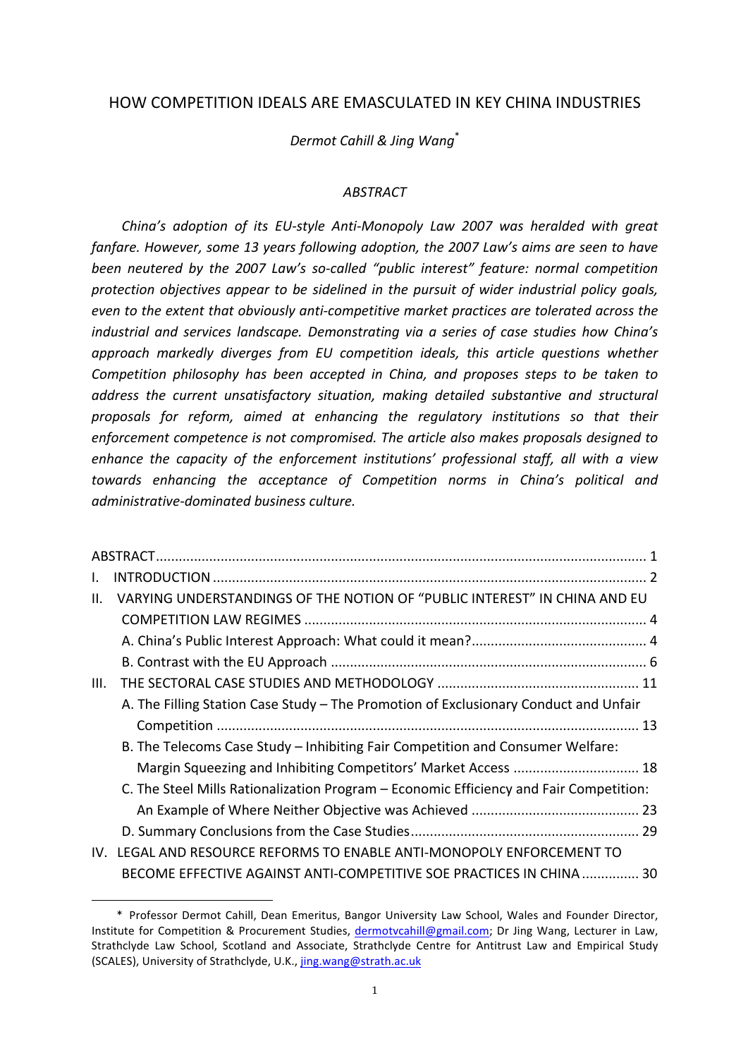# HOW COMPETITION IDEALS ARE EMASCULATED IN KEY CHINA INDUSTRIES

*Dermot Cahill & Jing Wang*[*]

## *ABSTRACT*

*China's adoption of its EU-style Anti-Monopoly Law 2007 was heralded with great fanfare. However, some 13 years following adoption, the 2007 Law's aims are seen to have been neutered by the 2007 Law's so-called "public interest" feature: normal competition protection objectives appear to be sidelined in the pursuit of wider industrial policy goals, even to the extent that obviously anti-competitive market practices are tolerated across the industrial and services landscape. Demonstrating via a series of case studies how China's approach markedly diverges from EU competition ideals, this article questions whether Competition philosophy has been accepted in China, and proposes steps to be taken to address the current unsatisfactory situation, making detailed substantive and structural proposals for reform, aimed at enhancing the regulatory institutions so that their enforcement competence is not compromised. The article also makes proposals designed to enhance the capacity of the enforcement institutions' professional staff, all with a view towards enhancing the acceptance of Competition norms in China's political and administrative-dominated business culture.*

- ABSTRACT ... 1
- I. INTRODUCTION ... 2
- II. VARYING UNDERSTANDINGS OF THE NOTION OF "PUBLIC INTEREST" IN CHINA AND EU COMPETITION LAW REGIMES ... 4
  - A. China's Public Interest Approach: What could it mean? ... 4
  - B. Contrast with the EU Approach ... 6
- III. THE SECTORAL CASE STUDIES AND METHODOLOGY ... 11
  - A. The Filling Station Case Study – The Promotion of Exclusionary Conduct and Unfair Competition ... 13
  - B. The Telecoms Case Study – Inhibiting Fair Competition and Consumer Welfare: Margin Squeezing and Inhibiting Competitors' Market Access ... 18
  - C. The Steel Mills Rationalization Program – Economic Efficiency and Fair Competition: An Example of Where Neither Objective was Achieved ... 23
  - D. Summary Conclusions from the Case Studies ... 29
- IV. LEGAL AND RESOURCE REFORMS TO ENABLE ANTI-MONOPOLY ENFORCEMENT TO BECOME EFFECTIVE AGAINST ANTI-COMPETITIVE SOE PRACTICES IN CHINA ... 30

---

[*] Professor Dermot Cahill, Dean Emeritus, Bangor University Law School, Wales and Founder Director, Institute for Competition & Procurement Studies, dermotvcahill@gmail.com; Dr Jing Wang, Lecturer in Law, Strathclyde Law School, Scotland and Associate, Strathclyde Centre for Antitrust Law and Empirical Study (SCALES), University of Strathclyde, U.K., jing.wang@strath.ac.uk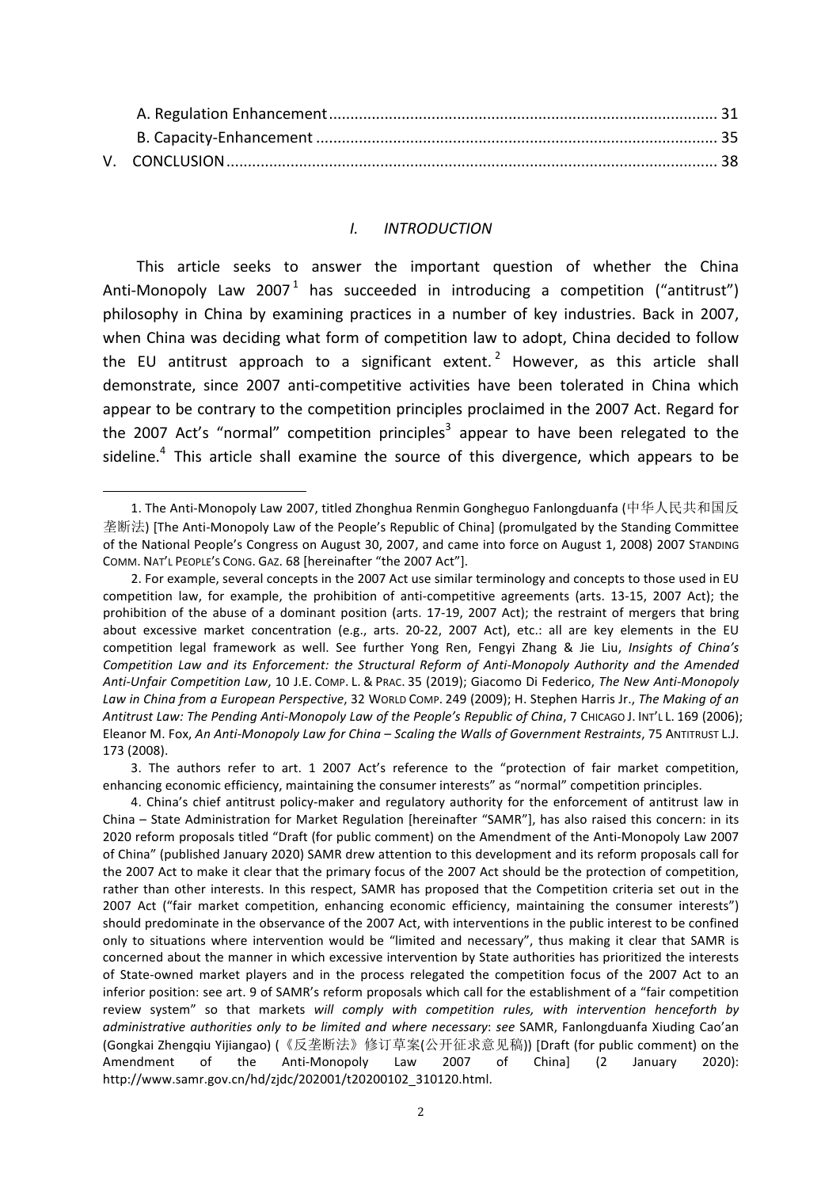A. Regulation Enhancement ........................................................................................... 31
B. Capacity-Enhancement ............................................................................................. 35
V. CONCLUSION .................................................................................................................. 38

## *I. INTRODUCTION*

This article seeks to answer the important question of whether the China Anti-Monopoly Law 2007[1] has succeeded in introducing a competition ("antitrust") philosophy in China by examining practices in a number of key industries. Back in 2007, when China was deciding what form of competition law to adopt, China decided to follow the EU antitrust approach to a significant extent.[2] However, as this article shall demonstrate, since 2007 anti-competitive activities have been tolerated in China which appear to be contrary to the competition principles proclaimed in the 2007 Act. Regard for the 2007 Act's "normal" competition principles[3] appear to have been relegated to the sideline.[4] This article shall examine the source of this divergence, which appears to be

---

1. The Anti-Monopoly Law 2007, titled Zhonghua Renmin Gongheguo Fanlongduanfa (中华人民共和国反垄断法) [The Anti-Monopoly Law of the People's Republic of China] (promulgated by the Standing Committee of the National People's Congress on August 30, 2007, and came into force on August 1, 2008) 2007 STANDING COMM. NAT'L PEOPLE'S CONG. GAZ. 68 [hereinafter "the 2007 Act"].

2. For example, several concepts in the 2007 Act use similar terminology and concepts to those used in EU competition law, for example, the prohibition of anti-competitive agreements (arts. 13-15, 2007 Act); the prohibition of the abuse of a dominant position (arts. 17-19, 2007 Act); the restraint of mergers that bring about excessive market concentration (e.g., arts. 20-22, 2007 Act), etc.: all are key elements in the EU competition legal framework as well. See further Yong Ren, Fengyi Zhang & Jie Liu, *Insights of China's Competition Law and its Enforcement: the Structural Reform of Anti-Monopoly Authority and the Amended Anti-Unfair Competition Law*, 10 J.E. COMP. L. & PRAC. 35 (2019); Giacomo Di Federico, *The New Anti-Monopoly Law in China from a European Perspective*, 32 WORLD COMP. 249 (2009); H. Stephen Harris Jr., *The Making of an Antitrust Law: The Pending Anti-Monopoly Law of the People's Republic of China*, 7 CHICAGO J. INT'L L. 169 (2006); Eleanor M. Fox, *An Anti-Monopoly Law for China – Scaling the Walls of Government Restraints*, 75 ANTITRUST L.J. 173 (2008).

3. The authors refer to art. 1 2007 Act's reference to the "protection of fair market competition, enhancing economic efficiency, maintaining the consumer interests" as "normal" competition principles.

4. China's chief antitrust policy-maker and regulatory authority for the enforcement of antitrust law in China – State Administration for Market Regulation [hereinafter "SAMR"], has also raised this concern: in its 2020 reform proposals titled "Draft (for public comment) on the Amendment of the Anti-Monopoly Law 2007 of China" (published January 2020) SAMR drew attention to this development and its reform proposals call for the 2007 Act to make it clear that the primary focus of the 2007 Act should be the protection of competition, rather than other interests. In this respect, SAMR has proposed that the Competition criteria set out in the 2007 Act ("fair market competition, enhancing economic efficiency, maintaining the consumer interests") should predominate in the observance of the 2007 Act, with interventions in the public interest to be confined only to situations where intervention would be "limited and necessary", thus making it clear that SAMR is concerned about the manner in which excessive intervention by State authorities has prioritized the interests of State-owned market players and in the process relegated the competition focus of the 2007 Act to an inferior position: see art. 9 of SAMR's reform proposals which call for the establishment of a "fair competition review system" so that markets *will comply with competition rules, with intervention henceforth by administrative authorities only to be limited and where necessary*: *see* SAMR, Fanlongduanfa Xiuding Cao'an (Gongkai Zhengqiu Yijiangao) (《反垄断法》修订草案(公开征求意见稿)) [Draft (for public comment) on the Amendment of the Anti-Monopoly Law 2007 of China] (2 January 2020): http://www.samr.gov.cn/hd/zjdc/202001/t20200102_310120.html.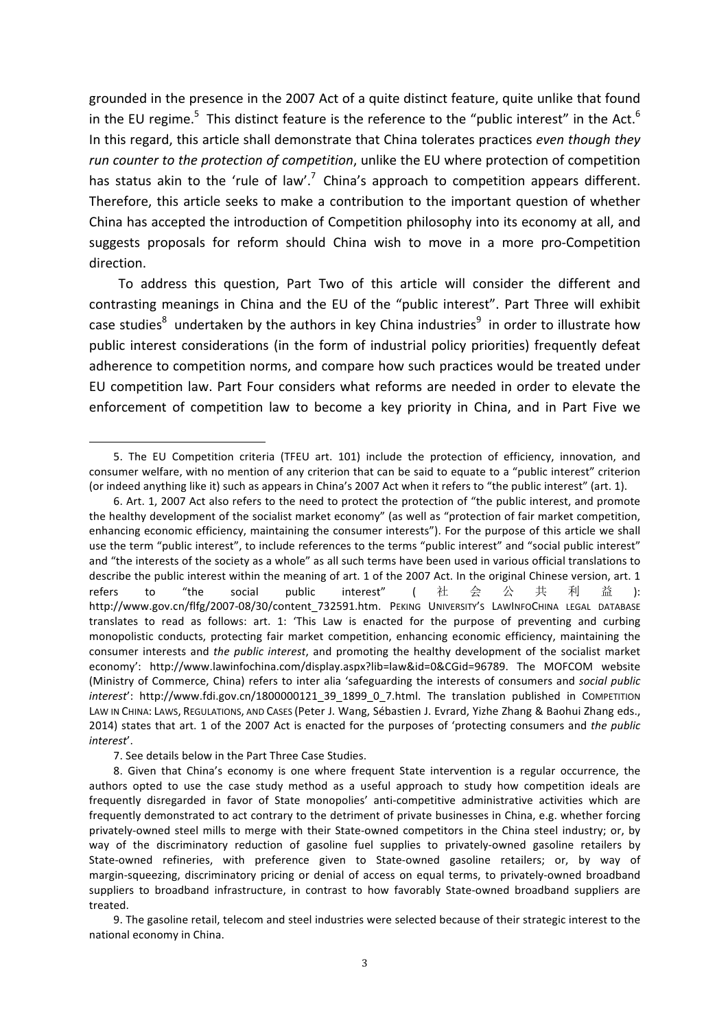grounded in the presence in the 2007 Act of a quite distinct feature, quite unlike that found in the EU regime.[5] This distinct feature is the reference to the "public interest" in the Act.[6] In this regard, this article shall demonstrate that China tolerates practices *even though they run counter to the protection of competition*, unlike the EU where protection of competition has status akin to the 'rule of law'.[7] China's approach to competition appears different. Therefore, this article seeks to make a contribution to the important question of whether China has accepted the introduction of Competition philosophy into its economy at all, and suggests proposals for reform should China wish to move in a more pro-Competition direction.

To address this question, Part Two of this article will consider the different and contrasting meanings in China and the EU of the "public interest". Part Three will exhibit case studies[8] undertaken by the authors in key China industries[9] in order to illustrate how public interest considerations (in the form of industrial policy priorities) frequently defeat adherence to competition norms, and compare how such practices would be treated under EU competition law. Part Four considers what reforms are needed in order to elevate the enforcement of competition law to become a key priority in China, and in Part Five we

---

5. The EU Competition criteria (TFEU art. 101) include the protection of efficiency, innovation, and consumer welfare, with no mention of any criterion that can be said to equate to a "public interest" criterion (or indeed anything like it) such as appears in China's 2007 Act when it refers to "the public interest" (art. 1).

6. Art. 1, 2007 Act also refers to the need to protect the protection of "the public interest, and promote the healthy development of the socialist market economy" (as well as "protection of fair market competition, enhancing economic efficiency, maintaining the consumer interests"). For the purpose of this article we shall use the term "public interest", to include references to the terms "public interest" and "social public interest" and "the interests of the society as a whole" as all such terms have been used in various official translations to describe the public interest within the meaning of art. 1 of the 2007 Act. In the original Chinese version, art. 1 refers to "the social public interest" (社会公共利益): http://www.gov.cn/flfg/2007-08/30/content_732591.htm. PEKING UNIVERSITY'S LAWINFOCHINA LEGAL DATABASE translates to read as follows: art. 1: 'This Law is enacted for the purpose of preventing and curbing monopolistic conducts, protecting fair market competition, enhancing economic efficiency, maintaining the consumer interests and *the public interest*, and promoting the healthy development of the socialist market economy': http://www.lawinfochina.com/display.aspx?lib=law&id=0&CGid=96789. The MOFCOM website (Ministry of Commerce, China) refers to inter alia 'safeguarding the interests of consumers and *social public interest*': http://www.fdi.gov.cn/1800000121_39_1899_0_7.html. The translation published in COMPETITION LAW IN CHINA: LAWS, REGULATIONS, AND CASES (Peter J. Wang, Sébastien J. Evrard, Yizhe Zhang & Baohui Zhang eds., 2014) states that art. 1 of the 2007 Act is enacted for the purposes of 'protecting consumers and *the public interest*'.

7. See details below in the Part Three Case Studies.

8. Given that China's economy is one where frequent State intervention is a regular occurrence, the authors opted to use the case study method as a useful approach to study how competition ideals are frequently disregarded in favor of State monopolies' anti-competitive administrative activities which are frequently demonstrated to act contrary to the detriment of private businesses in China, e.g. whether forcing privately-owned steel mills to merge with their State-owned competitors in the China steel industry; or, by way of the discriminatory reduction of gasoline fuel supplies to privately-owned gasoline retailers by State-owned refineries, with preference given to State-owned gasoline retailers; or, by way of margin-squeezing, discriminatory pricing or denial of access on equal terms, to privately-owned broadband suppliers to broadband infrastructure, in contrast to how favorably State-owned broadband suppliers are treated.

9. The gasoline retail, telecom and steel industries were selected because of their strategic interest to the national economy in China.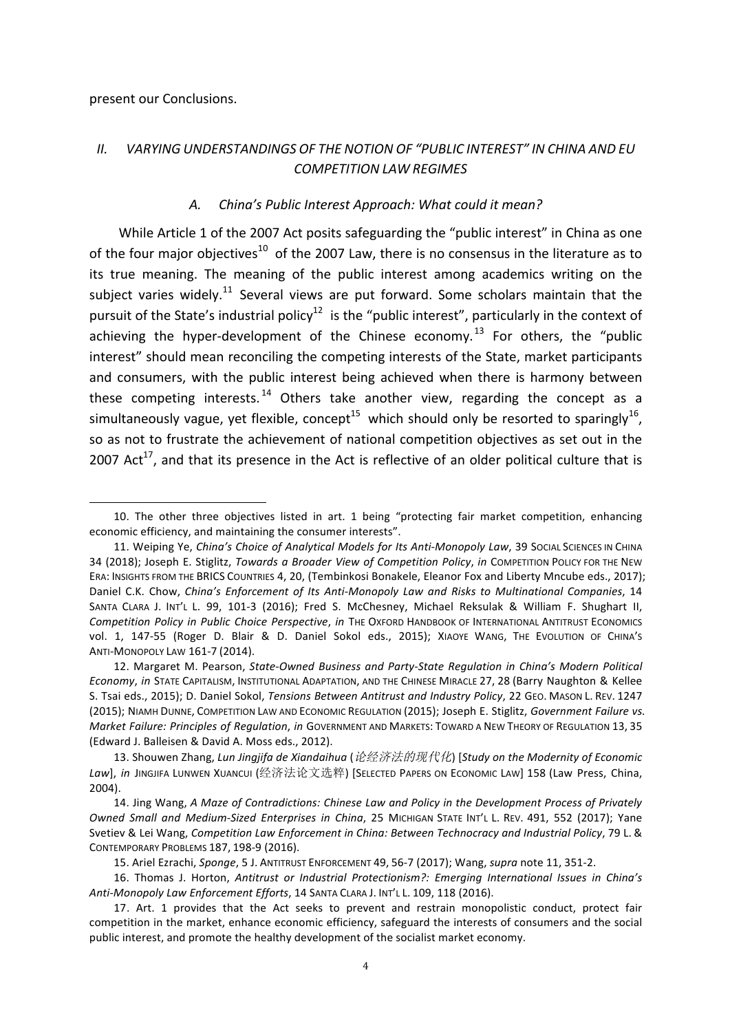present our Conclusions.

## *II. VARYING UNDERSTANDINGS OF THE NOTION OF "PUBLIC INTEREST" IN CHINA AND EU COMPETITION LAW REGIMES*

### *A. China's Public Interest Approach: What could it mean?*

While Article 1 of the 2007 Act posits safeguarding the "public interest" in China as one of the four major objectives[10] of the 2007 Law, there is no consensus in the literature as to its true meaning. The meaning of the public interest among academics writing on the subject varies widely.[11] Several views are put forward. Some scholars maintain that the pursuit of the State's industrial policy[12] is the "public interest", particularly in the context of achieving the hyper-development of the Chinese economy.[13] For others, the "public interest" should mean reconciling the competing interests of the State, market participants and consumers, with the public interest being achieved when there is harmony between these competing interests.[14] Others take another view, regarding the concept as a simultaneously vague, yet flexible, concept[15] which should only be resorted to sparingly[16], so as not to frustrate the achievement of national competition objectives as set out in the 2007 Act[17], and that its presence in the Act is reflective of an older political culture that is

---

10. The other three objectives listed in art. 1 being "protecting fair market competition, enhancing economic efficiency, and maintaining the consumer interests".

11. Weiping Ye, *China's Choice of Analytical Models for Its Anti-Monopoly Law*, 39 SOCIAL SCIENCES IN CHINA 34 (2018); Joseph E. Stiglitz, *Towards a Broader View of Competition Policy*, *in* COMPETITION POLICY FOR THE NEW ERA: INSIGHTS FROM THE BRICS COUNTRIES 4, 20, (Tembinkosi Bonakele, Eleanor Fox and Liberty Mncube eds., 2017); Daniel C.K. Chow, *China's Enforcement of Its Anti-Monopoly Law and Risks to Multinational Companies*, 14 SANTA CLARA J. INT'L L. 99, 101-3 (2016); Fred S. McChesney, Michael Reksulak & William F. Shughart II, *Competition Policy in Public Choice Perspective*, *in* THE OXFORD HANDBOOK OF INTERNATIONAL ANTITRUST ECONOMICS vol. 1, 147-55 (Roger D. Blair & D. Daniel Sokol eds., 2015); XIAOYE WANG, THE EVOLUTION OF CHINA'S ANTI-MONOPOLY LAW 161-7 (2014).

12. Margaret M. Pearson, *State-Owned Business and Party-State Regulation in China's Modern Political Economy*, *in* STATE CAPITALISM, INSTITUTIONAL ADAPTATION, AND THE CHINESE MIRACLE 27, 28 (Barry Naughton & Kellee S. Tsai eds., 2015); D. Daniel Sokol, *Tensions Between Antitrust and Industry Policy*, 22 GEO. MASON L. REV. 1247 (2015); NIAMH DUNNE, COMPETITION LAW AND ECONOMIC REGULATION (2015); Joseph E. Stiglitz, *Government Failure vs. Market Failure: Principles of Regulation*, *in* GOVERNMENT AND MARKETS: TOWARD A NEW THEORY OF REGULATION 13, 35 (Edward J. Balleisen & David A. Moss eds., 2012).

13. Shouwen Zhang, *Lun Jingjifa de Xiandaihua* (*论经济法的现代化*) [*Study on the Modernity of Economic Law*], *in* JINGJIFA LUNWEN XUANCUI (经济法论文选粹) [SELECTED PAPERS ON ECONOMIC LAW] 158 (Law Press, China, 2004).

14. Jing Wang, *A Maze of Contradictions: Chinese Law and Policy in the Development Process of Privately Owned Small and Medium-Sized Enterprises in China*, 25 MICHIGAN STATE INT'L L. REV. 491, 552 (2017); Yane Svetiev & Lei Wang, *Competition Law Enforcement in China: Between Technocracy and Industrial Policy*, 79 L. & CONTEMPORARY PROBLEMS 187, 198-9 (2016).

15. Ariel Ezrachi, *Sponge*, 5 J. ANTITRUST ENFORCEMENT 49, 56-7 (2017); Wang, *supra* note 11, 351-2.

16. Thomas J. Horton, *Antitrust or Industrial Protectionism?: Emerging International Issues in China's Anti-Monopoly Law Enforcement Efforts*, 14 SANTA CLARA J. INT'L L. 109, 118 (2016).

17. Art. 1 provides that the Act seeks to prevent and restrain monopolistic conduct, protect fair competition in the market, enhance economic efficiency, safeguard the interests of consumers and the social public interest, and promote the healthy development of the socialist market economy.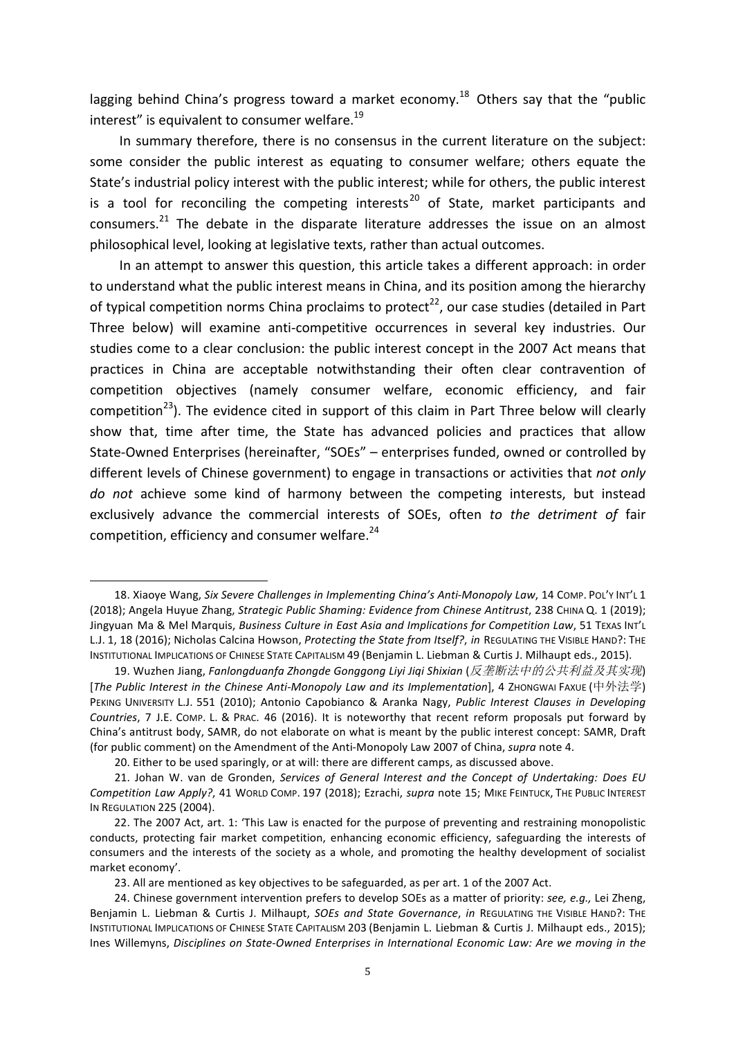lagging behind China's progress toward a market economy.[18] Others say that the "public interest" is equivalent to consumer welfare.[19]

In summary therefore, there is no consensus in the current literature on the subject: some consider the public interest as equating to consumer welfare; others equate the State's industrial policy interest with the public interest; while for others, the public interest is a tool for reconciling the competing interests[20] of State, market participants and consumers.[21] The debate in the disparate literature addresses the issue on an almost philosophical level, looking at legislative texts, rather than actual outcomes.

In an attempt to answer this question, this article takes a different approach: in order to understand what the public interest means in China, and its position among the hierarchy of typical competition norms China proclaims to protect[22], our case studies (detailed in Part Three below) will examine anti-competitive occurrences in several key industries. Our studies come to a clear conclusion: the public interest concept in the 2007 Act means that practices in China are acceptable notwithstanding their often clear contravention of competition objectives (namely consumer welfare, economic efficiency, and fair competition[23]). The evidence cited in support of this claim in Part Three below will clearly show that, time after time, the State has advanced policies and practices that allow State-Owned Enterprises (hereinafter, "SOEs" – enterprises funded, owned or controlled by different levels of Chinese government) to engage in transactions or activities that *not only do not* achieve some kind of harmony between the competing interests, but instead exclusively advance the commercial interests of SOEs, often *to the detriment of* fair competition, efficiency and consumer welfare.[24]

---

18. Xiaoye Wang, *Six Severe Challenges in Implementing China's Anti-Monopoly Law*, 14 COMP. POL'Y INT'L 1 (2018); Angela Huyue Zhang, *Strategic Public Shaming: Evidence from Chinese Antitrust*, 238 CHINA Q. 1 (2019); Jingyuan Ma & Mel Marquis, *Business Culture in East Asia and Implications for Competition Law*, 51 TEXAS INT'L L.J. 1, 18 (2016); Nicholas Calcina Howson, *Protecting the State from Itself?*, *in* REGULATING THE VISIBLE HAND?: THE INSTITUTIONAL IMPLICATIONS OF CHINESE STATE CAPITALISM 49 (Benjamin L. Liebman & Curtis J. Milhaupt eds., 2015).

19. Wuzhen Jiang, *Fanlongduanfa Zhongde Gonggong Liyi Jiqi Shixian* (*反垄断法中的公共利益及其实现*) [*The Public Interest in the Chinese Anti-Monopoly Law and its Implementation*], 4 ZHONGWAI FAXUE (中外法学) PEKING UNIVERSITY L.J. 551 (2010); Antonio Capobianco & Aranka Nagy, *Public Interest Clauses in Developing Countries*, 7 J.E. COMP. L. & PRAC. 46 (2016). It is noteworthy that recent reform proposals put forward by China's antitrust body, SAMR, do not elaborate on what is meant by the public interest concept: SAMR, Draft (for public comment) on the Amendment of the Anti-Monopoly Law 2007 of China, *supra* note 4.

20. Either to be used sparingly, or at will: there are different camps, as discussed above.

21. Johan W. van de Gronden, *Services of General Interest and the Concept of Undertaking: Does EU Competition Law Apply?*, 41 WORLD COMP. 197 (2018); Ezrachi, *supra* note 15; MIKE FEINTUCK, THE PUBLIC INTEREST IN REGULATION 225 (2004).

22. The 2007 Act, art. 1: 'This Law is enacted for the purpose of preventing and restraining monopolistic conducts, protecting fair market competition, enhancing economic efficiency, safeguarding the interests of consumers and the interests of the society as a whole, and promoting the healthy development of socialist market economy'.

23. All are mentioned as key objectives to be safeguarded, as per art. 1 of the 2007 Act.

24. Chinese government intervention prefers to develop SOEs as a matter of priority: *see, e.g.,* Lei Zheng, Benjamin L. Liebman & Curtis J. Milhaupt, *SOEs and State Governance*, *in* REGULATING THE VISIBLE HAND?: THE INSTITUTIONAL IMPLICATIONS OF CHINESE STATE CAPITALISM 203 (Benjamin L. Liebman & Curtis J. Milhaupt eds., 2015); Ines Willemyns, *Disciplines on State-Owned Enterprises in International Economic Law: Are we moving in the*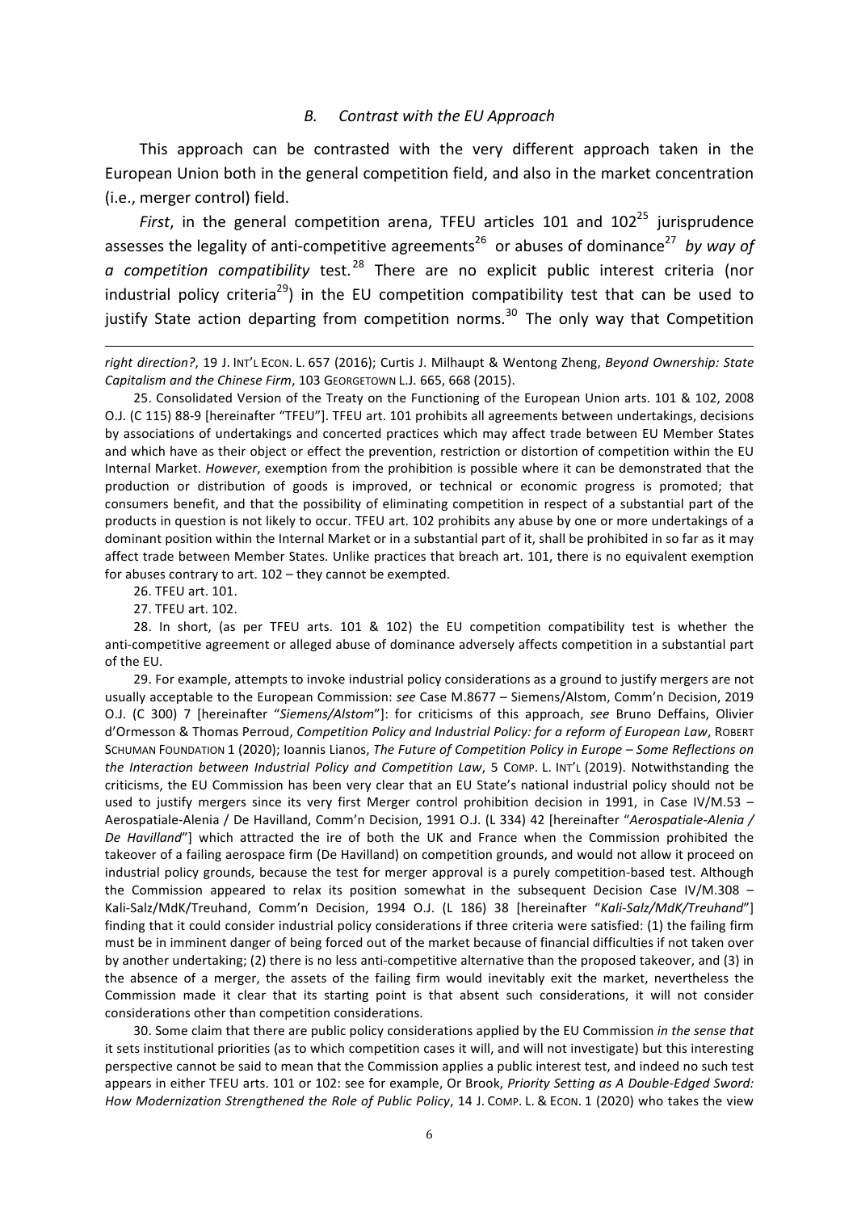### *B. Contrast with the EU Approach*

This approach can be contrasted with the very different approach taken in the European Union both in the general competition field, and also in the market concentration (i.e., merger control) field.

*First*, in the general competition arena, TFEU articles 101 and 102[25] jurisprudence assesses the legality of anti-competitive agreements[26] or abuses of dominance[27] *by way of a competition compatibility* test.[28] There are no explicit public interest criteria (nor industrial policy criteria[29]) in the EU competition compatibility test that can be used to justify State action departing from competition norms.[30] The only way that Competition

---

*right direction?*, 19 J. INT'L ECON. L. 657 (2016); Curtis J. Milhaupt & Wentong Zheng, *Beyond Ownership: State Capitalism and the Chinese Firm*, 103 GEORGETOWN L.J. 665, 668 (2015).

25. Consolidated Version of the Treaty on the Functioning of the European Union arts. 101 & 102, 2008 O.J. (C 115) 88-9 [hereinafter "TFEU"]. TFEU art. 101 prohibits all agreements between undertakings, decisions by associations of undertakings and concerted practices which may affect trade between EU Member States and which have as their object or effect the prevention, restriction or distortion of competition within the EU Internal Market. *However*, exemption from the prohibition is possible where it can be demonstrated that the production or distribution of goods is improved, or technical or economic progress is promoted; that consumers benefit, and that the possibility of eliminating competition in respect of a substantial part of the products in question is not likely to occur. TFEU art. 102 prohibits any abuse by one or more undertakings of a dominant position within the Internal Market or in a substantial part of it, shall be prohibited in so far as it may affect trade between Member States. Unlike practices that breach art. 101, there is no equivalent exemption for abuses contrary to art. 102 – they cannot be exempted.

26. TFEU art. 101.

27. TFEU art. 102.

28. In short, (as per TFEU arts. 101 & 102) the EU competition compatibility test is whether the anti-competitive agreement or alleged abuse of dominance adversely affects competition in a substantial part of the EU.

29. For example, attempts to invoke industrial policy considerations as a ground to justify mergers are not usually acceptable to the European Commission: *see* Case M.8677 – Siemens/Alstom, Comm'n Decision, 2019 O.J. (C 300) 7 [hereinafter "*Siemens/Alstom*"]: for criticisms of this approach, *see* Bruno Deffains, Olivier d'Ormesson & Thomas Perroud, *Competition Policy and Industrial Policy: for a reform of European Law*, ROBERT SCHUMAN FOUNDATION 1 (2020); Ioannis Lianos, *The Future of Competition Policy in Europe – Some Reflections on the Interaction between Industrial Policy and Competition Law*, 5 COMP. L. INT'L (2019). Notwithstanding the criticisms, the EU Commission has been very clear that an EU State's national industrial policy should not be used to justify mergers since its very first Merger control prohibition decision in 1991, in Case IV/M.53 – Aerospatiale-Alenia / De Havilland, Comm'n Decision, 1991 O.J. (L 334) 42 [hereinafter "*Aerospatiale-Alenia / De Havilland*"] which attracted the ire of both the UK and France when the Commission prohibited the takeover of a failing aerospace firm (De Havilland) on competition grounds, and would not allow it proceed on industrial policy grounds, because the test for merger approval is a purely competition-based test. Although the Commission appeared to relax its position somewhat in the subsequent Decision Case IV/M.308 – Kali-Salz/MdK/Treuhand, Comm'n Decision, 1994 O.J. (L 186) 38 [hereinafter "*Kali-Salz/MdK/Treuhand*"] finding that it could consider industrial policy considerations if three criteria were satisfied: (1) the failing firm must be in imminent danger of being forced out of the market because of financial difficulties if not taken over by another undertaking; (2) there is no less anti-competitive alternative than the proposed takeover, and (3) in the absence of a merger, the assets of the failing firm would inevitably exit the market, nevertheless the Commission made it clear that its starting point is that absent such considerations, it will not consider considerations other than competition considerations.

30. Some claim that there are public policy considerations applied by the EU Commission *in the sense that* it sets institutional priorities (as to which competition cases it will, and will not investigate) but this interesting perspective cannot be said to mean that the Commission applies a public interest test, and indeed no such test appears in either TFEU arts. 101 or 102: see for example, Or Brook, *Priority Setting as A Double-Edged Sword: How Modernization Strengthened the Role of Public Policy*, 14 J. COMP. L. & ECON. 1 (2020) who takes the view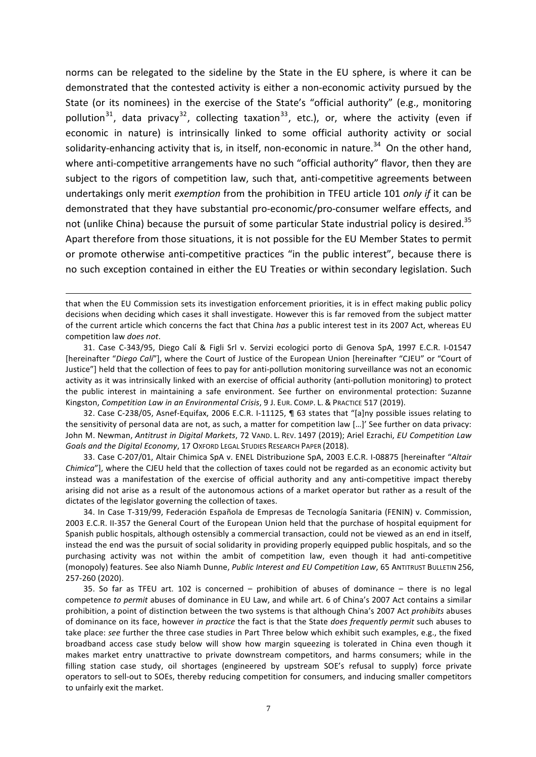norms can be relegated to the sideline by the State in the EU sphere, is where it can be demonstrated that the contested activity is either a non-economic activity pursued by the State (or its nominees) in the exercise of the State's "official authority" (e.g., monitoring pollution[31], data privacy[32], collecting taxation[33], etc.), or, where the activity (even if economic in nature) is intrinsically linked to some official authority activity or social solidarity-enhancing activity that is, in itself, non-economic in nature.[34] On the other hand, where anti-competitive arrangements have no such "official authority" flavor, then they are subject to the rigors of competition law, such that, anti-competitive agreements between undertakings only merit *exemption* from the prohibition in TFEU article 101 *only if* it can be demonstrated that they have substantial pro-economic/pro-consumer welfare effects, and not (unlike China) because the pursuit of some particular State industrial policy is desired.[35] Apart therefore from those situations, it is not possible for the EU Member States to permit or promote otherwise anti-competitive practices "in the public interest", because there is no such exception contained in either the EU Treaties or within secondary legislation. Such

---

that when the EU Commission sets its investigation enforcement priorities, it is in effect making public policy decisions when deciding which cases it shall investigate. However this is far removed from the subject matter of the current article which concerns the fact that China *has* a public interest test in its 2007 Act, whereas EU competition law *does not*.

31. Case C-343/95, Diego Calí & Figli Srl v. Servizi ecologici porto di Genova SpA, 1997 E.C.R. I-01547 [hereinafter "*Diego Calí*"], where the Court of Justice of the European Union [hereinafter "CJEU" or "Court of Justice"] held that the collection of fees to pay for anti-pollution monitoring surveillance was not an economic activity as it was intrinsically linked with an exercise of official authority (anti-pollution monitoring) to protect the public interest in maintaining a safe environment. See further on environmental protection: Suzanne Kingston, *Competition Law in an Environmental Crisis*, 9 J. EUR. COMP. L. & PRACTICE 517 (2019).

32. Case C-238/05, Asnef-Equifax, 2006 E.C.R. I-11125, ¶ 63 states that "[a]ny possible issues relating to the sensitivity of personal data are not, as such, a matter for competition law […]' See further on data privacy: John M. Newman, *Antitrust in Digital Markets*, 72 VAND. L. REV. 1497 (2019); Ariel Ezrachi, *EU Competition Law Goals and the Digital Economy*, 17 OXFORD LEGAL STUDIES RESEARCH PAPER (2018).

33. Case C-207/01, Altair Chimica SpA v. ENEL Distribuzione SpA, 2003 E.C.R. I-08875 [hereinafter "*Altair Chimica*"], where the CJEU held that the collection of taxes could not be regarded as an economic activity but instead was a manifestation of the exercise of official authority and any anti-competitive impact thereby arising did not arise as a result of the autonomous actions of a market operator but rather as a result of the dictates of the legislator governing the collection of taxes.

34. In Case T-319/99, Federación Española de Empresas de Tecnología Sanitaria (FENIN) v. Commission, 2003 E.C.R. II-357 the General Court of the European Union held that the purchase of hospital equipment for Spanish public hospitals, although ostensibly a commercial transaction, could not be viewed as an end in itself, instead the end was the pursuit of social solidarity in providing properly equipped public hospitals, and so the purchasing activity was not within the ambit of competition law, even though it had anti-competitive (monopoly) features. See also Niamh Dunne, *Public Interest and EU Competition Law*, 65 ANTITRUST BULLETIN 256, 257-260 (2020).

35. So far as TFEU art. 102 is concerned – prohibition of abuses of dominance – there is no legal competence *to permit* abuses of dominance in EU Law, and while art. 6 of China's 2007 Act contains a similar prohibition, a point of distinction between the two systems is that although China's 2007 Act *prohibits* abuses of dominance on its face, however *in practice* the fact is that the State *does frequently permit* such abuses to take place: *see* further the three case studies in Part Three below which exhibit such examples, e.g., the fixed broadband access case study below will show how margin squeezing is tolerated in China even though it makes market entry unattractive to private downstream competitors, and harms consumers; while in the filling station case study, oil shortages (engineered by upstream SOE's refusal to supply) force private operators to sell-out to SOEs, thereby reducing competition for consumers, and inducing smaller competitors to unfairly exit the market.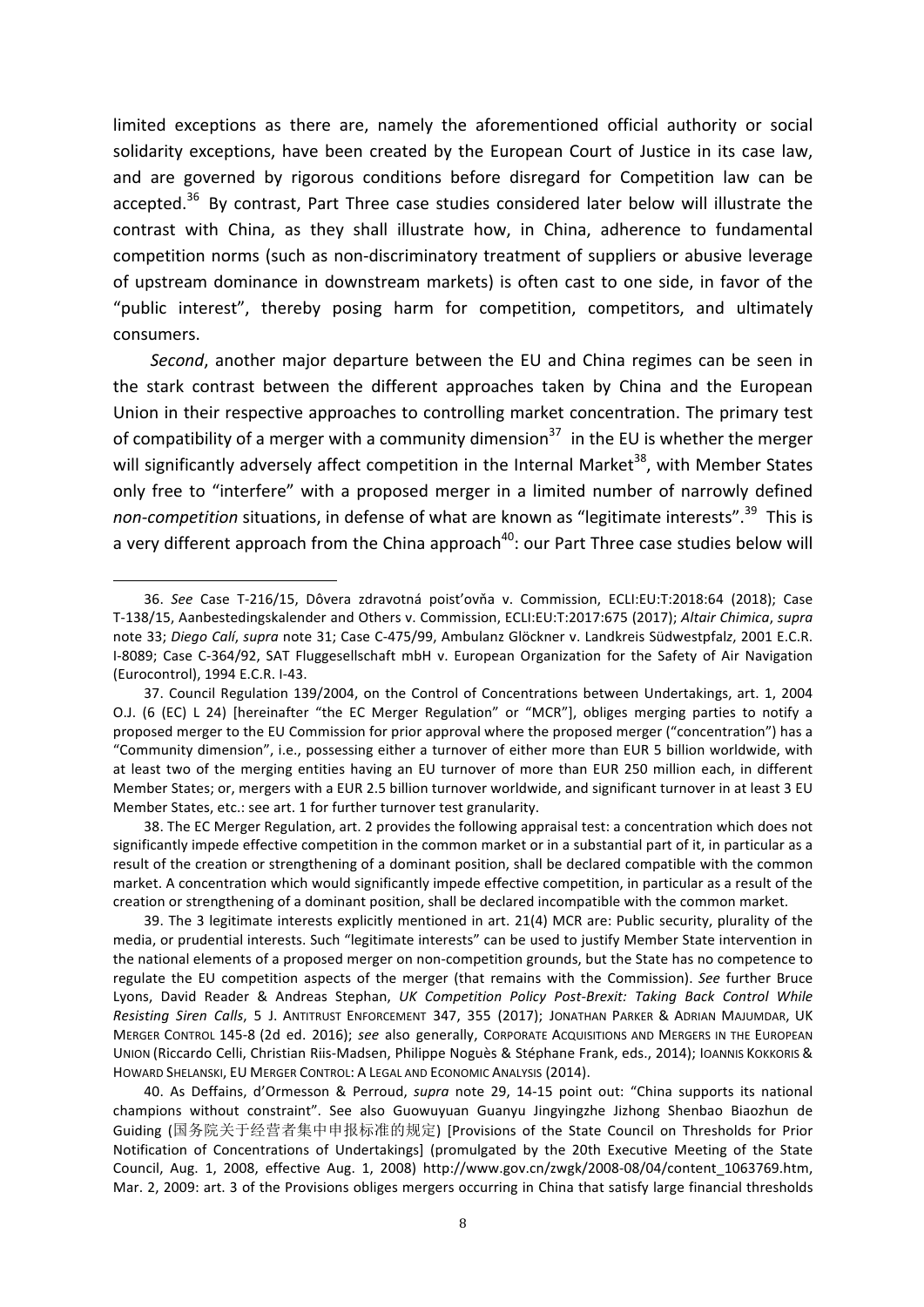limited exceptions as there are, namely the aforementioned official authority or social solidarity exceptions, have been created by the European Court of Justice in its case law, and are governed by rigorous conditions before disregard for Competition law can be accepted.[36] By contrast, Part Three case studies considered later below will illustrate the contrast with China, as they shall illustrate how, in China, adherence to fundamental competition norms (such as non-discriminatory treatment of suppliers or abusive leverage of upstream dominance in downstream markets) is often cast to one side, in favor of the "public interest", thereby posing harm for competition, competitors, and ultimately consumers.

*Second*, another major departure between the EU and China regimes can be seen in the stark contrast between the different approaches taken by China and the European Union in their respective approaches to controlling market concentration. The primary test of compatibility of a merger with a community dimension[37] in the EU is whether the merger will significantly adversely affect competition in the Internal Market[38], with Member States only free to "interfere" with a proposed merger in a limited number of narrowly defined *non-competition* situations, in defense of what are known as "legitimate interests".[39] This is a very different approach from the China approach[40]: our Part Three case studies below will

---

36. *See* Case T-216/15, Dôvera zdravotná poist'ovňa v. Commission, ECLI:EU:T:2018:64 (2018); Case T-138/15, Aanbestedingskalender and Others v. Commission, ECLI:EU:T:2017:675 (2017); *Altair Chimica*, *supra* note 33; *Diego Calí*, *supra* note 31; Case C-475/99, Ambulanz Glöckner v. Landkreis Südwestpfalz, 2001 E.C.R. I-8089; Case C-364/92, SAT Fluggesellschaft mbH v. European Organization for the Safety of Air Navigation (Eurocontrol), 1994 E.C.R. I-43.

37. Council Regulation 139/2004, on the Control of Concentrations between Undertakings, art. 1, 2004 O.J. (6 (EC) L 24) [hereinafter "the EC Merger Regulation" or "MCR"], obliges merging parties to notify a proposed merger to the EU Commission for prior approval where the proposed merger ("concentration") has a "Community dimension", i.e., possessing either a turnover of either more than EUR 5 billion worldwide, with at least two of the merging entities having an EU turnover of more than EUR 250 million each, in different Member States; or, mergers with a EUR 2.5 billion turnover worldwide, and significant turnover in at least 3 EU Member States, etc.: see art. 1 for further turnover test granularity.

38. The EC Merger Regulation, art. 2 provides the following appraisal test: a concentration which does not significantly impede effective competition in the common market or in a substantial part of it, in particular as a result of the creation or strengthening of a dominant position, shall be declared compatible with the common market. A concentration which would significantly impede effective competition, in particular as a result of the creation or strengthening of a dominant position, shall be declared incompatible with the common market.

39. The 3 legitimate interests explicitly mentioned in art. 21(4) MCR are: Public security, plurality of the media, or prudential interests. Such "legitimate interests" can be used to justify Member State intervention in the national elements of a proposed merger on non-competition grounds, but the State has no competence to regulate the EU competition aspects of the merger (that remains with the Commission). *See* further Bruce Lyons, David Reader & Andreas Stephan, *UK Competition Policy Post-Brexit: Taking Back Control While Resisting Siren Calls*, 5 J. ANTITRUST ENFORCEMENT 347, 355 (2017); JONATHAN PARKER & ADRIAN MAJUMDAR, UK MERGER CONTROL 145-8 (2d ed. 2016); *see* also generally, CORPORATE ACQUISITIONS AND MERGERS IN THE EUROPEAN UNION (Riccardo Celli, Christian Riis-Madsen, Philippe Noguès & Stéphane Frank, eds., 2014); IOANNIS KOKKORIS & HOWARD SHELANSKI, EU MERGER CONTROL: A LEGAL AND ECONOMIC ANALYSIS (2014).

40. As Deffains, d'Ormesson & Perroud, *supra* note 29, 14-15 point out: "China supports its national champions without constraint". See also Guowuyuan Guanyu Jingyingzhe Jizhong Shenbao Biaozhun de Guiding (国务院关于经营者集中申报标准的规定) [Provisions of the State Council on Thresholds for Prior Notification of Concentrations of Undertakings] (promulgated by the 20th Executive Meeting of the State Council, Aug. 1, 2008, effective Aug. 1, 2008) http://www.gov.cn/zwgk/2008-08/04/content_1063769.htm, Mar. 2, 2009: art. 3 of the Provisions obliges mergers occurring in China that satisfy large financial thresholds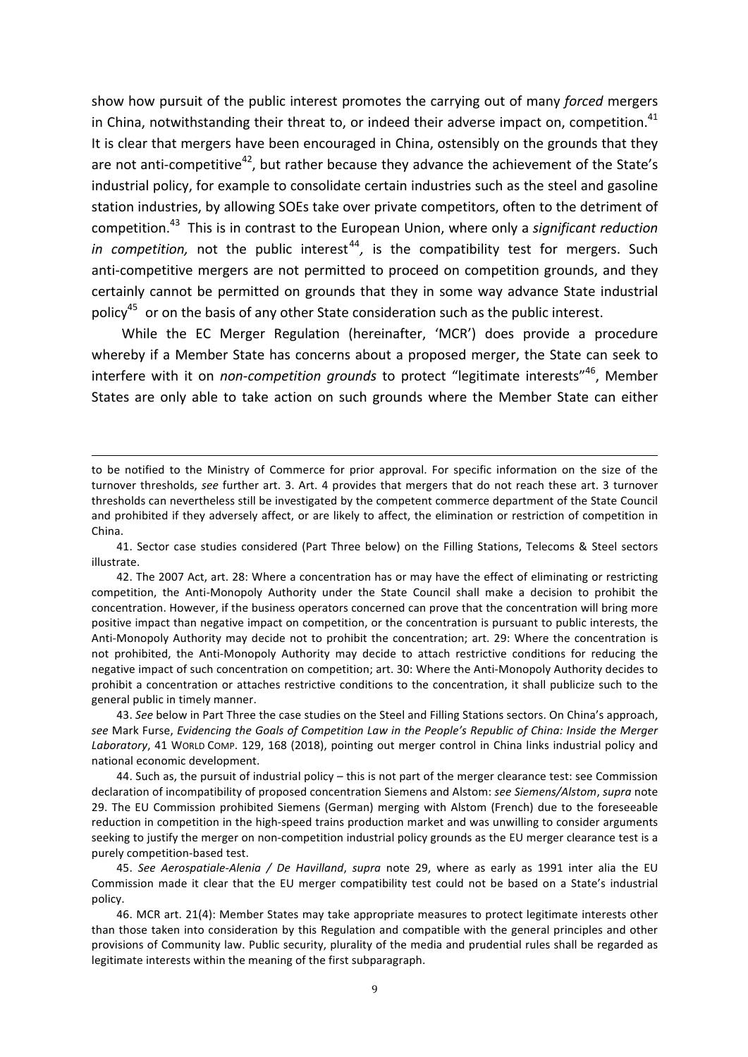show how pursuit of the public interest promotes the carrying out of many *forced* mergers in China, notwithstanding their threat to, or indeed their adverse impact on, competition.[41] It is clear that mergers have been encouraged in China, ostensibly on the grounds that they are not anti-competitive[42], but rather because they advance the achievement of the State's industrial policy, for example to consolidate certain industries such as the steel and gasoline station industries, by allowing SOEs take over private competitors, often to the detriment of competition.[43] This is in contrast to the European Union, where only a *significant reduction in competition,* not the public interest[44], is the compatibility test for mergers. Such anti-competitive mergers are not permitted to proceed on competition grounds, and they certainly cannot be permitted on grounds that they in some way advance State industrial policy[45] or on the basis of any other State consideration such as the public interest.

While the EC Merger Regulation (hereinafter, 'MCR') does provide a procedure whereby if a Member State has concerns about a proposed merger, the State can seek to interfere with it on *non-competition grounds* to protect "legitimate interests"[46], Member States are only able to take action on such grounds where the Member State can either

---

to be notified to the Ministry of Commerce for prior approval. For specific information on the size of the turnover thresholds, *see* further art. 3. Art. 4 provides that mergers that do not reach these art. 3 turnover thresholds can nevertheless still be investigated by the competent commerce department of the State Council and prohibited if they adversely affect, or are likely to affect, the elimination or restriction of competition in China.

41. Sector case studies considered (Part Three below) on the Filling Stations, Telecoms & Steel sectors illustrate.

42. The 2007 Act, art. 28: Where a concentration has or may have the effect of eliminating or restricting competition, the Anti-Monopoly Authority under the State Council shall make a decision to prohibit the concentration. However, if the business operators concerned can prove that the concentration will bring more positive impact than negative impact on competition, or the concentration is pursuant to public interests, the Anti-Monopoly Authority may decide not to prohibit the concentration; art. 29: Where the concentration is not prohibited, the Anti-Monopoly Authority may decide to attach restrictive conditions for reducing the negative impact of such concentration on competition; art. 30: Where the Anti-Monopoly Authority decides to prohibit a concentration or attaches restrictive conditions to the concentration, it shall publicize such to the general public in timely manner.

43. *See* below in Part Three the case studies on the Steel and Filling Stations sectors. On China's approach, *see* Mark Furse, *Evidencing the Goals of Competition Law in the People's Republic of China: Inside the Merger Laboratory*, 41 WORLD COMP. 129, 168 (2018), pointing out merger control in China links industrial policy and national economic development.

44. Such as, the pursuit of industrial policy – this is not part of the merger clearance test: see Commission declaration of incompatibility of proposed concentration Siemens and Alstom: *see Siemens/Alstom*, *supra* note 29. The EU Commission prohibited Siemens (German) merging with Alstom (French) due to the foreseeable reduction in competition in the high-speed trains production market and was unwilling to consider arguments seeking to justify the merger on non-competition industrial policy grounds as the EU merger clearance test is a purely competition-based test.

45. *See Aerospatiale-Alenia / De Havilland*, *supra* note 29, where as early as 1991 inter alia the EU Commission made it clear that the EU merger compatibility test could not be based on a State's industrial policy.

46. MCR art. 21(4): Member States may take appropriate measures to protect legitimate interests other than those taken into consideration by this Regulation and compatible with the general principles and other provisions of Community law. Public security, plurality of the media and prudential rules shall be regarded as legitimate interests within the meaning of the first subparagraph.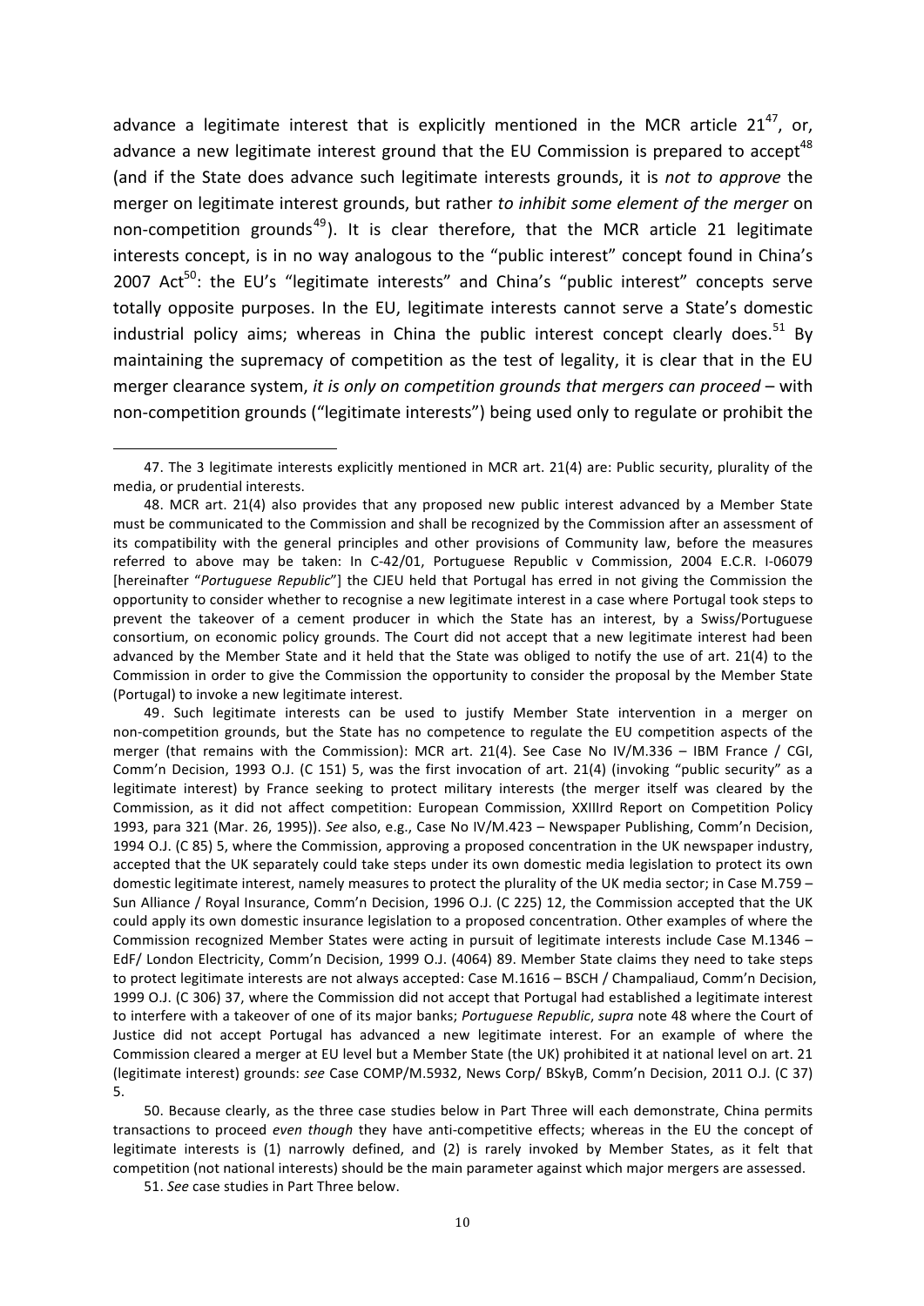advance a legitimate interest that is explicitly mentioned in the MCR article 21[47], or, advance a new legitimate interest ground that the EU Commission is prepared to accept[48] (and if the State does advance such legitimate interests grounds, it is *not to approve* the merger on legitimate interest grounds, but rather *to inhibit some element of the merger* on non-competition grounds[49]). It is clear therefore, that the MCR article 21 legitimate interests concept, is in no way analogous to the "public interest" concept found in China's 2007 Act[50]: the EU's "legitimate interests" and China's "public interest" concepts serve totally opposite purposes. In the EU, legitimate interests cannot serve a State's domestic industrial policy aims; whereas in China the public interest concept clearly does.[51] By maintaining the supremacy of competition as the test of legality, it is clear that in the EU merger clearance system, *it is only on competition grounds that mergers can proceed* – with non-competition grounds ("legitimate interests") being used only to regulate or prohibit the

---

47. The 3 legitimate interests explicitly mentioned in MCR art. 21(4) are: Public security, plurality of the media, or prudential interests.

48. MCR art. 21(4) also provides that any proposed new public interest advanced by a Member State must be communicated to the Commission and shall be recognized by the Commission after an assessment of its compatibility with the general principles and other provisions of Community law, before the measures referred to above may be taken: In C-42/01, Portuguese Republic v Commission, 2004 E.C.R. I-06079 [hereinafter "*Portuguese Republic*"] the CJEU held that Portugal has erred in not giving the Commission the opportunity to consider whether to recognise a new legitimate interest in a case where Portugal took steps to prevent the takeover of a cement producer in which the State has an interest, by a Swiss/Portuguese consortium, on economic policy grounds. The Court did not accept that a new legitimate interest had been advanced by the Member State and it held that the State was obliged to notify the use of art. 21(4) to the Commission in order to give the Commission the opportunity to consider the proposal by the Member State (Portugal) to invoke a new legitimate interest.

49. Such legitimate interests can be used to justify Member State intervention in a merger on non-competition grounds, but the State has no competence to regulate the EU competition aspects of the merger (that remains with the Commission): MCR art. 21(4). See Case No IV/M.336 – IBM France / CGI, Comm'n Decision, 1993 O.J. (C 151) 5, was the first invocation of art. 21(4) (invoking "public security" as a legitimate interest) by France seeking to protect military interests (the merger itself was cleared by the Commission, as it did not affect competition: European Commission, XXIIIrd Report on Competition Policy 1993, para 321 (Mar. 26, 1995)). *See* also, e.g., Case No IV/M.423 – Newspaper Publishing, Comm'n Decision, 1994 O.J. (C 85) 5, where the Commission, approving a proposed concentration in the UK newspaper industry, accepted that the UK separately could take steps under its own domestic media legislation to protect its own domestic legitimate interest, namely measures to protect the plurality of the UK media sector; in Case M.759 – Sun Alliance / Royal Insurance, Comm'n Decision, 1996 O.J. (C 225) 12, the Commission accepted that the UK could apply its own domestic insurance legislation to a proposed concentration. Other examples of where the Commission recognized Member States were acting in pursuit of legitimate interests include Case M.1346 – EdF/ London Electricity, Comm'n Decision, 1999 O.J. (4064) 89. Member State claims they need to take steps to protect legitimate interests are not always accepted: Case M.1616 – BSCH / Champaliaud, Comm'n Decision, 1999 O.J. (C 306) 37, where the Commission did not accept that Portugal had established a legitimate interest to interfere with a takeover of one of its major banks; *Portuguese Republic*, *supra* note 48 where the Court of Justice did not accept Portugal has advanced a new legitimate interest. For an example of where the Commission cleared a merger at EU level but a Member State (the UK) prohibited it at national level on art. 21 (legitimate interest) grounds: *see* Case COMP/M.5932, News Corp/ BSkyB, Comm'n Decision, 2011 O.J. (C 37) 5.

50. Because clearly, as the three case studies below in Part Three will each demonstrate, China permits transactions to proceed *even though* they have anti-competitive effects; whereas in the EU the concept of legitimate interests is (1) narrowly defined, and (2) is rarely invoked by Member States, as it felt that competition (not national interests) should be the main parameter against which major mergers are assessed.

51. *See* case studies in Part Three below.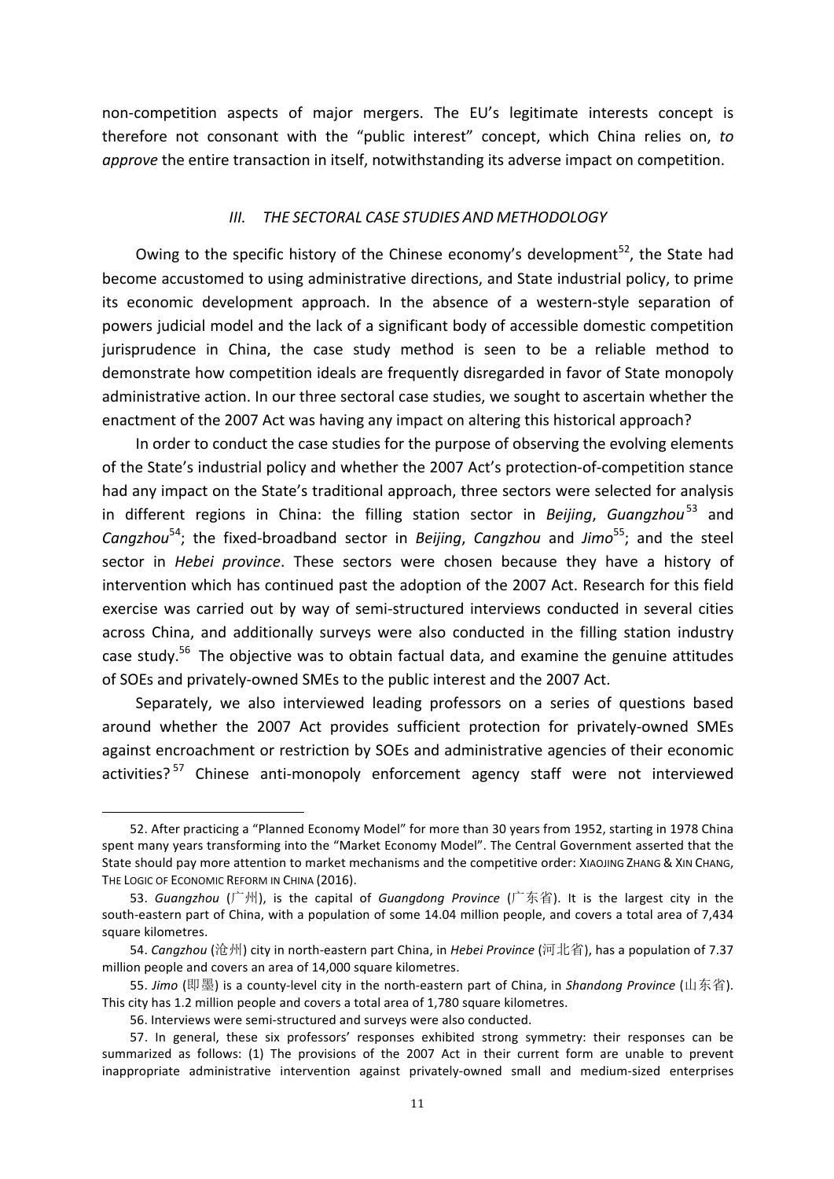non-competition aspects of major mergers. The EU's legitimate interests concept is therefore not consonant with the "public interest" concept, which China relies on, *to approve* the entire transaction in itself, notwithstanding its adverse impact on competition.

### *III. THE SECTORAL CASE STUDIES AND METHODOLOGY*

Owing to the specific history of the Chinese economy's development[52], the State had become accustomed to using administrative directions, and State industrial policy, to prime its economic development approach. In the absence of a western-style separation of powers judicial model and the lack of a significant body of accessible domestic competition jurisprudence in China, the case study method is seen to be a reliable method to demonstrate how competition ideals are frequently disregarded in favor of State monopoly administrative action. In our three sectoral case studies, we sought to ascertain whether the enactment of the 2007 Act was having any impact on altering this historical approach?

In order to conduct the case studies for the purpose of observing the evolving elements of the State's industrial policy and whether the 2007 Act's protection-of-competition stance had any impact on the State's traditional approach, three sectors were selected for analysis in different regions in China: the filling station sector in *Beijing*, *Guangzhou*[53] and *Cangzhou*[54]; the fixed-broadband sector in *Beijing*, *Cangzhou* and *Jimo*[55]; and the steel sector in *Hebei province*. These sectors were chosen because they have a history of intervention which has continued past the adoption of the 2007 Act. Research for this field exercise was carried out by way of semi-structured interviews conducted in several cities across China, and additionally surveys were also conducted in the filling station industry case study.[56] The objective was to obtain factual data, and examine the genuine attitudes of SOEs and privately-owned SMEs to the public interest and the 2007 Act.

Separately, we also interviewed leading professors on a series of questions based around whether the 2007 Act provides sufficient protection for privately-owned SMEs against encroachment or restriction by SOEs and administrative agencies of their economic activities?[57] Chinese anti-monopoly enforcement agency staff were not interviewed

---

52. After practicing a "Planned Economy Model" for more than 30 years from 1952, starting in 1978 China spent many years transforming into the "Market Economy Model". The Central Government asserted that the State should pay more attention to market mechanisms and the competitive order: XIAOJING ZHANG & XIN CHANG, THE LOGIC OF ECONOMIC REFORM IN CHINA (2016).

53. *Guangzhou* (广州), is the capital of *Guangdong Province* (广东省). It is the largest city in the south-eastern part of China, with a population of some 14.04 million people, and covers a total area of 7,434 square kilometres.

54. *Cangzhou* (沧州) city in north-eastern part China, in *Hebei Province* (河北省), has a population of 7.37 million people and covers an area of 14,000 square kilometres.

55. *Jimo* (即墨) is a county-level city in the north-eastern part of China, in *Shandong Province* (山东省). This city has 1.2 million people and covers a total area of 1,780 square kilometres.

56. Interviews were semi-structured and surveys were also conducted.

57. In general, these six professors' responses exhibited strong symmetry: their responses can be summarized as follows: (1) The provisions of the 2007 Act in their current form are unable to prevent inappropriate administrative intervention against privately-owned small and medium-sized enterprises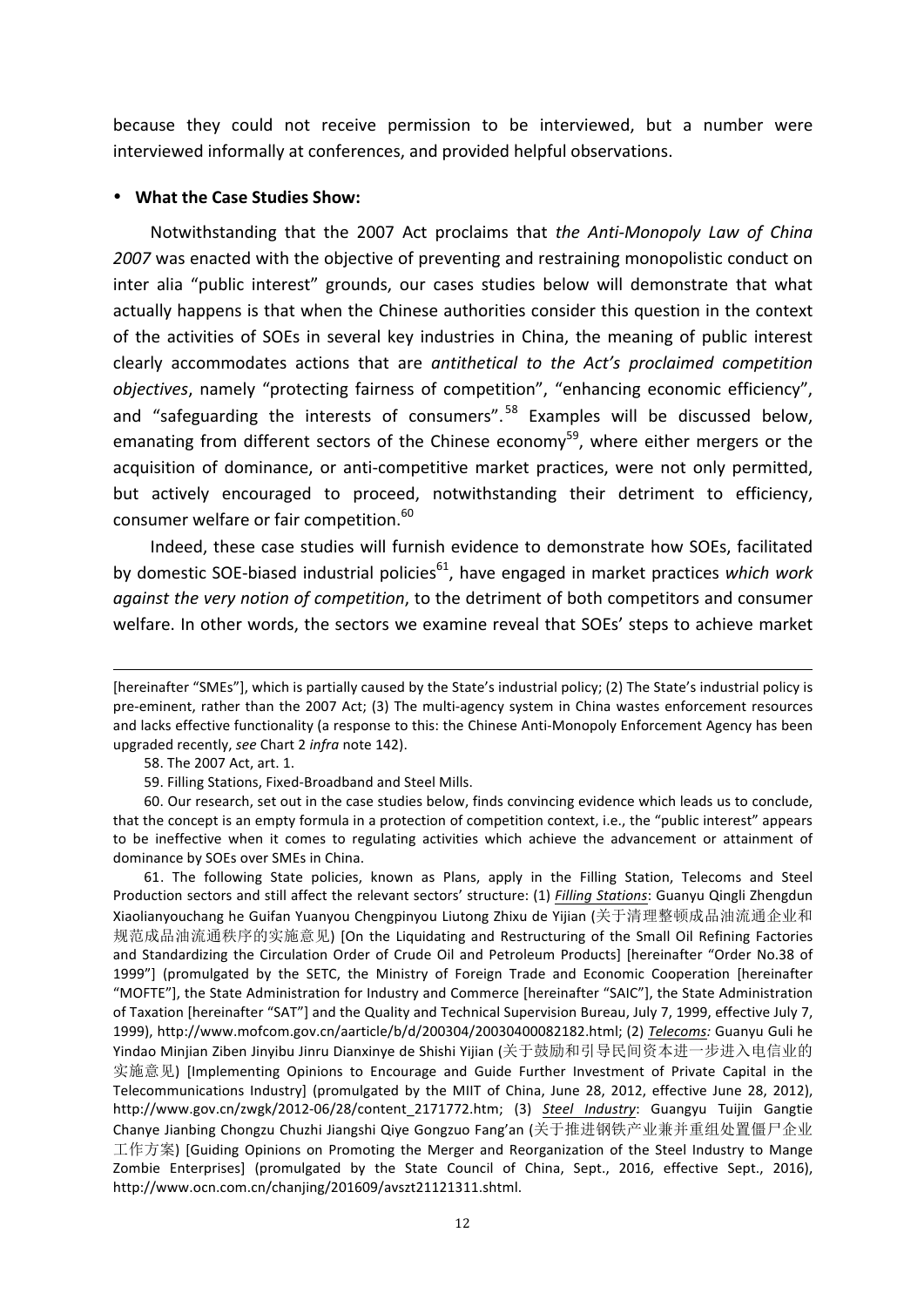because they could not receive permission to be interviewed, but a number were interviewed informally at conferences, and provided helpful observations.

- **What the Case Studies Show:**

Notwithstanding that the 2007 Act proclaims that *the Anti-Monopoly Law of China 2007* was enacted with the objective of preventing and restraining monopolistic conduct on inter alia "public interest" grounds, our cases studies below will demonstrate that what actually happens is that when the Chinese authorities consider this question in the context of the activities of SOEs in several key industries in China, the meaning of public interest clearly accommodates actions that are *antithetical to the Act's proclaimed competition objectives*, namely "protecting fairness of competition", "enhancing economic efficiency", and "safeguarding the interests of consumers".[58] Examples will be discussed below, emanating from different sectors of the Chinese economy[59], where either mergers or the acquisition of dominance, or anti-competitive market practices, were not only permitted, but actively encouraged to proceed, notwithstanding their detriment to efficiency, consumer welfare or fair competition.[60]

Indeed, these case studies will furnish evidence to demonstrate how SOEs, facilitated by domestic SOE-biased industrial policies[61], have engaged in market practices *which work against the very notion of competition*, to the detriment of both competitors and consumer welfare. In other words, the sectors we examine reveal that SOEs' steps to achieve market

---

[hereinafter "SMEs"], which is partially caused by the State's industrial policy; (2) The State's industrial policy is pre-eminent, rather than the 2007 Act; (3) The multi-agency system in China wastes enforcement resources and lacks effective functionality (a response to this: the Chinese Anti-Monopoly Enforcement Agency has been upgraded recently, *see* Chart 2 *infra* note 142).

58. The 2007 Act, art. 1.

59. Filling Stations, Fixed-Broadband and Steel Mills.

60. Our research, set out in the case studies below, finds convincing evidence which leads us to conclude, that the concept is an empty formula in a protection of competition context, i.e., the "public interest" appears to be ineffective when it comes to regulating activities which achieve the advancement or attainment of dominance by SOEs over SMEs in China.

61. The following State policies, known as Plans, apply in the Filling Station, Telecoms and Steel Production sectors and still affect the relevant sectors' structure: (1) ***Filling Stations***: Guanyu Qingli Zhengdun Xiaolianyouchang he Guifan Yuanyou Chengpinyou Liutong Zhixu de Yijian (关于清理整顿成品油流通企业和规范成品油流通秩序的实施意见) [On the Liquidating and Restructuring of the Small Oil Refining Factories and Standardizing the Circulation Order of Crude Oil and Petroleum Products] [hereinafter "Order No.38 of 1999"] (promulgated by the SETC, the Ministry of Foreign Trade and Economic Cooperation [hereinafter "MOFTE"], the State Administration for Industry and Commerce [hereinafter "SAIC"], the State Administration of Taxation [hereinafter "SAT"] and the Quality and Technical Supervision Bureau, July 7, 1999, effective July 7, 1999), http://www.mofcom.gov.cn/aarticle/b/d/200304/20030400082182.html; (2) ***Telecoms:*** Guanyu Guli he Yindao Minjian Ziben Jinyibu Jinru Dianxinye de Shishi Yijian (关于鼓励和引导民间资本进一步进入电信业的实施意见) [Implementing Opinions to Encourage and Guide Further Investment of Private Capital in the Telecommunications Industry] (promulgated by the MIIT of China, June 28, 2012, effective June 28, 2012), http://www.gov.cn/zwgk/2012-06/28/content_2171772.htm; (3) ***Steel Industry***: Guangyu Tuijin Gangtie Chanye Jianbing Chongzu Chuzhi Jiangshi Qiye Gongzuo Fang'an (关于推进钢铁产业兼并重组处置僵尸企业工作方案) [Guiding Opinions on Promoting the Merger and Reorganization of the Steel Industry to Mange Zombie Enterprises] (promulgated by the State Council of China, Sept., 2016, effective Sept., 2016), http://www.ocn.com.cn/chanjing/201609/avszt21121311.shtml.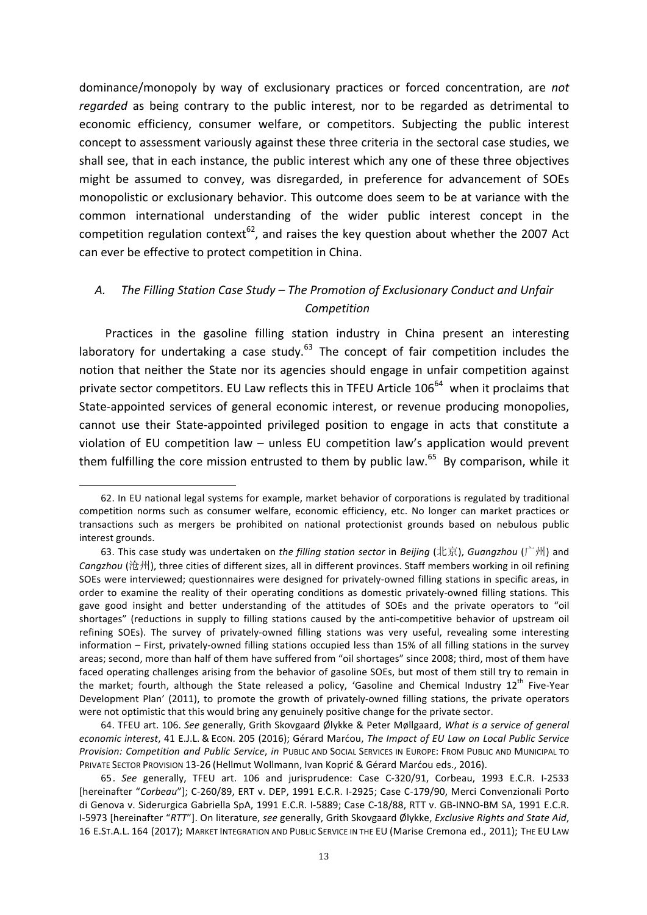dominance/monopoly by way of exclusionary practices or forced concentration, are *not regarded* as being contrary to the public interest, nor to be regarded as detrimental to economic efficiency, consumer welfare, or competitors. Subjecting the public interest concept to assessment variously against these three criteria in the sectoral case studies, we shall see, that in each instance, the public interest which any one of these three objectives might be assumed to convey, was disregarded, in preference for advancement of SOEs monopolistic or exclusionary behavior. This outcome does seem to be at variance with the common international understanding of the wider public interest concept in the competition regulation context[62], and raises the key question about whether the 2007 Act can ever be effective to protect competition in China.

### *A. The Filling Station Case Study – The Promotion of Exclusionary Conduct and Unfair Competition*

Practices in the gasoline filling station industry in China present an interesting laboratory for undertaking a case study.[63] The concept of fair competition includes the notion that neither the State nor its agencies should engage in unfair competition against private sector competitors. EU Law reflects this in TFEU Article 106[64] when it proclaims that State-appointed services of general economic interest, or revenue producing monopolies, cannot use their State-appointed privileged position to engage in acts that constitute a violation of EU competition law – unless EU competition law's application would prevent them fulfilling the core mission entrusted to them by public law.[65] By comparison, while it

---

62. In EU national legal systems for example, market behavior of corporations is regulated by traditional competition norms such as consumer welfare, economic efficiency, etc. No longer can market practices or transactions such as mergers be prohibited on national protectionist grounds based on nebulous public interest grounds.

63. This case study was undertaken on *the filling station sector* in *Beijing* (北京), *Guangzhou* (广州) and *Cangzhou* (沧州), three cities of different sizes, all in different provinces. Staff members working in oil refining SOEs were interviewed; questionnaires were designed for privately-owned filling stations in specific areas, in order to examine the reality of their operating conditions as domestic privately-owned filling stations. This gave good insight and better understanding of the attitudes of SOEs and the private operators to "oil shortages" (reductions in supply to filling stations caused by the anti-competitive behavior of upstream oil refining SOEs). The survey of privately-owned filling stations was very useful, revealing some interesting information – First, privately-owned filling stations occupied less than 15% of all filling stations in the survey areas; second, more than half of them have suffered from "oil shortages" since 2008; third, most of them have faced operating challenges arising from the behavior of gasoline SOEs, but most of them still try to remain in the market; fourth, although the State released a policy, 'Gasoline and Chemical Industry 12th Five-Year Development Plan' (2011), to promote the growth of privately-owned filling stations, the private operators were not optimistic that this would bring any genuinely positive change for the private sector.

64. TFEU art. 106. *See* generally, Grith Skovgaard Ølykke & Peter Møllgaard, *What is a service of general economic interest*, 41 E.J.L. & ECON. 205 (2016); Gérard Marćou, *The Impact of EU Law on Local Public Service Provision: Competition and Public Service*, *in* PUBLIC AND SOCIAL SERVICES IN EUROPE: FROM PUBLIC AND MUNICIPAL TO PRIVATE SECTOR PROVISION 13-26 (Hellmut Wollmann, Ivan Koprić & Gérard Marćou eds., 2016).

65. *See* generally, TFEU art. 106 and jurisprudence: Case C-320/91, Corbeau, 1993 E.C.R. I-2533 [hereinafter "*Corbeau*"]; C-260/89, ERT v. DEP, 1991 E.C.R. I-2925; Case C-179/90, Merci Convenzionali Porto di Genova v. Siderurgica Gabriella SpA, 1991 E.C.R. I-5889; Case C-18/88, RTT v. GB-INNO-BM SA, 1991 E.C.R. I-5973 [hereinafter "*RTT*"]. On literature, *see* generally, Grith Skovgaard Ølykke, *Exclusive Rights and State Aid*, 16 E.ST.A.L. 164 (2017); MARKET INTEGRATION AND PUBLIC SERVICE IN THE EU (Marise Cremona ed., 2011); THE EU LAW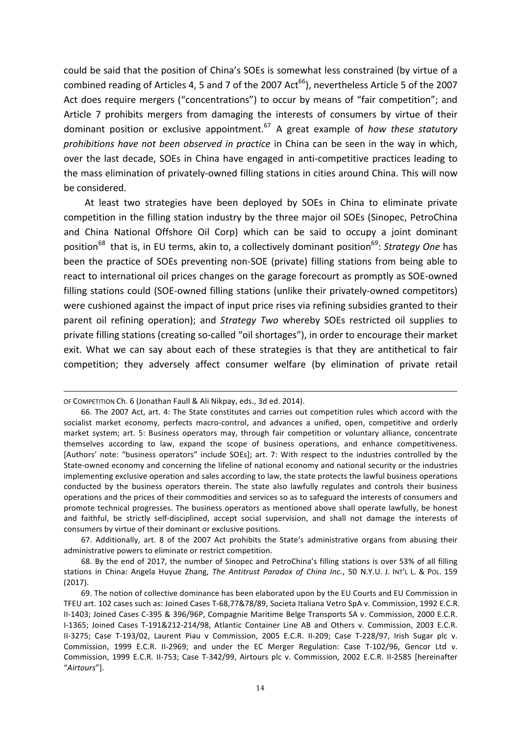could be said that the position of China's SOEs is somewhat less constrained (by virtue of a combined reading of Articles 4, 5 and 7 of the 2007 Act[66]), nevertheless Article 5 of the 2007 Act does require mergers ("concentrations") to occur by means of "fair competition"; and Article 7 prohibits mergers from damaging the interests of consumers by virtue of their dominant position or exclusive appointment.[67] A great example of *how these statutory prohibitions have not been observed in practice* in China can be seen in the way in which, over the last decade, SOEs in China have engaged in anti-competitive practices leading to the mass elimination of privately-owned filling stations in cities around China. This will now be considered.

At least two strategies have been deployed by SOEs in China to eliminate private competition in the filling station industry by the three major oil SOEs (Sinopec, PetroChina and China National Offshore Oil Corp) which can be said to occupy a joint dominant position[68] that is, in EU terms, akin to, a collectively dominant position[69]: *Strategy One* has been the practice of SOEs preventing non-SOE (private) filling stations from being able to react to international oil prices changes on the garage forecourt as promptly as SOE-owned filling stations could (SOE-owned filling stations (unlike their privately-owned competitors) were cushioned against the impact of input price rises via refining subsidies granted to their parent oil refining operation); and *Strategy Two* whereby SOEs restricted oil supplies to private filling stations (creating so-called "oil shortages"), in order to encourage their market exit. What we can say about each of these strategies is that they are antithetical to fair competition; they adversely affect consumer welfare (by elimination of private retail

---

OF COMPETITION Ch. 6 (Jonathan Faull & Ali Nikpay, eds., 3d ed. 2014).

66. The 2007 Act, art. 4: The State constitutes and carries out competition rules which accord with the socialist market economy, perfects macro-control, and advances a unified, open, competitive and orderly market system; art. 5: Business operators may, through fair competition or voluntary alliance, concentrate themselves according to law, expand the scope of business operations, and enhance competitiveness. [Authors' note: "business operators" include SOEs]; art. 7: With respect to the industries controlled by the State-owned economy and concerning the lifeline of national economy and national security or the industries implementing exclusive operation and sales according to law, the state protects the lawful business operations conducted by the business operators therein. The state also lawfully regulates and controls their business operations and the prices of their commodities and services so as to safeguard the interests of consumers and promote technical progresses. The business operators as mentioned above shall operate lawfully, be honest and faithful, be strictly self-disciplined, accept social supervision, and shall not damage the interests of consumers by virtue of their dominant or exclusive positions.

67. Additionally, art. 8 of the 2007 Act prohibits the State's administrative organs from abusing their administrative powers to eliminate or restrict competition.

68. By the end of 2017, the number of Sinopec and PetroChina's filling stations is over 53% of all filling stations in China: Angela Huyue Zhang, *The Antitrust Paradox of China Inc.*, 50 N.Y.U. J. INT'L L. & POL. 159 (2017).

69. The notion of collective dominance has been elaborated upon by the EU Courts and EU Commission in TFEU art. 102 cases such as: Joined Cases T-68,77&78/89, Societa Italiana Vetro SpA v. Commission, 1992 E.C.R. II-1403; Joined Cases C-395 & 396/96P, Compagnie Maritime Belge Transports SA v. Commission, 2000 E.C.R. I-1365; Joined Cases T-191&212-214/98, Atlantic Container Line AB and Others v. Commission, 2003 E.C.R. II-3275; Case T-193/02, Laurent Piau v Commission, 2005 E.C.R. II-209; Case T-228/97, Irish Sugar plc v. Commission, 1999 E.C.R. II-2969; and under the EC Merger Regulation: Case T-102/96, Gencor Ltd v. Commission, 1999 E.C.R. II-753; Case T-342/99, Airtours plc v. Commission, 2002 E.C.R. II-2585 [hereinafter "*Airtours*"].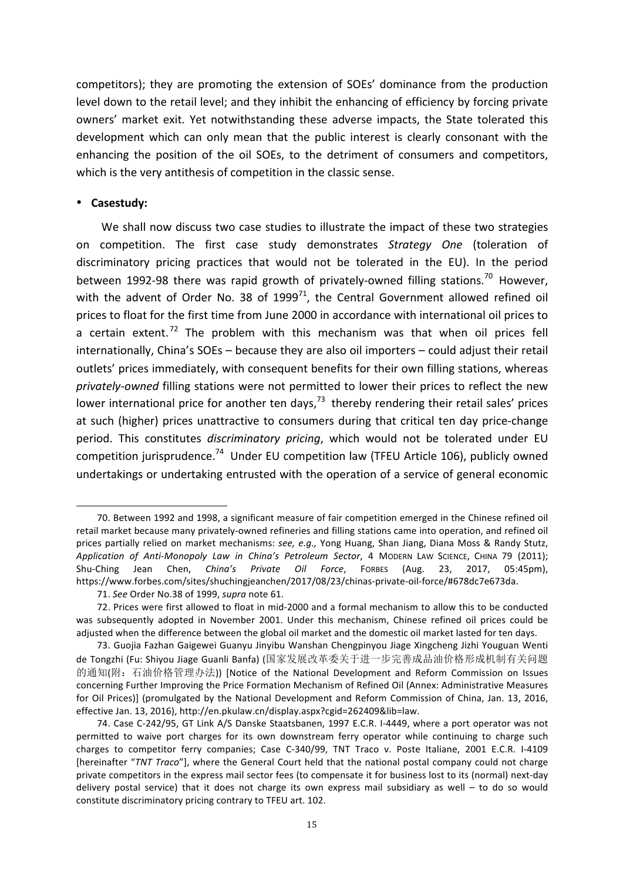competitors); they are promoting the extension of SOEs' dominance from the production level down to the retail level; and they inhibit the enhancing of efficiency by forcing private owners' market exit. Yet notwithstanding these adverse impacts, the State tolerated this development which can only mean that the public interest is clearly consonant with the enhancing the position of the oil SOEs, to the detriment of consumers and competitors, which is the very antithesis of competition in the classic sense.

- **Casestudy:**

We shall now discuss two case studies to illustrate the impact of these two strategies on competition. The first case study demonstrates *Strategy One* (toleration of discriminatory pricing practices that would not be tolerated in the EU). In the period between 1992-98 there was rapid growth of privately-owned filling stations.[70] However, with the advent of Order No. 38 of 1999[71], the Central Government allowed refined oil prices to float for the first time from June 2000 in accordance with international oil prices to a certain extent.[72] The problem with this mechanism was that when oil prices fell internationally, China's SOEs – because they are also oil importers – could adjust their retail outlets' prices immediately, with consequent benefits for their own filling stations, whereas *privately-owned* filling stations were not permitted to lower their prices to reflect the new lower international price for another ten days,[73] thereby rendering their retail sales' prices at such (higher) prices unattractive to consumers during that critical ten day price-change period. This constitutes *discriminatory pricing*, which would not be tolerated under EU competition jurisprudence.[74] Under EU competition law (TFEU Article 106), publicly owned undertakings or undertaking entrusted with the operation of a service of general economic

---

70. Between 1992 and 1998, a significant measure of fair competition emerged in the Chinese refined oil retail market because many privately-owned refineries and filling stations came into operation, and refined oil prices partially relied on market mechanisms: *see, e.g.,* Yong Huang, Shan Jiang, Diana Moss & Randy Stutz, *Application of Anti-Monopoly Law in China's Petroleum Sector*, 4 MODERN LAW SCIENCE, CHINA 79 (2011); Shu-Ching Jean Chen, *China's Private Oil Force*, FORBES (Aug. 23, 2017, 05:45pm), https://www.forbes.com/sites/shuchingjeanchen/2017/08/23/chinas-private-oil-force/#678dc7e673da.

71. *See* Order No.38 of 1999, *supra* note 61.

72. Prices were first allowed to float in mid-2000 and a formal mechanism to allow this to be conducted was subsequently adopted in November 2001. Under this mechanism, Chinese refined oil prices could be adjusted when the difference between the global oil market and the domestic oil market lasted for ten days.

73. Guojia Fazhan Gaigewei Guanyu Jinyibu Wanshan Chengpinyou Jiage Xingcheng Jizhi Youguan Wenti de Tongzhi (Fu: Shiyou Jiage Guanli Banfa) (国家发展改革委关于进一步完善成品油价格形成机制有关问题的通知(附：石油价格管理办法)) [Notice of the National Development and Reform Commission on Issues concerning Further Improving the Price Formation Mechanism of Refined Oil (Annex: Administrative Measures for Oil Prices)] (promulgated by the National Development and Reform Commission of China, Jan. 13, 2016, effective Jan. 13, 2016), http://en.pkulaw.cn/display.aspx?cgid=262409&lib=law.

74. Case C-242/95, GT Link A/S Danske Staatsbanen, 1997 E.C.R. I-4449, where a port operator was not permitted to waive port charges for its own downstream ferry operator while continuing to charge such charges to competitor ferry companies; Case C-340/99, TNT Traco v. Poste Italiane, 2001 E.C.R. I-4109 [hereinafter "*TNT Traco*"], where the General Court held that the national postal company could not charge private competitors in the express mail sector fees (to compensate it for business lost to its (normal) next-day delivery postal service) that it does not charge its own express mail subsidiary as well – to do so would constitute discriminatory pricing contrary to TFEU art. 102.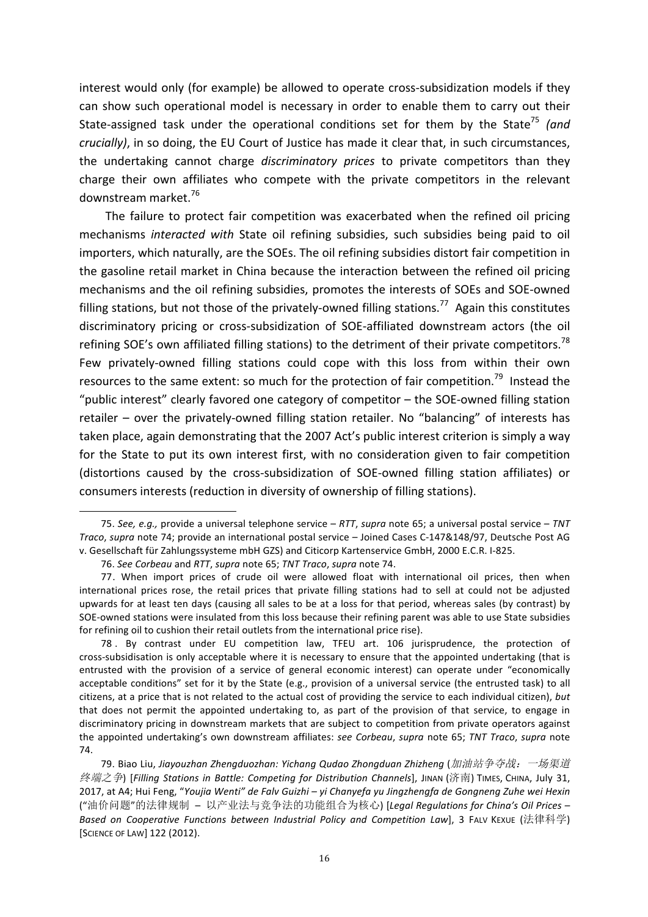interest would only (for example) be allowed to operate cross-subsidization models if they can show such operational model is necessary in order to enable them to carry out their State-assigned task under the operational conditions set for them by the State[75] *(and crucially)*, in so doing, the EU Court of Justice has made it clear that, in such circumstances, the undertaking cannot charge *discriminatory prices* to private competitors than they charge their own affiliates who compete with the private competitors in the relevant downstream market.[76]

The failure to protect fair competition was exacerbated when the refined oil pricing mechanisms *interacted with* State oil refining subsidies, such subsidies being paid to oil importers, which naturally, are the SOEs. The oil refining subsidies distort fair competition in the gasoline retail market in China because the interaction between the refined oil pricing mechanisms and the oil refining subsidies, promotes the interests of SOEs and SOE-owned filling stations, but not those of the privately-owned filling stations.[77] Again this constitutes discriminatory pricing or cross-subsidization of SOE-affiliated downstream actors (the oil refining SOE's own affiliated filling stations) to the detriment of their private competitors.[78] Few privately-owned filling stations could cope with this loss from within their own resources to the same extent: so much for the protection of fair competition.[79] Instead the "public interest" clearly favored one category of competitor – the SOE-owned filling station retailer – over the privately-owned filling station retailer. No "balancing" of interests has taken place, again demonstrating that the 2007 Act's public interest criterion is simply a way for the State to put its own interest first, with no consideration given to fair competition (distortions caused by the cross-subsidization of SOE-owned filling station affiliates) or consumers interests (reduction in diversity of ownership of filling stations).

---

75. *See, e.g.,* provide a universal telephone service – *RTT*, *supra* note 65; a universal postal service – *TNT Traco*, *supra* note 74; provide an international postal service – Joined Cases C-147&148/97, Deutsche Post AG v. Gesellschaft für Zahlungssysteme mbH GZS) and Citicorp Kartenservice GmbH, 2000 E.C.R. I-825.

76. *See Corbeau* and *RTT*, *supra* note 65; *TNT Traco*, *supra* note 74.

77. When import prices of crude oil were allowed float with international oil prices, then when international prices rose, the retail prices that private filling stations had to sell at could not be adjusted upwards for at least ten days (causing all sales to be at a loss for that period, whereas sales (by contrast) by SOE-owned stations were insulated from this loss because their refining parent was able to use State subsidies for refining oil to cushion their retail outlets from the international price rise).

78. By contrast under EU competition law, TFEU art. 106 jurisprudence, the protection of cross-subsidisation is only acceptable where it is necessary to ensure that the appointed undertaking (that is entrusted with the provision of a service of general economic interest) can operate under "economically acceptable conditions" set for it by the State (e.g., provision of a universal service (the entrusted task) to all citizens, at a price that is not related to the actual cost of providing the service to each individual citizen), *but* that does not permit the appointed undertaking to, as part of the provision of that service, to engage in discriminatory pricing in downstream markets that are subject to competition from private operators against the appointed undertaking's own downstream affiliates: *see Corbeau*, *supra* note 65; *TNT Traco*, *supra* note 74.

79. Biao Liu, *Jiayouzhan Zhengduozhan: Yichang Qudao Zhongduan Zhizheng* (*加油站争夺战：一场渠道终端之争*) [*Filling Stations in Battle: Competing for Distribution Channels*], JINAN (济南) TIMES, CHINA, July 31, 2017, at A4; Hui Feng, "*Youjia Wenti" de Falv Guizhi – yi Chanyefa yu Jingzhengfa de Gongneng Zuhe wei Hexin* ("油价问题"的法律规制 – 以产业法与竞争法的功能组合为核心) [*Legal Regulations for China's Oil Prices – Based on Cooperative Functions between Industrial Policy and Competition Law*], 3 FALV KEXUE (法律科学) [SCIENCE OF LAW] 122 (2012).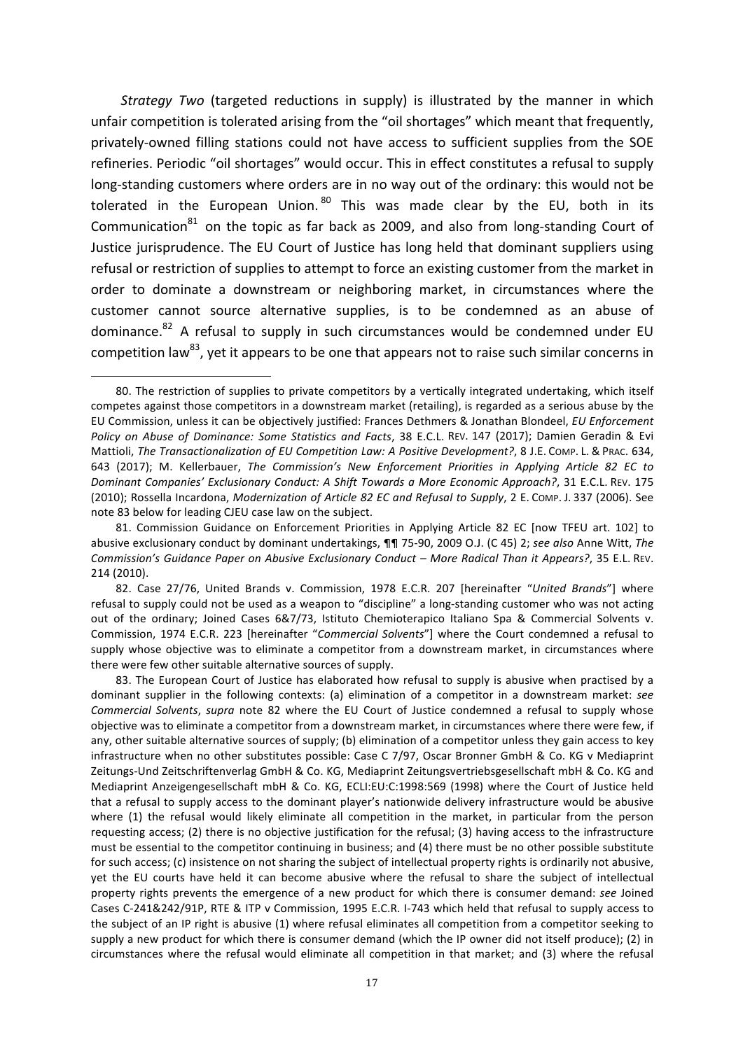*Strategy Two* (targeted reductions in supply) is illustrated by the manner in which unfair competition is tolerated arising from the "oil shortages" which meant that frequently, privately-owned filling stations could not have access to sufficient supplies from the SOE refineries. Periodic "oil shortages" would occur. This in effect constitutes a refusal to supply long-standing customers where orders are in no way out of the ordinary: this would not be tolerated in the European Union.[80] This was made clear by the EU, both in its Communication[81] on the topic as far back as 2009, and also from long-standing Court of Justice jurisprudence. The EU Court of Justice has long held that dominant suppliers using refusal or restriction of supplies to attempt to force an existing customer from the market in order to dominate a downstream or neighboring market, in circumstances where the customer cannot source alternative supplies, is to be condemned as an abuse of dominance.[82] A refusal to supply in such circumstances would be condemned under EU competition law[83], yet it appears to be one that appears not to raise such similar concerns in

80. The restriction of supplies to private competitors by a vertically integrated undertaking, which itself competes against those competitors in a downstream market (retailing), is regarded as a serious abuse by the EU Commission, unless it can be objectively justified: Frances Dethmers & Jonathan Blondeel, *EU Enforcement Policy on Abuse of Dominance: Some Statistics and Facts*, 38 E.C.L. REV. 147 (2017); Damien Geradin & Evi Mattioli, *The Transactionalization of EU Competition Law: A Positive Development?*, 8 J.E. COMP. L. & PRAC. 634, 643 (2017); M. Kellerbauer, *The Commission's New Enforcement Priorities in Applying Article 82 EC to Dominant Companies' Exclusionary Conduct: A Shift Towards a More Economic Approach?*, 31 E.C.L. REV. 175 (2010); Rossella Incardona, *Modernization of Article 82 EC and Refusal to Supply*, 2 E. COMP. J. 337 (2006). See note 83 below for leading CJEU case law on the subject.

81. Commission Guidance on Enforcement Priorities in Applying Article 82 EC [now TFEU art. 102] to abusive exclusionary conduct by dominant undertakings, ¶¶ 75-90, 2009 O.J. (C 45) 2; *see also* Anne Witt, *The Commission's Guidance Paper on Abusive Exclusionary Conduct – More Radical Than it Appears?*, 35 E.L. REV. 214 (2010).

82. Case 27/76, United Brands v. Commission, 1978 E.C.R. 207 [hereinafter "*United Brands*"] where refusal to supply could not be used as a weapon to "discipline" a long-standing customer who was not acting out of the ordinary; Joined Cases 6&7/73, Istituto Chemioterapico Italiano Spa & Commercial Solvents v. Commission, 1974 E.C.R. 223 [hereinafter "*Commercial Solvents*"] where the Court condemned a refusal to supply whose objective was to eliminate a competitor from a downstream market, in circumstances where there were few other suitable alternative sources of supply.

83. The European Court of Justice has elaborated how refusal to supply is abusive when practised by a dominant supplier in the following contexts: (a) elimination of a competitor in a downstream market: *see Commercial Solvents*, *supra* note 82 where the EU Court of Justice condemned a refusal to supply whose objective was to eliminate a competitor from a downstream market, in circumstances where there were few, if any, other suitable alternative sources of supply; (b) elimination of a competitor unless they gain access to key infrastructure when no other substitutes possible: Case C 7/97, Oscar Bronner GmbH & Co. KG v Mediaprint Zeitungs-Und Zeitschriftenverlag GmbH & Co. KG, Mediaprint Zeitungsvertriebsgesellschaft mbH & Co. KG and Mediaprint Anzeigengesellschaft mbH & Co. KG, ECLI:EU:C:1998:569 (1998) where the Court of Justice held that a refusal to supply access to the dominant player's nationwide delivery infrastructure would be abusive where (1) the refusal would likely eliminate all competition in the market, in particular from the person requesting access; (2) there is no objective justification for the refusal; (3) having access to the infrastructure must be essential to the competitor continuing in business; and (4) there must be no other possible substitute for such access; (c) insistence on not sharing the subject of intellectual property rights is ordinarily not abusive, yet the EU courts have held it can become abusive where the refusal to share the subject of intellectual property rights prevents the emergence of a new product for which there is consumer demand: *see* Joined Cases C-241&242/91P, RTE & ITP v Commission, 1995 E.C.R. I-743 which held that refusal to supply access to the subject of an IP right is abusive (1) where refusal eliminates all competition from a competitor seeking to supply a new product for which there is consumer demand (which the IP owner did not itself produce); (2) in circumstances where the refusal would eliminate all competition in that market; and (3) where the refusal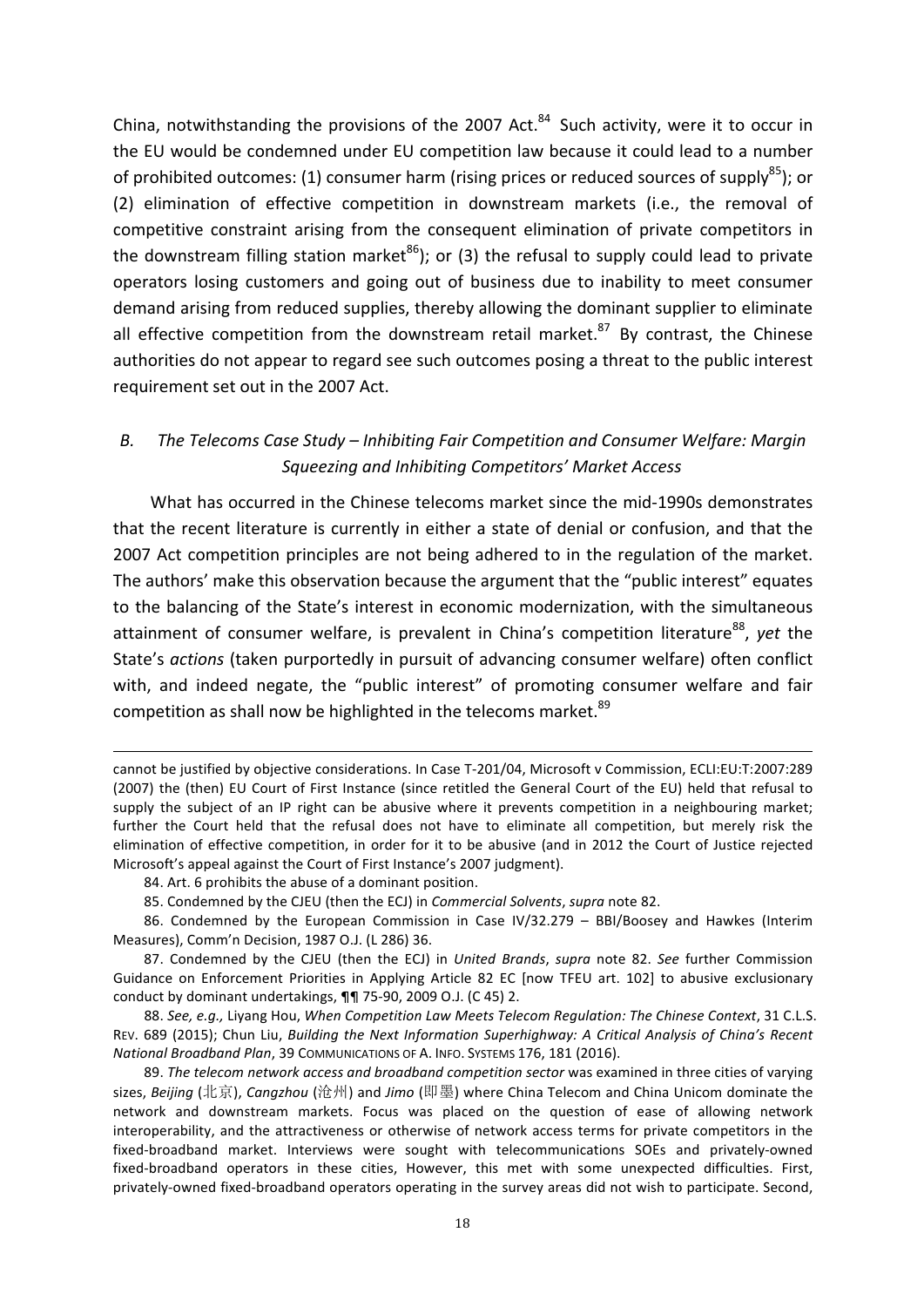China, notwithstanding the provisions of the 2007 Act.[84] Such activity, were it to occur in the EU would be condemned under EU competition law because it could lead to a number of prohibited outcomes: (1) consumer harm (rising prices or reduced sources of supply[85]); or (2) elimination of effective competition in downstream markets (i.e., the removal of competitive constraint arising from the consequent elimination of private competitors in the downstream filling station market[86]); or (3) the refusal to supply could lead to private operators losing customers and going out of business due to inability to meet consumer demand arising from reduced supplies, thereby allowing the dominant supplier to eliminate all effective competition from the downstream retail market.[87] By contrast, the Chinese authorities do not appear to regard see such outcomes posing a threat to the public interest requirement set out in the 2007 Act.

### *B. The Telecoms Case Study – Inhibiting Fair Competition and Consumer Welfare: Margin Squeezing and Inhibiting Competitors' Market Access*

What has occurred in the Chinese telecoms market since the mid-1990s demonstrates that the recent literature is currently in either a state of denial or confusion, and that the 2007 Act competition principles are not being adhered to in the regulation of the market. The authors' make this observation because the argument that the "public interest" equates to the balancing of the State's interest in economic modernization, with the simultaneous attainment of consumer welfare, is prevalent in China's competition literature[88], *yet* the State's *actions* (taken purportedly in pursuit of advancing consumer welfare) often conflict with, and indeed negate, the "public interest" of promoting consumer welfare and fair competition as shall now be highlighted in the telecoms market.[89]

---

cannot be justified by objective considerations. In Case T-201/04, Microsoft v Commission, ECLI:EU:T:2007:289 (2007) the (then) EU Court of First Instance (since retitled the General Court of the EU) held that refusal to supply the subject of an IP right can be abusive where it prevents competition in a neighbouring market; further the Court held that the refusal does not have to eliminate all competition, but merely risk the elimination of effective competition, in order for it to be abusive (and in 2012 the Court of Justice rejected Microsoft's appeal against the Court of First Instance's 2007 judgment).

84. Art. 6 prohibits the abuse of a dominant position.

85. Condemned by the CJEU (then the ECJ) in *Commercial Solvents*, *supra* note 82.

86. Condemned by the European Commission in Case IV/32.279 – BBI/Boosey and Hawkes (Interim Measures), Comm'n Decision, 1987 O.J. (L 286) 36.

87. Condemned by the CJEU (then the ECJ) in *United Brands*, *supra* note 82. *See* further Commission Guidance on Enforcement Priorities in Applying Article 82 EC [now TFEU art. 102] to abusive exclusionary conduct by dominant undertakings, ¶¶ 75-90, 2009 O.J. (C 45) 2.

88. *See, e.g.,* Liyang Hou, *When Competition Law Meets Telecom Regulation: The Chinese Context*, 31 C.L.S. REV. 689 (2015); Chun Liu, *Building the Next Information Superhighway: A Critical Analysis of China's Recent National Broadband Plan*, 39 COMMUNICATIONS OF A. INFO. SYSTEMS 176, 181 (2016).

89. *The telecom network access and broadband competition sector* was examined in three cities of varying sizes, *Beijing* (北京), *Cangzhou* (沧州) and *Jimo* (即墨) where China Telecom and China Unicom dominate the network and downstream markets. Focus was placed on the question of ease of allowing network interoperability, and the attractiveness or otherwise of network access terms for private competitors in the fixed-broadband market. Interviews were sought with telecommunications SOEs and privately-owned fixed-broadband operators in these cities, However, this met with some unexpected difficulties. First, privately-owned fixed-broadband operators operating in the survey areas did not wish to participate. Second,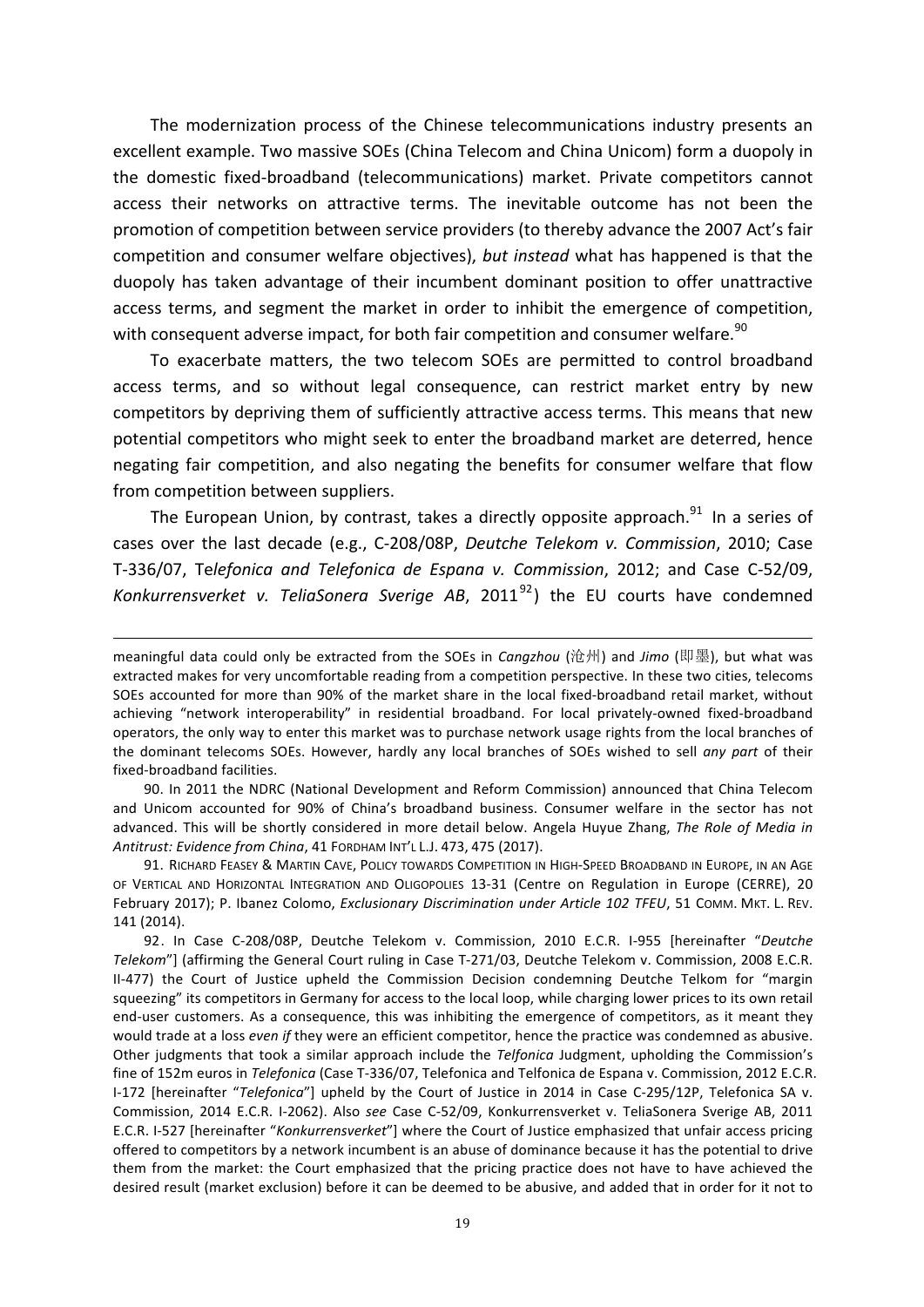The modernization process of the Chinese telecommunications industry presents an excellent example. Two massive SOEs (China Telecom and China Unicom) form a duopoly in the domestic fixed-broadband (telecommunications) market. Private competitors cannot access their networks on attractive terms. The inevitable outcome has not been the promotion of competition between service providers (to thereby advance the 2007 Act's fair competition and consumer welfare objectives), *but instead* what has happened is that the duopoly has taken advantage of their incumbent dominant position to offer unattractive access terms, and segment the market in order to inhibit the emergence of competition, with consequent adverse impact, for both fair competition and consumer welfare.[90]

To exacerbate matters, the two telecom SOEs are permitted to control broadband access terms, and so without legal consequence, can restrict market entry by new competitors by depriving them of sufficiently attractive access terms. This means that new potential competitors who might seek to enter the broadband market are deterred, hence negating fair competition, and also negating the benefits for consumer welfare that flow from competition between suppliers.

The European Union, by contrast, takes a directly opposite approach.[91] In a series of cases over the last decade (e.g., C-208/08P, *Deutche Telekom v. Commission*, 2010; Case T-336/07, T*elefonica and Telefonica de Espana v. Commission*, 2012; and Case C-52/09, *Konkurrensverket v. TeliaSonera Sverige AB*, 2011[92]) the EU courts have condemned

---

meaningful data could only be extracted from the SOEs in *Cangzhou* (沧州) and *Jimo* (即墨), but what was extracted makes for very uncomfortable reading from a competition perspective. In these two cities, telecoms SOEs accounted for more than 90% of the market share in the local fixed-broadband retail market, without achieving "network interoperability" in residential broadband. For local privately-owned fixed-broadband operators, the only way to enter this market was to purchase network usage rights from the local branches of the dominant telecoms SOEs. However, hardly any local branches of SOEs wished to sell *any part* of their fixed-broadband facilities.

90. In 2011 the NDRC (National Development and Reform Commission) announced that China Telecom and Unicom accounted for 90% of China's broadband business. Consumer welfare in the sector has not advanced. This will be shortly considered in more detail below. Angela Huyue Zhang, *The Role of Media in Antitrust: Evidence from China*, 41 FORDHAM INT'L L.J. 473, 475 (2017).

91. RICHARD FEASEY & MARTIN CAVE, POLICY TOWARDS COMPETITION IN HIGH-SPEED BROADBAND IN EUROPE, IN AN AGE OF VERTICAL AND HORIZONTAL INTEGRATION AND OLIGOPOLIES 13-31 (Centre on Regulation in Europe (CERRE), 20 February 2017); P. Ibanez Colomo, *Exclusionary Discrimination under Article 102 TFEU*, 51 COMM. MKT. L. REV. 141 (2014).

92. In Case C-208/08P, Deutche Telekom v. Commission, 2010 E.C.R. I-955 [hereinafter "*Deutche Telekom*"] (affirming the General Court ruling in Case T-271/03, Deutche Telekom v. Commission, 2008 E.C.R. II-477) the Court of Justice upheld the Commission Decision condemning Deutche Telkom for "margin squeezing" its competitors in Germany for access to the local loop, while charging lower prices to its own retail end-user customers. As a consequence, this was inhibiting the emergence of competitors, as it meant they would trade at a loss *even if* they were an efficient competitor, hence the practice was condemned as abusive. Other judgments that took a similar approach include the *Telfonica* Judgment, upholding the Commission's fine of 152m euros in *Telefonica* (Case T-336/07, Telefonica and Telfonica de Espana v. Commission, 2012 E.C.R. I-172 [hereinafter "*Telefonica*"] upheld by the Court of Justice in 2014 in Case C-295/12P, Telefonica SA v. Commission, 2014 E.C.R. I-2062). Also *see* Case C-52/09, Konkurrensverket v. TeliaSonera Sverige AB, 2011 E.C.R. I-527 [hereinafter "*Konkurrensverket*"] where the Court of Justice emphasized that unfair access pricing offered to competitors by a network incumbent is an abuse of dominance because it has the potential to drive them from the market: the Court emphasized that the pricing practice does not have to have achieved the desired result (market exclusion) before it can be deemed to be abusive, and added that in order for it not to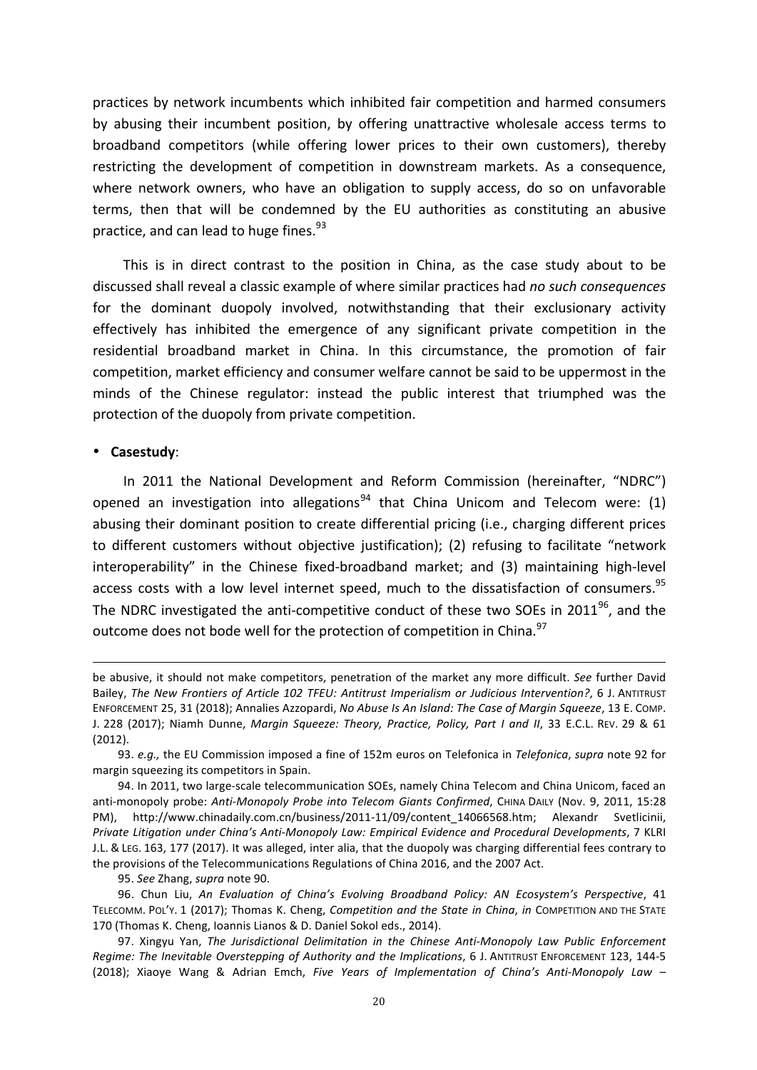practices by network incumbents which inhibited fair competition and harmed consumers by abusing their incumbent position, by offering unattractive wholesale access terms to broadband competitors (while offering lower prices to their own customers), thereby restricting the development of competition in downstream markets. As a consequence, where network owners, who have an obligation to supply access, do so on unfavorable terms, then that will be condemned by the EU authorities as constituting an abusive practice, and can lead to huge fines.[93]

This is in direct contrast to the position in China, as the case study about to be discussed shall reveal a classic example of where similar practices had *no such consequences* for the dominant duopoly involved, notwithstanding that their exclusionary activity effectively has inhibited the emergence of any significant private competition in the residential broadband market in China. In this circumstance, the promotion of fair competition, market efficiency and consumer welfare cannot be said to be uppermost in the minds of the Chinese regulator: instead the public interest that triumphed was the protection of the duopoly from private competition.

- **Casestudy**:

In 2011 the National Development and Reform Commission (hereinafter, "NDRC") opened an investigation into allegations[94] that China Unicom and Telecom were: (1) abusing their dominant position to create differential pricing (i.e., charging different prices to different customers without objective justification); (2) refusing to facilitate "network interoperability" in the Chinese fixed-broadband market; and (3) maintaining high-level access costs with a low level internet speed, much to the dissatisfaction of consumers.[95] The NDRC investigated the anti-competitive conduct of these two SOEs in 2011[96], and the outcome does not bode well for the protection of competition in China.[97]

---

be abusive, it should not make competitors, penetration of the market any more difficult. *See* further David Bailey, *The New Frontiers of Article 102 TFEU: Antitrust Imperialism or Judicious Intervention?*, 6 J. ANTITRUST ENFORCEMENT 25, 31 (2018); Annalies Azzopardi, *No Abuse Is An Island: The Case of Margin Squeeze*, 13 E. COMP. J. 228 (2017); Niamh Dunne, *Margin Squeeze: Theory, Practice, Policy, Part I and II*, 33 E.C.L. REV. 29 & 61 (2012).

93. *e.g.,* the EU Commission imposed a fine of 152m euros on Telefonica in *Telefonica*, *supra* note 92 for margin squeezing its competitors in Spain.

94. In 2011, two large-scale telecommunication SOEs, namely China Telecom and China Unicom, faced an anti-monopoly probe: *Anti-Monopoly Probe into Telecom Giants Confirmed*, CHINA DAILY (Nov. 9, 2011, 15:28 PM), http://www.chinadaily.com.cn/business/2011-11/09/content_14066568.htm; Alexandr Svetlicinii, *Private Litigation under China's Anti-Monopoly Law: Empirical Evidence and Procedural Developments*, 7 KLRI J.L. & LEG. 163, 177 (2017). It was alleged, inter alia, that the duopoly was charging differential fees contrary to the provisions of the Telecommunications Regulations of China 2016, and the 2007 Act.

95. *See* Zhang, *supra* note 90.

96. Chun Liu, *An Evaluation of China's Evolving Broadband Policy: AN Ecosystem's Perspective*, 41 TELECOMM. POL'Y. 1 (2017); Thomas K. Cheng, *Competition and the State in China*, *in* COMPETITION AND THE STATE 170 (Thomas K. Cheng, Ioannis Lianos & D. Daniel Sokol eds., 2014).

97. Xingyu Yan, *The Jurisdictional Delimitation in the Chinese Anti-Monopoly Law Public Enforcement Regime: The Inevitable Overstepping of Authority and the Implications*, 6 J. ANTITRUST ENFORCEMENT 123, 144-5 (2018); Xiaoye Wang & Adrian Emch, *Five Years of Implementation of China's Anti-Monopoly Law –*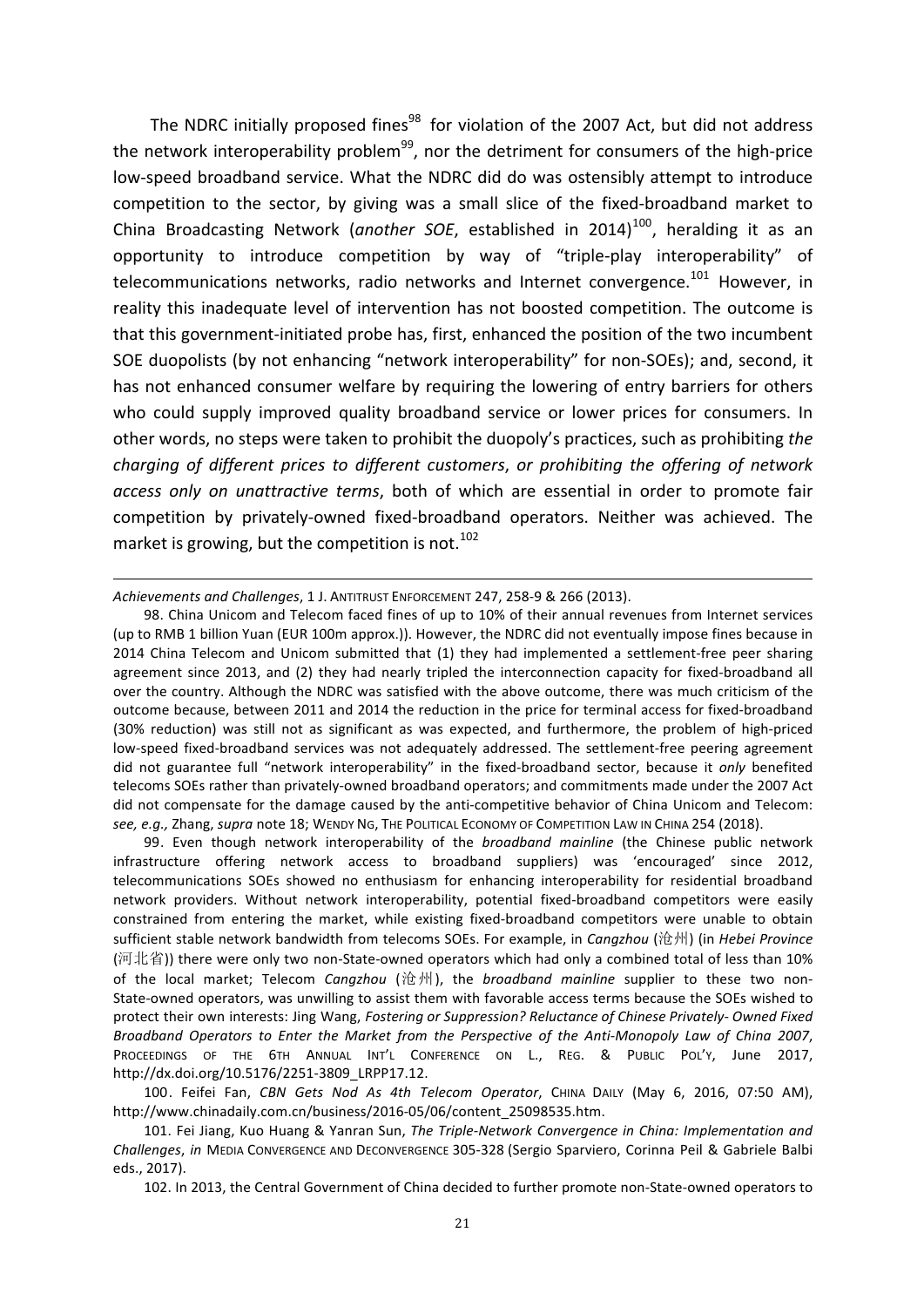The NDRC initially proposed fines[98] for violation of the 2007 Act, but did not address the network interoperability problem[99], nor the detriment for consumers of the high-price low-speed broadband service. What the NDRC did do was ostensibly attempt to introduce competition to the sector, by giving was a small slice of the fixed-broadband market to China Broadcasting Network (*another SOE*, established in 2014)[100], heralding it as an opportunity to introduce competition by way of "triple-play interoperability" of telecommunications networks, radio networks and Internet convergence.[101] However, in reality this inadequate level of intervention has not boosted competition. The outcome is that this government-initiated probe has, first, enhanced the position of the two incumbent SOE duopolists (by not enhancing "network interoperability" for non-SOEs); and, second, it has not enhanced consumer welfare by requiring the lowering of entry barriers for others who could supply improved quality broadband service or lower prices for consumers. In other words, no steps were taken to prohibit the duopoly's practices, such as prohibiting *the charging of different prices to different customers*, *or prohibiting the offering of network access only on unattractive terms*, both of which are essential in order to promote fair competition by privately-owned fixed-broadband operators. Neither was achieved. The market is growing, but the competition is not.[102]

---

*Achievements and Challenges*, 1 J. ANTITRUST ENFORCEMENT 247, 258-9 & 266 (2013).

98. China Unicom and Telecom faced fines of up to 10% of their annual revenues from Internet services (up to RMB 1 billion Yuan (EUR 100m approx.)). However, the NDRC did not eventually impose fines because in 2014 China Telecom and Unicom submitted that (1) they had implemented a settlement-free peer sharing agreement since 2013, and (2) they had nearly tripled the interconnection capacity for fixed-broadband all over the country. Although the NDRC was satisfied with the above outcome, there was much criticism of the outcome because, between 2011 and 2014 the reduction in the price for terminal access for fixed-broadband (30% reduction) was still not as significant as was expected, and furthermore, the problem of high-priced low-speed fixed-broadband services was not adequately addressed. The settlement-free peering agreement did not guarantee full "network interoperability" in the fixed-broadband sector, because it *only* benefited telecoms SOEs rather than privately-owned broadband operators; and commitments made under the 2007 Act did not compensate for the damage caused by the anti-competitive behavior of China Unicom and Telecom: *see, e.g.,* Zhang, *supra* note 18; WENDY NG, THE POLITICAL ECONOMY OF COMPETITION LAW IN CHINA 254 (2018).

99. Even though network interoperability of the *broadband mainline* (the Chinese public network infrastructure offering network access to broadband suppliers) was 'encouraged' since 2012, telecommunications SOEs showed no enthusiasm for enhancing interoperability for residential broadband network providers. Without network interoperability, potential fixed-broadband competitors were easily constrained from entering the market, while existing fixed-broadband competitors were unable to obtain sufficient stable network bandwidth from telecoms SOEs. For example, in *Cangzhou* (沧州) (in *Hebei Province* (河北省)) there were only two non-State-owned operators which had only a combined total of less than 10% of the local market; Telecom *Cangzhou* (沧州), the *broadband mainline* supplier to these two non-State-owned operators, was unwilling to assist them with favorable access terms because the SOEs wished to protect their own interests: Jing Wang, *Fostering or Suppression? Reluctance of Chinese Privately- Owned Fixed Broadband Operators to Enter the Market from the Perspective of the Anti-Monopoly Law of China 2007*, PROCEEDINGS OF THE 6TH ANNUAL INT'L CONFERENCE ON L., REG. & PUBLIC POL'Y, June 2017, http://dx.doi.org/10.5176/2251-3809_LRPP17.12.

100. Feifei Fan, *CBN Gets Nod As 4th Telecom Operator*, CHINA DAILY (May 6, 2016, 07:50 AM), http://www.chinadaily.com.cn/business/2016-05/06/content_25098535.htm.

101. Fei Jiang, Kuo Huang & Yanran Sun, *The Triple-Network Convergence in China: Implementation and Challenges*, *in* MEDIA CONVERGENCE AND DECONVERGENCE 305-328 (Sergio Sparviero, Corinna Peil & Gabriele Balbi eds., 2017).

102. In 2013, the Central Government of China decided to further promote non-State-owned operators to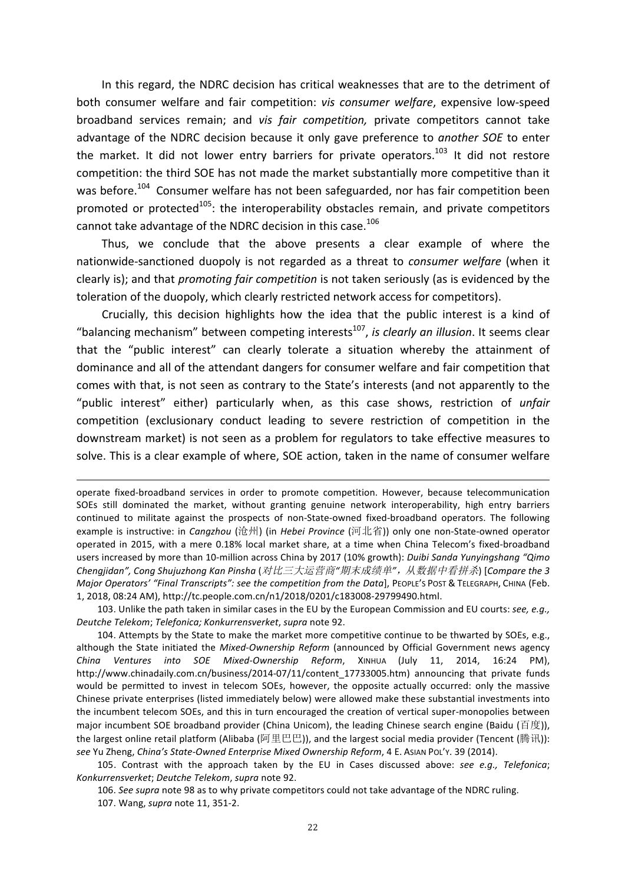In this regard, the NDRC decision has critical weaknesses that are to the detriment of both consumer welfare and fair competition: *vis consumer welfare*, expensive low-speed broadband services remain; and *vis fair competition,* private competitors cannot take advantage of the NDRC decision because it only gave preference to *another SOE* to enter the market. It did not lower entry barriers for private operators.[103] It did not restore competition: the third SOE has not made the market substantially more competitive than it was before.[104] Consumer welfare has not been safeguarded, nor has fair competition been promoted or protected[105]: the interoperability obstacles remain, and private competitors cannot take advantage of the NDRC decision in this case.[106]

Thus, we conclude that the above presents a clear example of where the nationwide-sanctioned duopoly is not regarded as a threat to *consumer welfare* (when it clearly is); and that *promoting fair competition* is not taken seriously (as is evidenced by the toleration of the duopoly, which clearly restricted network access for competitors).

Crucially, this decision highlights how the idea that the public interest is a kind of "balancing mechanism" between competing interests[107], *is clearly an illusion*. It seems clear that the "public interest" can clearly tolerate a situation whereby the attainment of dominance and all of the attendant dangers for consumer welfare and fair competition that comes with that, is not seen as contrary to the State's interests (and not apparently to the "public interest" either) particularly when, as this case shows, restriction of *unfair* competition (exclusionary conduct leading to severe restriction of competition in the downstream market) is not seen as a problem for regulators to take effective measures to solve. This is a clear example of where, SOE action, taken in the name of consumer welfare

---

operate fixed-broadband services in order to promote competition. However, because telecommunication SOEs still dominated the market, without granting genuine network interoperability, high entry barriers continued to militate against the prospects of non-State-owned fixed-broadband operators. The following example is instructive: in *Cangzhou* (沧州) (in *Hebei Province* (河北省)) only one non-State-owned operator operated in 2015, with a mere 0.18% local market share, at a time when China Telecom's fixed-broadband users increased by more than 10-million across China by 2017 (10% growth): *Duibi Sanda Yunyingshang "Qimo Chengjidan", Cong Shujuzhong Kan Pinsha* (*对比三大运营商"期末成绩单"，从数据中看拼杀*) [*Compare the 3 Major Operators' "Final Transcripts": see the competition from the Data*], PEOPLE'S POST & TELEGRAPH, CHINA (Feb. 1, 2018, 08:24 AM), http://tc.people.com.cn/n1/2018/0201/c183008-29799490.html.

103. Unlike the path taken in similar cases in the EU by the European Commission and EU courts: *see, e.g., Deutche Telekom*; *Telefonica; Konkurrensverket*, *supra* note 92.

104. Attempts by the State to make the market more competitive continue to be thwarted by SOEs, e.g., although the State initiated the *Mixed-Ownership Reform* (announced by Official Government news agency *China Ventures into SOE Mixed-Ownership Reform*, XINHUA (July 11, 2014, 16:24 PM), http://www.chinadaily.com.cn/business/2014-07/11/content_17733005.htm) announcing that private funds would be permitted to invest in telecom SOEs, however, the opposite actually occurred: only the massive Chinese private enterprises (listed immediately below) were allowed make these substantial investments into the incumbent telecom SOEs, and this in turn encouraged the creation of vertical super-monopolies between major incumbent SOE broadband provider (China Unicom), the leading Chinese search engine (Baidu (百度)), the largest online retail platform (Alibaba (阿里巴巴)), and the largest social media provider (Tencent (腾讯)): *see* Yu Zheng, *China's State-Owned Enterprise Mixed Ownership Reform*, 4 E. ASIAN POL'Y. 39 (2014).

105. Contrast with the approach taken by the EU in Cases discussed above: *see e.g., Telefonica*; *Konkurrensverket*; *Deutche Telekom*, *supra* note 92.

106. *See supra* note 98 as to why private competitors could not take advantage of the NDRC ruling.

107. Wang, *supra* note 11, 351-2.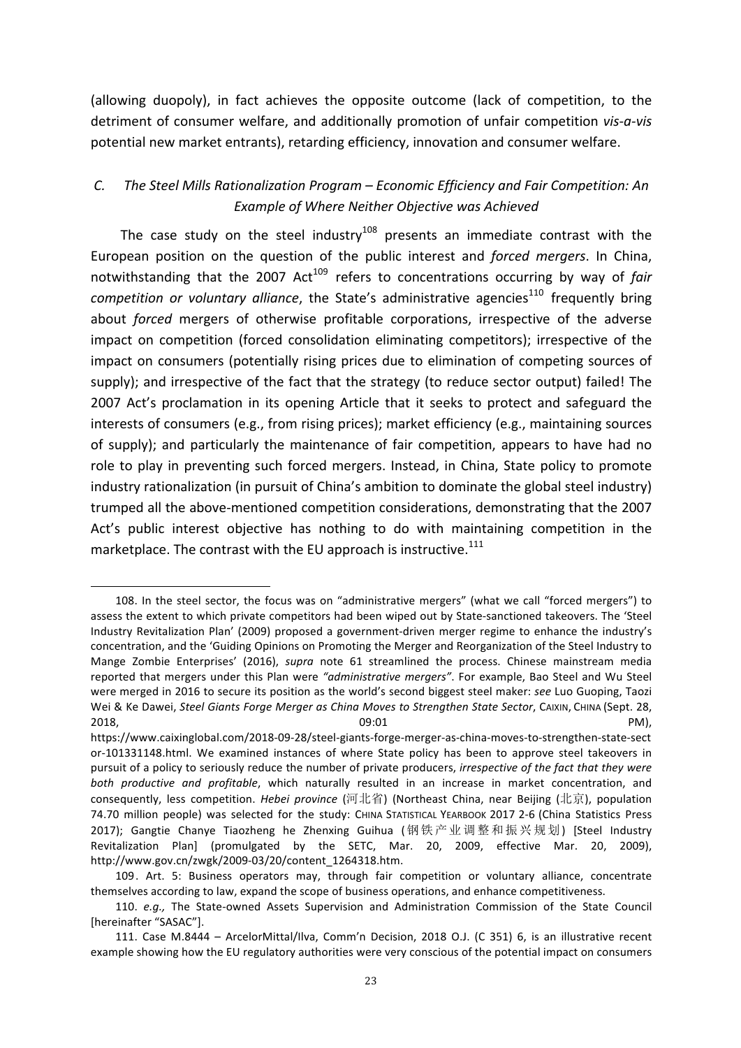(allowing duopoly), in fact achieves the opposite outcome (lack of competition, to the detriment of consumer welfare, and additionally promotion of unfair competition *vis-a-vis* potential new market entrants), retarding efficiency, innovation and consumer welfare.

### *C. The Steel Mills Rationalization Program – Economic Efficiency and Fair Competition: An Example of Where Neither Objective was Achieved*

The case study on the steel industry[108] presents an immediate contrast with the European position on the question of the public interest and *forced mergers*. In China, notwithstanding that the 2007 Act[109] refers to concentrations occurring by way of *fair competition or voluntary alliance*, the State's administrative agencies[110] frequently bring about *forced* mergers of otherwise profitable corporations, irrespective of the adverse impact on competition (forced consolidation eliminating competitors); irrespective of the impact on consumers (potentially rising prices due to elimination of competing sources of supply); and irrespective of the fact that the strategy (to reduce sector output) failed! The 2007 Act's proclamation in its opening Article that it seeks to protect and safeguard the interests of consumers (e.g., from rising prices); market efficiency (e.g., maintaining sources of supply); and particularly the maintenance of fair competition, appears to have had no role to play in preventing such forced mergers. Instead, in China, State policy to promote industry rationalization (in pursuit of China's ambition to dominate the global steel industry) trumped all the above-mentioned competition considerations, demonstrating that the 2007 Act's public interest objective has nothing to do with maintaining competition in the marketplace. The contrast with the EU approach is instructive.[111]

---

108. In the steel sector, the focus was on "administrative mergers" (what we call "forced mergers") to assess the extent to which private competitors had been wiped out by State-sanctioned takeovers. The 'Steel Industry Revitalization Plan' (2009) proposed a government-driven merger regime to enhance the industry's concentration, and the 'Guiding Opinions on Promoting the Merger and Reorganization of the Steel Industry to Mange Zombie Enterprises' (2016), *supra* note 61 streamlined the process. Chinese mainstream media reported that mergers under this Plan were *"administrative mergers"*. For example, Bao Steel and Wu Steel were merged in 2016 to secure its position as the world's second biggest steel maker: *see* Luo Guoping, Taozi Wei & Ke Dawei, *Steel Giants Forge Merger as China Moves to Strengthen State Sector*, CAIXIN, CHINA (Sept. 28, 2018, 09:01 PM), https://www.caixinglobal.com/2018-09-28/steel-giants-forge-merger-as-china-moves-to-strengthen-state-sector-101331148.html. We examined instances of where State policy has been to approve steel takeovers in pursuit of a policy to seriously reduce the number of private producers, *irrespective of the fact that they were both productive and profitable*, which naturally resulted in an increase in market concentration, and consequently, less competition. *Hebei province* (河北省) (Northeast China, near Beijing (北京), population 74.70 million people) was selected for the study: CHINA STATISTICAL YEARBOOK 2017 2-6 (China Statistics Press 2017); Gangtie Chanye Tiaozheng he Zhenxing Guihua (钢铁产业调整和振兴规划) [Steel Industry Revitalization Plan] (promulgated by the SETC, Mar. 20, 2009, effective Mar. 20, 2009), http://www.gov.cn/zwgk/2009-03/20/content_1264318.htm.

109. Art. 5: Business operators may, through fair competition or voluntary alliance, concentrate themselves according to law, expand the scope of business operations, and enhance competitiveness.

110. *e.g.,* The State-owned Assets Supervision and Administration Commission of the State Council [hereinafter "SASAC"].

111. Case M.8444 – ArcelorMittal/Ilva, Comm'n Decision, 2018 O.J. (C 351) 6, is an illustrative recent example showing how the EU regulatory authorities were very conscious of the potential impact on consumers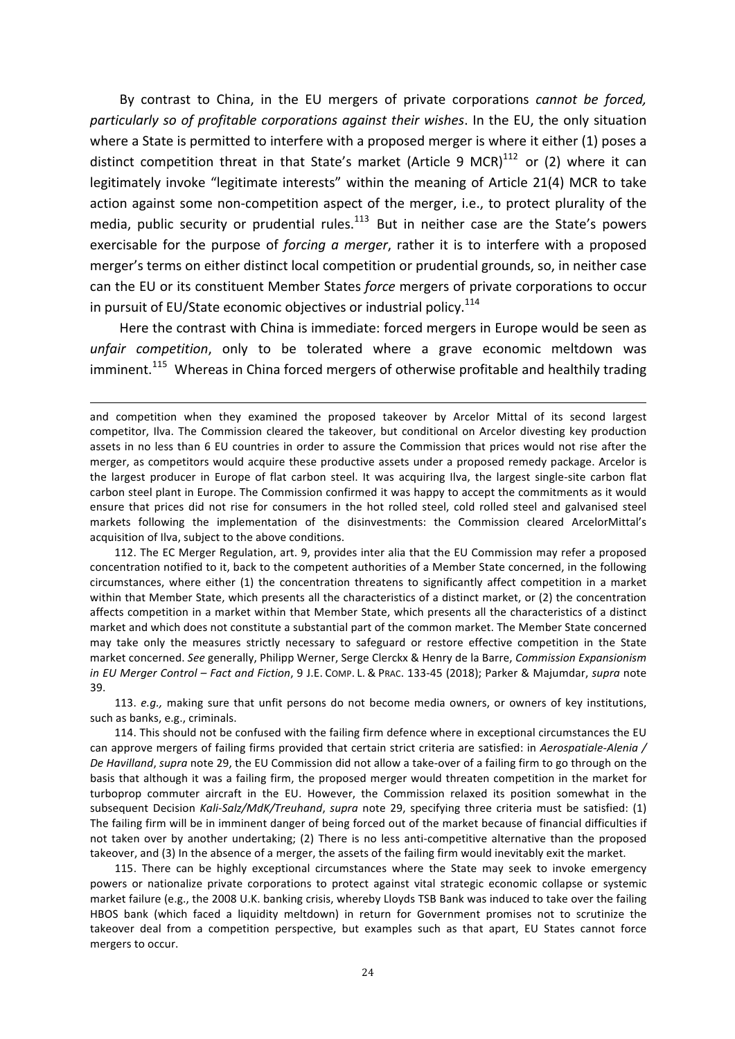By contrast to China, in the EU mergers of private corporations *cannot be forced, particularly so of profitable corporations against their wishes*. In the EU, the only situation where a State is permitted to interfere with a proposed merger is where it either (1) poses a distinct competition threat in that State's market (Article 9 MCR)[112] or (2) where it can legitimately invoke "legitimate interests" within the meaning of Article 21(4) MCR to take action against some non-competition aspect of the merger, i.e., to protect plurality of the media, public security or prudential rules.[113] But in neither case are the State's powers exercisable for the purpose of *forcing a merger*, rather it is to interfere with a proposed merger's terms on either distinct local competition or prudential grounds, so, in neither case can the EU or its constituent Member States *force* mergers of private corporations to occur in pursuit of EU/State economic objectives or industrial policy.[114]

Here the contrast with China is immediate: forced mergers in Europe would be seen as *unfair competition*, only to be tolerated where a grave economic meltdown was imminent.[115] Whereas in China forced mergers of otherwise profitable and healthily trading

---

and competition when they examined the proposed takeover by Arcelor Mittal of its second largest competitor, Ilva. The Commission cleared the takeover, but conditional on Arcelor divesting key production assets in no less than 6 EU countries in order to assure the Commission that prices would not rise after the merger, as competitors would acquire these productive assets under a proposed remedy package. Arcelor is the largest producer in Europe of flat carbon steel. It was acquiring Ilva, the largest single-site carbon flat carbon steel plant in Europe. The Commission confirmed it was happy to accept the commitments as it would ensure that prices did not rise for consumers in the hot rolled steel, cold rolled steel and galvanised steel markets following the implementation of the disinvestments: the Commission cleared ArcelorMittal's acquisition of Ilva, subject to the above conditions.

112. The EC Merger Regulation, art. 9, provides inter alia that the EU Commission may refer a proposed concentration notified to it, back to the competent authorities of a Member State concerned, in the following circumstances, where either (1) the concentration threatens to significantly affect competition in a market within that Member State, which presents all the characteristics of a distinct market, or (2) the concentration affects competition in a market within that Member State, which presents all the characteristics of a distinct market and which does not constitute a substantial part of the common market. The Member State concerned may take only the measures strictly necessary to safeguard or restore effective competition in the State market concerned. *See* generally, Philipp Werner, Serge Clerckx & Henry de la Barre, *Commission Expansionism in EU Merger Control – Fact and Fiction*, 9 J.E. COMP. L. & PRAC. 133-45 (2018); Parker & Majumdar, *supra* note 39.

113. *e.g.,* making sure that unfit persons do not become media owners, or owners of key institutions, such as banks, e.g., criminals.

114. This should not be confused with the failing firm defence where in exceptional circumstances the EU can approve mergers of failing firms provided that certain strict criteria are satisfied: in *Aerospatiale-Alenia / De Havilland*, *supra* note 29, the EU Commission did not allow a take-over of a failing firm to go through on the basis that although it was a failing firm, the proposed merger would threaten competition in the market for turboprop commuter aircraft in the EU. However, the Commission relaxed its position somewhat in the subsequent Decision *Kali-Salz/MdK/Treuhand*, *supra* note 29, specifying three criteria must be satisfied: (1) The failing firm will be in imminent danger of being forced out of the market because of financial difficulties if not taken over by another undertaking; (2) There is no less anti-competitive alternative than the proposed takeover, and (3) In the absence of a merger, the assets of the failing firm would inevitably exit the market.

115. There can be highly exceptional circumstances where the State may seek to invoke emergency powers or nationalize private corporations to protect against vital strategic economic collapse or systemic market failure (e.g., the 2008 U.K. banking crisis, whereby Lloyds TSB Bank was induced to take over the failing HBOS bank (which faced a liquidity meltdown) in return for Government promises not to scrutinize the takeover deal from a competition perspective, but examples such as that apart, EU States cannot force mergers to occur.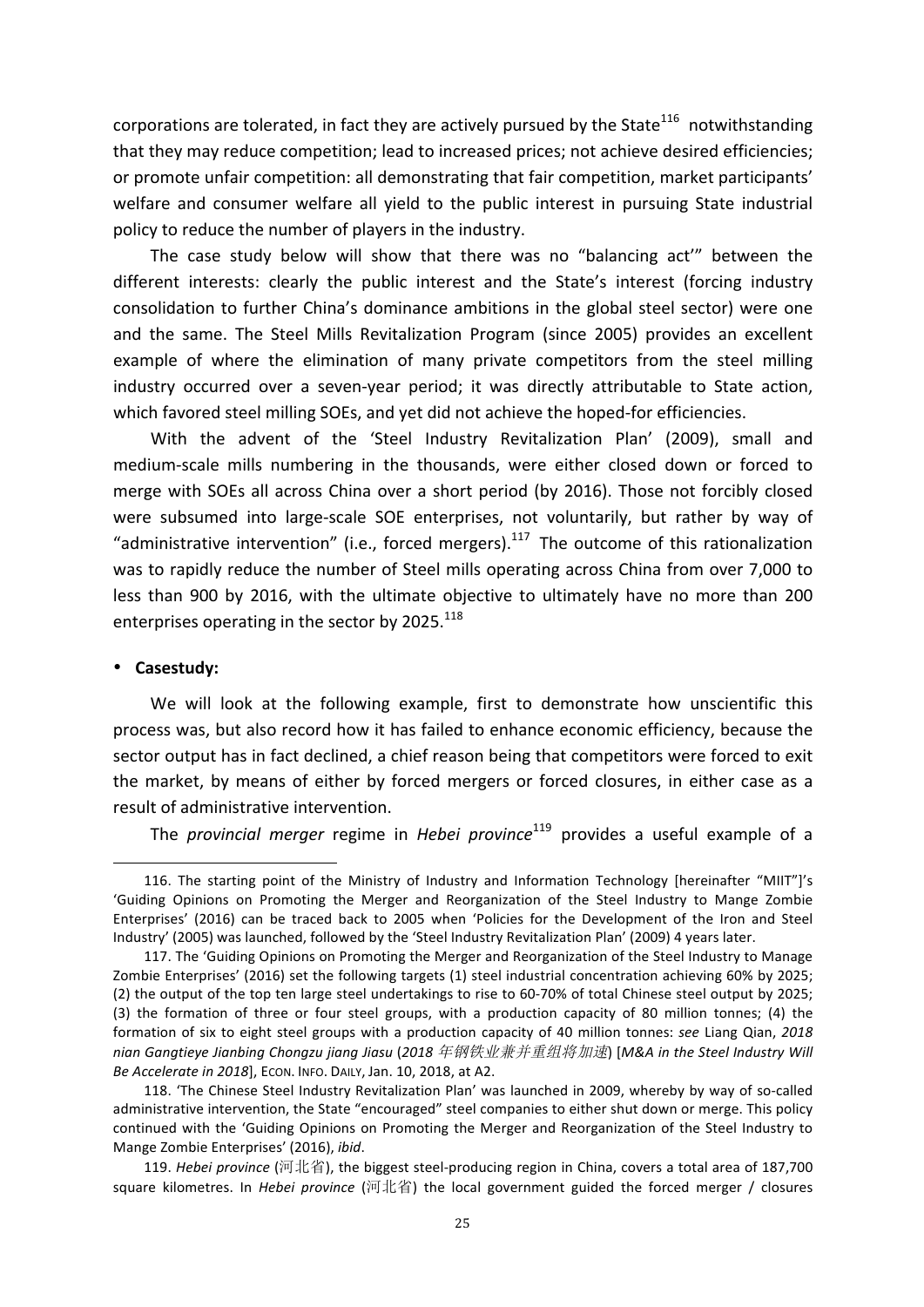corporations are tolerated, in fact they are actively pursued by the State[116] notwithstanding that they may reduce competition; lead to increased prices; not achieve desired efficiencies; or promote unfair competition: all demonstrating that fair competition, market participants' welfare and consumer welfare all yield to the public interest in pursuing State industrial policy to reduce the number of players in the industry.

The case study below will show that there was no "balancing act'" between the different interests: clearly the public interest and the State's interest (forcing industry consolidation to further China's dominance ambitions in the global steel sector) were one and the same. The Steel Mills Revitalization Program (since 2005) provides an excellent example of where the elimination of many private competitors from the steel milling industry occurred over a seven-year period; it was directly attributable to State action, which favored steel milling SOEs, and yet did not achieve the hoped-for efficiencies.

With the advent of the 'Steel Industry Revitalization Plan' (2009), small and medium-scale mills numbering in the thousands, were either closed down or forced to merge with SOEs all across China over a short period (by 2016). Those not forcibly closed were subsumed into large-scale SOE enterprises, not voluntarily, but rather by way of "administrative intervention" (i.e., forced mergers).[117] The outcome of this rationalization was to rapidly reduce the number of Steel mills operating across China from over 7,000 to less than 900 by 2016, with the ultimate objective to ultimately have no more than 200 enterprises operating in the sector by 2025.[118]

- **Casestudy:**

We will look at the following example, first to demonstrate how unscientific this process was, but also record how it has failed to enhance economic efficiency, because the sector output has in fact declined, a chief reason being that competitors were forced to exit the market, by means of either by forced mergers or forced closures, in either case as a result of administrative intervention.

The *provincial merger* regime in *Hebei province*[119] provides a useful example of a

---

116. The starting point of the Ministry of Industry and Information Technology [hereinafter "MIIT"]'s 'Guiding Opinions on Promoting the Merger and Reorganization of the Steel Industry to Mange Zombie Enterprises' (2016) can be traced back to 2005 when 'Policies for the Development of the Iron and Steel Industry' (2005) was launched, followed by the 'Steel Industry Revitalization Plan' (2009) 4 years later.

117. The 'Guiding Opinions on Promoting the Merger and Reorganization of the Steel Industry to Manage Zombie Enterprises' (2016) set the following targets (1) steel industrial concentration achieving 60% by 2025; (2) the output of the top ten large steel undertakings to rise to 60-70% of total Chinese steel output by 2025; (3) the formation of three or four steel groups, with a production capacity of 80 million tonnes; (4) the formation of six to eight steel groups with a production capacity of 40 million tonnes: *see* Liang Qian, *2018 nian Gangtieye Jianbing Chongzu jiang Jiasu* (*2018 年钢铁业兼并重组将加速*) [*M&A in the Steel Industry Will Be Accelerate in 2018*], ECON. INFO. DAILY, Jan. 10, 2018, at A2.

118. 'The Chinese Steel Industry Revitalization Plan' was launched in 2009, whereby by way of so-called administrative intervention, the State "encouraged" steel companies to either shut down or merge. This policy continued with the 'Guiding Opinions on Promoting the Merger and Reorganization of the Steel Industry to Mange Zombie Enterprises' (2016), *ibid*.

119. *Hebei province* (河北省), the biggest steel-producing region in China, covers a total area of 187,700 square kilometres. In *Hebei province* (河北省) the local government guided the forced merger / closures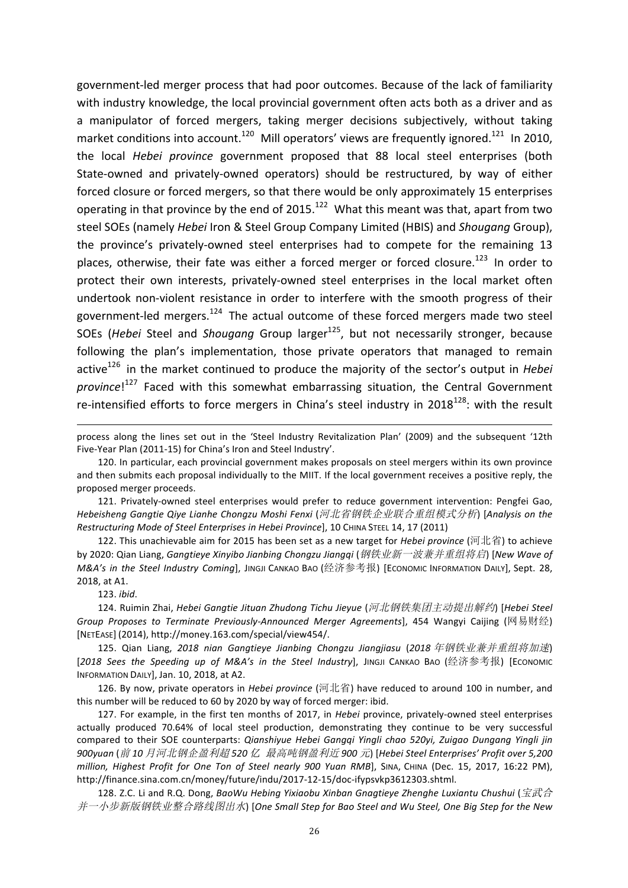government-led merger process that had poor outcomes. Because of the lack of familiarity with industry knowledge, the local provincial government often acts both as a driver and as a manipulator of forced mergers, taking merger decisions subjectively, without taking market conditions into account.[120] Mill operators' views are frequently ignored.[121] In 2010, the local *Hebei province* government proposed that 88 local steel enterprises (both State-owned and privately-owned operators) should be restructured, by way of either forced closure or forced mergers, so that there would be only approximately 15 enterprises operating in that province by the end of 2015.[122] What this meant was that, apart from two steel SOEs (namely *Hebei* Iron & Steel Group Company Limited (HBIS) and *Shougang* Group), the province's privately-owned steel enterprises had to compete for the remaining 13 places, otherwise, their fate was either a forced merger or forced closure.[123] In order to protect their own interests, privately-owned steel enterprises in the local market often undertook non-violent resistance in order to interfere with the smooth progress of their government-led mergers.[124] The actual outcome of these forced mergers made two steel SOEs (*Hebei* Steel and *Shougang* Group larger[125], but not necessarily stronger, because following the plan's implementation, those private operators that managed to remain active[126] in the market continued to produce the majority of the sector's output in *Hebei province*![127] Faced with this somewhat embarrassing situation, the Central Government re-intensified efforts to force mergers in China's steel industry in 2018[128]: with the result

---

process along the lines set out in the 'Steel Industry Revitalization Plan' (2009) and the subsequent '12th Five-Year Plan (2011-15) for China's Iron and Steel Industry'.

120. In particular, each provincial government makes proposals on steel mergers within its own province and then submits each proposal individually to the MIIT. If the local government receives a positive reply, the proposed merger proceeds.

121. Privately-owned steel enterprises would prefer to reduce government intervention: Pengfei Gao, *Hebeisheng Gangtie Qiye Lianhe Chongzu Moshi Fenxi* (*河北省钢铁企业联合重组模式分析*) [*Analysis on the Restructuring Mode of Steel Enterprises in Hebei Province*], 10 CHINA STEEL 14, 17 (2011)

122. This unachievable aim for 2015 has been set as a new target for *Hebei province* (河北省) to achieve by 2020: Qian Liang, *Gangtieye Xinyibo Jianbing Chongzu Jiangqi* (*钢铁业新一波兼并重组将启*) [*New Wave of M&A's in the Steel Industry Coming*], JINGJI CANKAO BAO (经济参考报) [ECONOMIC INFORMATION DAILY], Sept. 28, 2018, at A1.

123. *ibid*.

124. Ruimin Zhai, *Hebei Gangtie Jituan Zhudong Tichu Jieyue* (*河北钢铁集团主动提出解约*) [*Hebei Steel Group Proposes to Terminate Previously-Announced Merger Agreements*], 454 Wangyi Caijing (网易财经) [NETEASE] (2014), http://money.163.com/special/view454/.

125. Qian Liang, *2018 nian Gangtieye Jianbing Chongzu Jiangjiasu* (*2018 年钢铁业兼并重组将加速*) [*2018 Sees the Speeding up of M&A's in the Steel Industry*], JINGJI CANKAO BAO (经济参考报) [ECONOMIC INFORMATION DAILY], Jan. 10, 2018, at A2.

126. By now, private operators in *Hebei province* (河北省) have reduced to around 100 in number, and this number will be reduced to 60 by 2020 by way of forced merger: ibid.

127. For example, in the first ten months of 2017, in *Hebei* province, privately-owned steel enterprises actually produced 70.64% of local steel production, demonstrating they continue to be very successful compared to their SOE counterparts: *Qianshiyue Hebei Gangqi Yingli chao 520yi, Zuigao Dungang Yingli jin 900yuan* (*前 10 月河北钢企盈利超 520 亿 最高吨钢盈利近 900 元*) [*Hebei Steel Enterprises' Profit over 5,200 million, Highest Profit for One Ton of Steel nearly 900 Yuan RMB*], SINA, CHINA (Dec. 15, 2017, 16:22 PM), http://finance.sina.com.cn/money/future/indu/2017-12-15/doc-ifypsvkp3612303.shtml.

128. Z.C. Li and R.Q. Dong, *BaoWu Hebing Yixiaobu Xinban Gnagtieye Zhenghe Luxiantu Chushui* (*宝武合并一小步新版钢铁业整合路线图出水*) [*One Small Step for Bao Steel and Wu Steel, One Big Step for the New*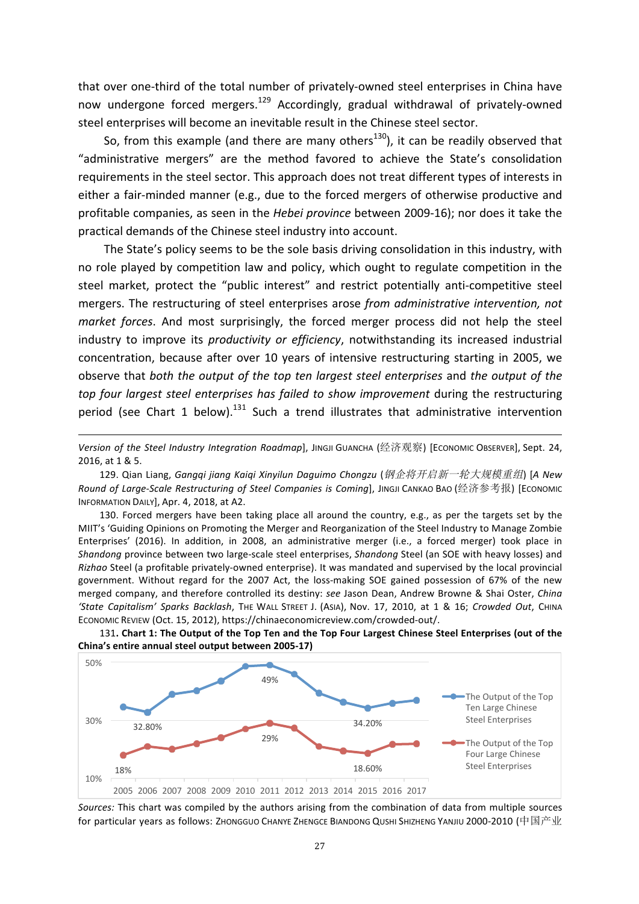that over one-third of the total number of privately-owned steel enterprises in China have now undergone forced mergers.[129] Accordingly, gradual withdrawal of privately-owned steel enterprises will become an inevitable result in the Chinese steel sector.

So, from this example (and there are many others[130]), it can be readily observed that "administrative mergers" are the method favored to achieve the State's consolidation requirements in the steel sector. This approach does not treat different types of interests in either a fair-minded manner (e.g., due to the forced mergers of otherwise productive and profitable companies, as seen in the *Hebei province* between 2009-16); nor does it take the practical demands of the Chinese steel industry into account.

The State's policy seems to be the sole basis driving consolidation in this industry, with no role played by competition law and policy, which ought to regulate competition in the steel market, protect the "public interest" and restrict potentially anti-competitive steel mergers. The restructuring of steel enterprises arose *from administrative intervention, not market forces*. And most surprisingly, the forced merger process did not help the steel industry to improve its *productivity or efficiency*, notwithstanding its increased industrial concentration, because after over 10 years of intensive restructuring starting in 2005, we observe that *both the output of the top ten largest steel enterprises* and *the output of the top four largest steel enterprises has failed to show improvement* during the restructuring period (see Chart 1 below).[131] Such a trend illustrates that administrative intervention

---

*Version of the Steel Industry Integration Roadmap*], JINGJI GUANCHA (经济观察) [ECONOMIC OBSERVER], Sept. 24, 2016, at 1 & 5.

129. Qian Liang, *Gangqi jiang Kaiqi Xinyilun Daguimo Chongzu* (钢企将开启新一轮大规模重组) [*A New Round of Large-Scale Restructuring of Steel Companies is Coming*], JINGJI CANKAO BAO (经济参考报) [ECONOMIC INFORMATION DAILY], Apr. 4, 2018, at A2.

130. Forced mergers have been taking place all around the country, e.g., as per the targets set by the MIIT's 'Guiding Opinions on Promoting the Merger and Reorganization of the Steel Industry to Manage Zombie Enterprises' (2016). In addition, in 2008, an administrative merger (i.e., a forced merger) took place in *Shandong* province between two large-scale steel enterprises, *Shandong* Steel (an SOE with heavy losses) and *Rizhao* Steel (a profitable privately-owned enterprise). It was mandated and supervised by the local provincial government. Without regard for the 2007 Act, the loss-making SOE gained possession of 67% of the new merged company, and therefore controlled its destiny: *see* Jason Dean, Andrew Browne & Shai Oster, *China 'State Capitalism' Sparks Backlash*, THE WALL STREET J. (ASIA), Nov. 17, 2010, at 1 & 16; *Crowded Out*, CHINA ECONOMIC REVIEW (Oct. 15, 2012), https://chinaeconomicreview.com/crowded-out/.

131. **Chart 1: The Output of the Top Ten and the Top Four Largest Chinese Steel Enterprises (out of the China's entire annual steel output between 2005-17)**

*Sources:* This chart was compiled by the authors arising from the combination of data from multiple sources for particular years as follows: ZHONGGUO CHANYE ZHENGCE BIANDONG QUSHI SHIZHENG YANJIU 2000-2010 (中国产业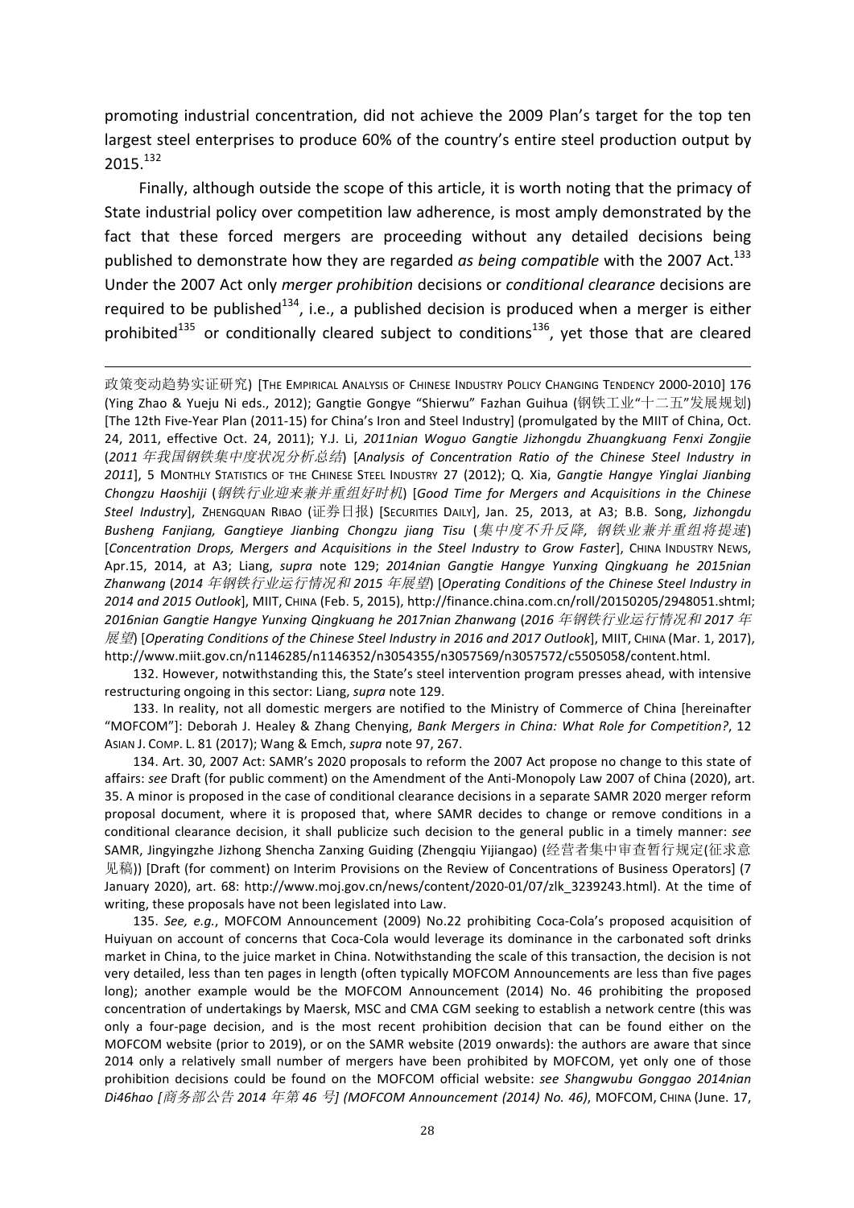promoting industrial concentration, did not achieve the 2009 Plan's target for the top ten largest steel enterprises to produce 60% of the country's entire steel production output by 2015.[132]

Finally, although outside the scope of this article, it is worth noting that the primacy of State industrial policy over competition law adherence, is most amply demonstrated by the fact that these forced mergers are proceeding without any detailed decisions being published to demonstrate how they are regarded *as being compatible* with the 2007 Act.[133] Under the 2007 Act only *merger prohibition* decisions or *conditional clearance* decisions are required to be published[134], i.e., a published decision is produced when a merger is either prohibited[135] or conditionally cleared subject to conditions[136], yet those that are cleared

---

政策变动趋势实证研究) [THE EMPIRICAL ANALYSIS OF CHINESE INDUSTRY POLICY CHANGING TENDENCY 2000-2010] 176 (Ying Zhao & Yueju Ni eds., 2012); Gangtie Gongye "Shierwu" Fazhan Guihua (钢铁工业"十二五"发展规划) [The 12th Five-Year Plan (2011-15) for China's Iron and Steel Industry] (promulgated by the MIIT of China, Oct. 24, 2011, effective Oct. 24, 2011); Y.J. Li, *2011nian Woguo Gangtie Jizhongdu Zhuangkuang Fenxi Zongjie* (*2011 年我国钢铁集中度状况分析总结*) [*Analysis of Concentration Ratio of the Chinese Steel Industry in 2011*], 5 MONTHLY STATISTICS OF THE CHINESE STEEL INDUSTRY 27 (2012); Q. Xia, *Gangtie Hangye Yinglai Jianbing Chongzu Haoshiji* (*钢铁行业迎来兼并重组好时机*) [*Good Time for Mergers and Acquisitions in the Chinese Steel Industry*], ZHENGQUAN RIBAO (证券日报) [SECURITIES DAILY], Jan. 25, 2013, at A3; B.B. Song, *Jizhongdu Busheng Fanjiang, Gangtieye Jianbing Chongzu jiang Tisu* (*集中度不升反降，钢铁业兼并重组将提速*) [*Concentration Drops, Mergers and Acquisitions in the Steel Industry to Grow Faster*], CHINA INDUSTRY NEWS, Apr.15, 2014, at A3; Liang, *supra* note 129; *2014nian Gangtie Hangye Yunxing Qingkuang he 2015nian Zhanwang* (*2014 年钢铁行业运行情况和 2015 年展望*) [*Operating Conditions of the Chinese Steel Industry in 2014 and 2015 Outlook*], MIIT, CHINA (Feb. 5, 2015), http://finance.china.com.cn/roll/20150205/2948051.shtml; *2016nian Gangtie Hangye Yunxing Qingkuang he 2017nian Zhanwang* (*2016 年钢铁行业运行情况和 2017 年展望*) [*Operating Conditions of the Chinese Steel Industry in 2016 and 2017 Outlook*], MIIT, CHINA (Mar. 1, 2017), http://www.miit.gov.cn/n1146285/n1146352/n3054355/n3057569/n3057572/c5505058/content.html.

132. However, notwithstanding this, the State's steel intervention program presses ahead, with intensive restructuring ongoing in this sector: Liang, *supra* note 129.

133. In reality, not all domestic mergers are notified to the Ministry of Commerce of China [hereinafter "MOFCOM"]: Deborah J. Healey & Zhang Chenying, *Bank Mergers in China: What Role for Competition?*, 12 ASIAN J. COMP. L. 81 (2017); Wang & Emch, *supra* note 97, 267.

134. Art. 30, 2007 Act: SAMR's 2020 proposals to reform the 2007 Act propose no change to this state of affairs: *see* Draft (for public comment) on the Amendment of the Anti-Monopoly Law 2007 of China (2020), art. 35. A minor is proposed in the case of conditional clearance decisions in a separate SAMR 2020 merger reform proposal document, where it is proposed that, where SAMR decides to change or remove conditions in a conditional clearance decision, it shall publicize such decision to the general public in a timely manner: *see* SAMR, Jingyingzhe Jizhong Shencha Zanxing Guiding (Zhengqiu Yijiangao) (经营者集中审查暂行规定(征求意见稿)) [Draft (for comment) on Interim Provisions on the Review of Concentrations of Business Operators] (7 January 2020), art. 68: http://www.moj.gov.cn/news/content/2020-01/07/zlk_3239243.html). At the time of writing, these proposals have not been legislated into Law.

135. *See, e.g.*, MOFCOM Announcement (2009) No.22 prohibiting Coca-Cola's proposed acquisition of Huiyuan on account of concerns that Coca-Cola would leverage its dominance in the carbonated soft drinks market in China, to the juice market in China. Notwithstanding the scale of this transaction, the decision is not very detailed, less than ten pages in length (often typically MOFCOM Announcements are less than five pages long); another example would be the MOFCOM Announcement (2014) No. 46 prohibiting the proposed concentration of undertakings by Maersk, MSC and CMA CGM seeking to establish a network centre (this was only a four-page decision, and is the most recent prohibition decision that can be found either on the MOFCOM website (prior to 2019), or on the SAMR website (2019 onwards): the authors are aware that since 2014 only a relatively small number of mergers have been prohibited by MOFCOM, yet only one of those prohibition decisions could be found on the MOFCOM official website: *see Shangwubu Gonggao 2014nian Di46hao [商务部公告 2014 年第 46 号] (MOFCOM Announcement (2014) No. 46)*, MOFCOM, CHINA (June. 17,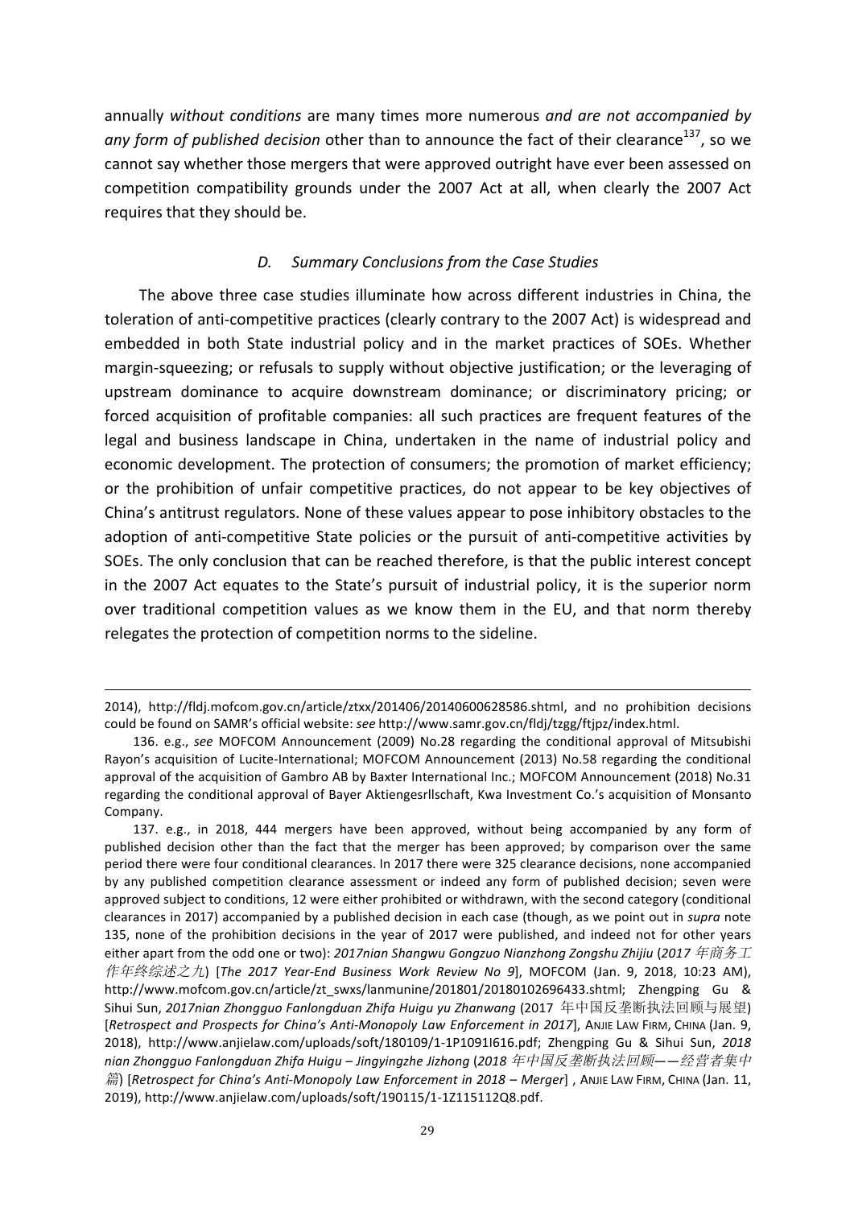annually *without conditions* are many times more numerous *and are not accompanied by any form of published decision* other than to announce the fact of their clearance[137], so we cannot say whether those mergers that were approved outright have ever been assessed on competition compatibility grounds under the 2007 Act at all, when clearly the 2007 Act requires that they should be.

### *D. Summary Conclusions from the Case Studies*

The above three case studies illuminate how across different industries in China, the toleration of anti-competitive practices (clearly contrary to the 2007 Act) is widespread and embedded in both State industrial policy and in the market practices of SOEs. Whether margin-squeezing; or refusals to supply without objective justification; or the leveraging of upstream dominance to acquire downstream dominance; or discriminatory pricing; or forced acquisition of profitable companies: all such practices are frequent features of the legal and business landscape in China, undertaken in the name of industrial policy and economic development. The protection of consumers; the promotion of market efficiency; or the prohibition of unfair competitive practices, do not appear to be key objectives of China's antitrust regulators. None of these values appear to pose inhibitory obstacles to the adoption of anti-competitive State policies or the pursuit of anti-competitive activities by SOEs. The only conclusion that can be reached therefore, is that the public interest concept in the 2007 Act equates to the State's pursuit of industrial policy, it is the superior norm over traditional competition values as we know them in the EU, and that norm thereby relegates the protection of competition norms to the sideline.

---

2014), http://fldj.mofcom.gov.cn/article/ztxx/201406/20140600628586.shtml, and no prohibition decisions could be found on SAMR's official website: *see* http://www.samr.gov.cn/fldj/tzgg/ftjpz/index.html.

136. e.g., *see* MOFCOM Announcement (2009) No.28 regarding the conditional approval of Mitsubishi Rayon's acquisition of Lucite-International; MOFCOM Announcement (2013) No.58 regarding the conditional approval of the acquisition of Gambro AB by Baxter International Inc.; MOFCOM Announcement (2018) No.31 regarding the conditional approval of Bayer Aktiengesrllschaft, Kwa Investment Co.'s acquisition of Monsanto Company.

137. e.g., in 2018, 444 mergers have been approved, without being accompanied by any form of published decision other than the fact that the merger has been approved; by comparison over the same period there were four conditional clearances. In 2017 there were 325 clearance decisions, none accompanied by any published competition clearance assessment or indeed any form of published decision; seven were approved subject to conditions, 12 were either prohibited or withdrawn, with the second category (conditional clearances in 2017) accompanied by a published decision in each case (though, as we point out in *supra* note 135, none of the prohibition decisions in the year of 2017 were published, and indeed not for other years either apart from the odd one or two): *2017nian Shangwu Gongzuo Nianzhong Zongshu Zhijiu* (*2017 年商务工作年终综述之九*) [*The 2017 Year-End Business Work Review No 9*], MOFCOM (Jan. 9, 2018, 10:23 AM), http://www.mofcom.gov.cn/article/zt_swxs/lanmunine/201801/20180102696433.shtml; Zhengping Gu & Sihui Sun, *2017nian Zhongguo Fanlongduan Zhifa Huigu yu Zhanwang* (2017 年中国反垄断执法回顾与展望) [*Retrospect and Prospects for China's Anti-Monopoly Law Enforcement in 2017*], ANJIE LAW FIRM, CHINA (Jan. 9, 2018), http://www.anjielaw.com/uploads/soft/180109/1-1P1091I616.pdf; Zhengping Gu & Sihui Sun, *2018 nian Zhongguo Fanlongduan Zhifa Huigu – Jingyingzhe Jizhong* (*2018 年中国反垄断执法回顾——经营者集中篇*) [*Retrospect for China's Anti-Monopoly Law Enforcement in 2018 – Merger*] , ANJIE LAW FIRM, CHINA (Jan. 11, 2019), http://www.anjielaw.com/uploads/soft/190115/1-1Z115112Q8.pdf.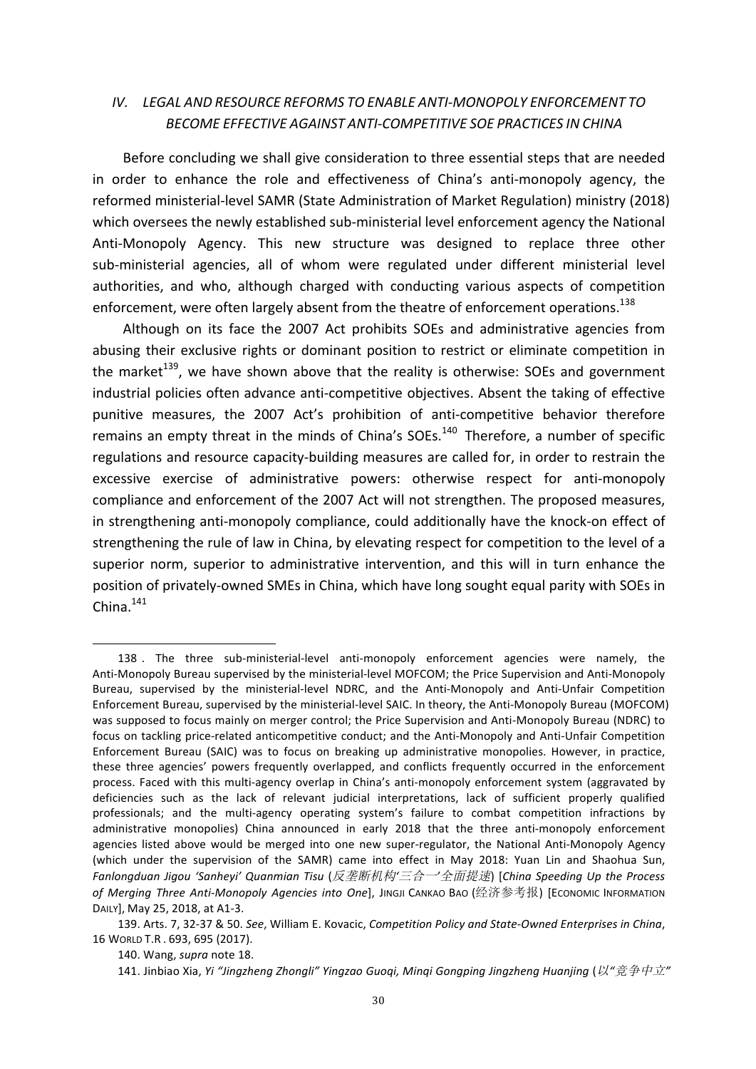## *IV. LEGAL AND RESOURCE REFORMS TO ENABLE ANTI-MONOPOLY ENFORCEMENT TO BECOME EFFECTIVE AGAINST ANTI-COMPETITIVE SOE PRACTICES IN CHINA*

Before concluding we shall give consideration to three essential steps that are needed in order to enhance the role and effectiveness of China's anti-monopoly agency, the reformed ministerial-level SAMR (State Administration of Market Regulation) ministry (2018) which oversees the newly established sub-ministerial level enforcement agency the National Anti-Monopoly Agency. This new structure was designed to replace three other sub-ministerial agencies, all of whom were regulated under different ministerial level authorities, and who, although charged with conducting various aspects of competition enforcement, were often largely absent from the theatre of enforcement operations.[138]

Although on its face the 2007 Act prohibits SOEs and administrative agencies from abusing their exclusive rights or dominant position to restrict or eliminate competition in the market[139], we have shown above that the reality is otherwise: SOEs and government industrial policies often advance anti-competitive objectives. Absent the taking of effective punitive measures, the 2007 Act's prohibition of anti-competitive behavior therefore remains an empty threat in the minds of China's SOEs.[140] Therefore, a number of specific regulations and resource capacity-building measures are called for, in order to restrain the excessive exercise of administrative powers: otherwise respect for anti-monopoly compliance and enforcement of the 2007 Act will not strengthen. The proposed measures, in strengthening anti-monopoly compliance, could additionally have the knock-on effect of strengthening the rule of law in China, by elevating respect for competition to the level of a superior norm, superior to administrative intervention, and this will in turn enhance the position of privately-owned SMEs in China, which have long sought equal parity with SOEs in China.[141]

---

138 . The three sub-ministerial-level anti-monopoly enforcement agencies were namely, the Anti-Monopoly Bureau supervised by the ministerial-level MOFCOM; the Price Supervision and Anti-Monopoly Bureau, supervised by the ministerial-level NDRC, and the Anti-Monopoly and Anti-Unfair Competition Enforcement Bureau, supervised by the ministerial-level SAIC. In theory, the Anti-Monopoly Bureau (MOFCOM) was supposed to focus mainly on merger control; the Price Supervision and Anti-Monopoly Bureau (NDRC) to focus on tackling price-related anticompetitive conduct; and the Anti-Monopoly and Anti-Unfair Competition Enforcement Bureau (SAIC) was to focus on breaking up administrative monopolies. However, in practice, these three agencies' powers frequently overlapped, and conflicts frequently occurred in the enforcement process. Faced with this multi-agency overlap in China's anti-monopoly enforcement system (aggravated by deficiencies such as the lack of relevant judicial interpretations, lack of sufficient properly qualified professionals; and the multi-agency operating system's failure to combat competition infractions by administrative monopolies) China announced in early 2018 that the three anti-monopoly enforcement agencies listed above would be merged into one new super-regulator, the National Anti-Monopoly Agency (which under the supervision of the SAMR) came into effect in May 2018: Yuan Lin and Shaohua Sun, *Fanlongduan Jigou 'Sanheyi' Quanmian Tisu* (*反垄断机构'三合一'全面提速*) [*China Speeding Up the Process of Merging Three Anti-Monopoly Agencies into One*], JINGJI CANKAO BAO (经济参考报) [ECONOMIC INFORMATION DAILY], May 25, 2018, at A1-3.

139. Arts. 7, 32-37 & 50. *See*, William E. Kovacic, *Competition Policy and State-Owned Enterprises in China*, 16 WORLD T.R . 693, 695 (2017).

140. Wang, *supra* note 18.

141. Jinbiao Xia, *Yi "Jingzheng Zhongli" Yingzao Guoqi, Minqi Gongping Jingzheng Huanjing* (*以"竞争中立"*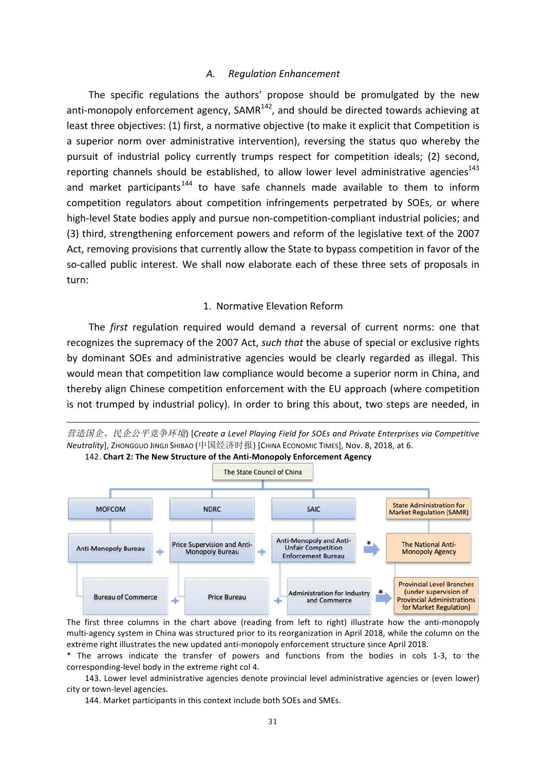### A. *Regulation Enhancement*

The specific regulations the authors' propose should be promulgated by the new anti-monopoly enforcement agency, SAMR[142], and should be directed towards achieving at least three objectives: (1) first, a normative objective (to make it explicit that Competition is a superior norm over administrative intervention), reversing the status quo whereby the pursuit of industrial policy currently trumps respect for competition ideals; (2) second, reporting channels should be established, to allow lower level administrative agencies[143] and market participants[144] to have safe channels made available to them to inform competition regulators about competition infringements perpetrated by SOEs, or where high-level State bodies apply and pursue non-competition-compliant industrial policies; and (3) third, strengthening enforcement powers and reform of the legislative text of the 2007 Act, removing provisions that currently allow the State to bypass competition in favor of the so-called public interest. We shall now elaborate each of these three sets of proposals in turn:

#### 1. Normative Elevation Reform

The *first* regulation required would demand a reversal of current norms: one that recognizes the supremacy of the 2007 Act, *such that* the abuse of special or exclusive rights by dominant SOEs and administrative agencies would be clearly regarded as illegal. This would mean that competition law compliance would become a superior norm in China, and thereby align Chinese competition enforcement with the EU approach (where competition is not trumped by industrial policy). In order to bring this about, two steps are needed, in

---

*营造国企、民企公平竞争环境*) [*Create a Level Playing Field for SOEs and Private Enterprises via Competitive Neutrality*], ZHONGGUO JINGJI SHIBAO (中国经济时报) [CHINA ECONOMIC TIMES], Nov. 8, 2018, at 6.

142. **Chart 2: The New Structure of the Anti-Monopoly Enforcement Agency**

The State Council of China

| MOFCOM | | NDRC | | SAIC | | State Administration for Market Regulation (SAMR) |
|---|---|---|---|---|---|---|
| Anti-Monopoly Bureau | + | Price Supervision and Anti-Monopoly Bureau | + | Anti-Monopoly and Anti-Unfair Competition Enforcement Bureau | * → | The National Anti-Monopoly Agency |
| Bureau of Commerce | + | Price Bureau | + | Administration for Industry and Commerce | * → | Provincial Level Branches (under supervision of Provincial Administrations for Market Regulation) |

The first three columns in the chart above (reading from left to right) illustrate how the anti-monopoly multi-agency system in China was structured prior to its reorganization in April 2018, while the column on the extreme right illustrates the new updated anti-monopoly enforcement structure since April 2018.

* The arrows indicate the transfer of powers and functions from the bodies in cols 1-3, to the corresponding-level body in the extreme right col 4.

143. Lower level administrative agencies denote provincial level administrative agencies or (even lower) city or town-level agencies.

144. Market participants in this context include both SOEs and SMEs.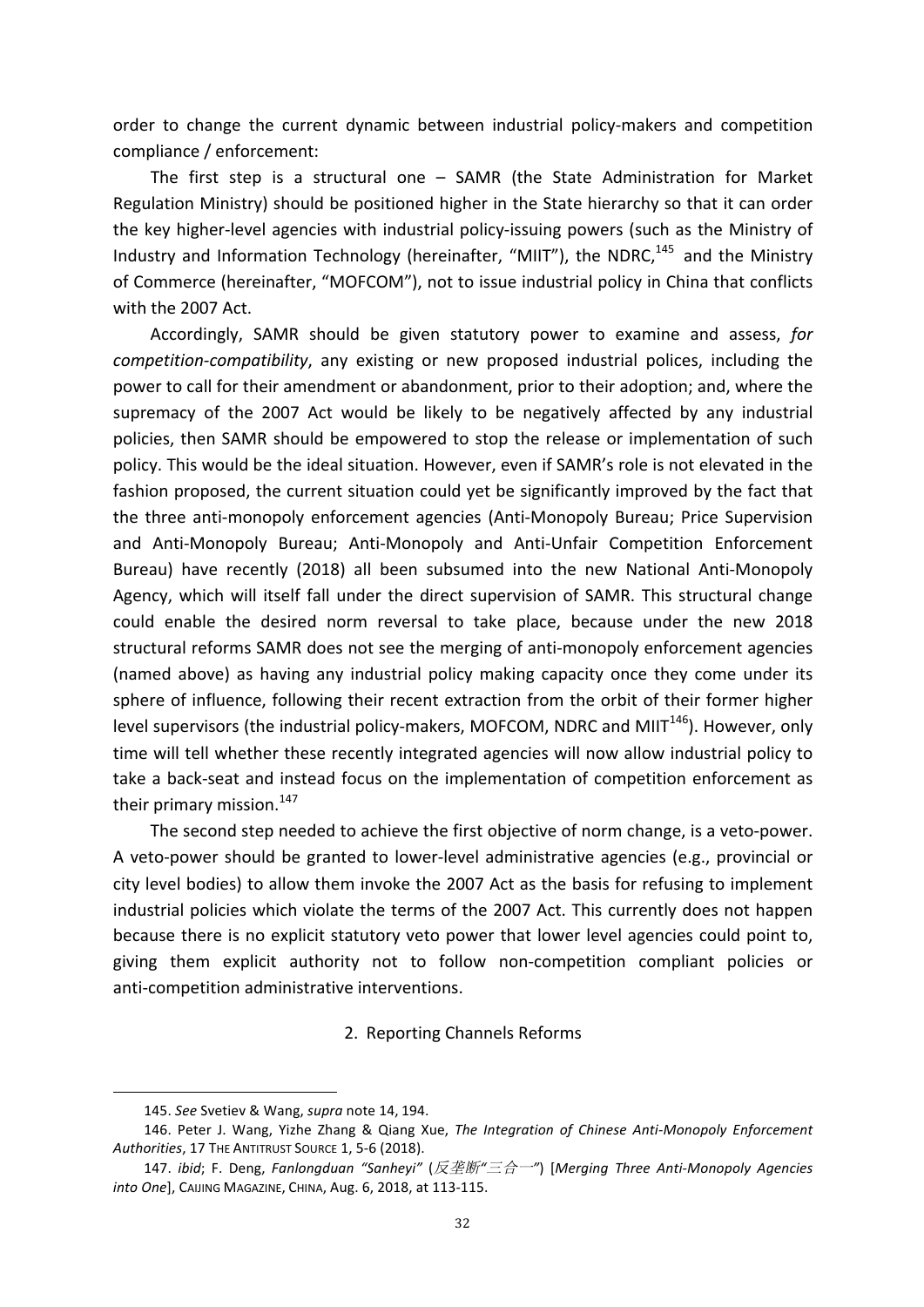order to change the current dynamic between industrial policy-makers and competition compliance / enforcement:

The first step is a structural one – SAMR (the State Administration for Market Regulation Ministry) should be positioned higher in the State hierarchy so that it can order the key higher-level agencies with industrial policy-issuing powers (such as the Ministry of Industry and Information Technology (hereinafter, "MIIT"), the NDRC,[145] and the Ministry of Commerce (hereinafter, "MOFCOM"), not to issue industrial policy in China that conflicts with the 2007 Act.

Accordingly, SAMR should be given statutory power to examine and assess, *for competition-compatibility*, any existing or new proposed industrial polices, including the power to call for their amendment or abandonment, prior to their adoption; and, where the supremacy of the 2007 Act would be likely to be negatively affected by any industrial policies, then SAMR should be empowered to stop the release or implementation of such policy. This would be the ideal situation. However, even if SAMR's role is not elevated in the fashion proposed, the current situation could yet be significantly improved by the fact that the three anti-monopoly enforcement agencies (Anti-Monopoly Bureau; Price Supervision and Anti-Monopoly Bureau; Anti-Monopoly and Anti-Unfair Competition Enforcement Bureau) have recently (2018) all been subsumed into the new National Anti-Monopoly Agency, which will itself fall under the direct supervision of SAMR. This structural change could enable the desired norm reversal to take place, because under the new 2018 structural reforms SAMR does not see the merging of anti-monopoly enforcement agencies (named above) as having any industrial policy making capacity once they come under its sphere of influence, following their recent extraction from the orbit of their former higher level supervisors (the industrial policy-makers, MOFCOM, NDRC and MIIT[146]). However, only time will tell whether these recently integrated agencies will now allow industrial policy to take a back-seat and instead focus on the implementation of competition enforcement as their primary mission.[147]

The second step needed to achieve the first objective of norm change, is a veto-power. A veto-power should be granted to lower-level administrative agencies (e.g., provincial or city level bodies) to allow them invoke the 2007 Act as the basis for refusing to implement industrial policies which violate the terms of the 2007 Act. This currently does not happen because there is no explicit statutory veto power that lower level agencies could point to, giving them explicit authority not to follow non-competition compliant policies or anti-competition administrative interventions.

2. Reporting Channels Reforms

---

145. *See* Svetiev & Wang, *supra* note 14, 194.

146. Peter J. Wang, Yizhe Zhang & Qiang Xue, *The Integration of Chinese Anti-Monopoly Enforcement Authorities*, 17 THE ANTITRUST SOURCE 1, 5-6 (2018).

147. *ibid*; F. Deng, *Fanlongduan "Sanheyi"* (*反垄断"三合一"*) [*Merging Three Anti-Monopoly Agencies into One*], CAIJING MAGAZINE, CHINA, Aug. 6, 2018, at 113-115.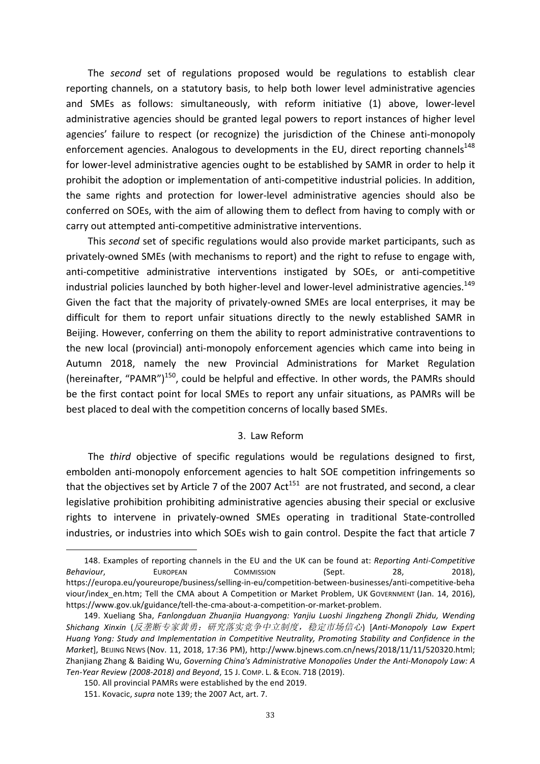The *second* set of regulations proposed would be regulations to establish clear reporting channels, on a statutory basis, to help both lower level administrative agencies and SMEs as follows: simultaneously, with reform initiative (1) above, lower-level administrative agencies should be granted legal powers to report instances of higher level agencies' failure to respect (or recognize) the jurisdiction of the Chinese anti-monopoly enforcement agencies. Analogous to developments in the EU, direct reporting channels[148] for lower-level administrative agencies ought to be established by SAMR in order to help it prohibit the adoption or implementation of anti-competitive industrial policies. In addition, the same rights and protection for lower-level administrative agencies should also be conferred on SOEs, with the aim of allowing them to deflect from having to comply with or carry out attempted anti-competitive administrative interventions.

This *second* set of specific regulations would also provide market participants, such as privately-owned SMEs (with mechanisms to report) and the right to refuse to engage with, anti-competitive administrative interventions instigated by SOEs, or anti-competitive industrial policies launched by both higher-level and lower-level administrative agencies.[149] Given the fact that the majority of privately-owned SMEs are local enterprises, it may be difficult for them to report unfair situations directly to the newly established SAMR in Beijing. However, conferring on them the ability to report administrative contraventions to the new local (provincial) anti-monopoly enforcement agencies which came into being in Autumn 2018, namely the new Provincial Administrations for Market Regulation (hereinafter, "PAMR")[150], could be helpful and effective. In other words, the PAMRs should be the first contact point for local SMEs to report any unfair situations, as PAMRs will be best placed to deal with the competition concerns of locally based SMEs.

### 3. Law Reform

The *third* objective of specific regulations would be regulations designed to first, embolden anti-monopoly enforcement agencies to halt SOE competition infringements so that the objectives set by Article 7 of the 2007 Act[151] are not frustrated, and second, a clear legislative prohibition prohibiting administrative agencies abusing their special or exclusive rights to intervene in privately-owned SMEs operating in traditional State-controlled industries, or industries into which SOEs wish to gain control. Despite the fact that article 7

---

148. Examples of reporting channels in the EU and the UK can be found at: *Reporting Anti-Competitive Behaviour*, EUROPEAN COMMISSION (Sept. 28, 2018), https://europa.eu/youreurope/business/selling-in-eu/competition-between-businesses/anti-competitive-behaviour/index_en.htm; Tell the CMA about A Competition or Market Problem, UK GOVERNMENT (Jan. 14, 2016), https://www.gov.uk/guidance/tell-the-cma-about-a-competition-or-market-problem.

149. Xueliang Sha, *Fanlongduan Zhuanjia Huangyong: Yanjiu Luoshi Jingzheng Zhongli Zhidu, Wending Shichang Xinxin* (*反垄断专家黄勇：研究落实竞争中立制度，稳定市场信心*) [*Anti-Monopoly Law Expert Huang Yong: Study and Implementation in Competitive Neutrality, Promoting Stability and Confidence in the Market*], BEIJING NEWS (Nov. 11, 2018, 17:36 PM), http://www.bjnews.com.cn/news/2018/11/11/520320.html; Zhanjiang Zhang & Baiding Wu, *Governing China's Administrative Monopolies Under the Anti-Monopoly Law: A Ten-Year Review (2008-2018) and Beyond*, 15 J. COMP. L. & ECON. 718 (2019).

150. All provincial PAMRs were established by the end 2019.

151. Kovacic, *supra* note 139; the 2007 Act, art. 7.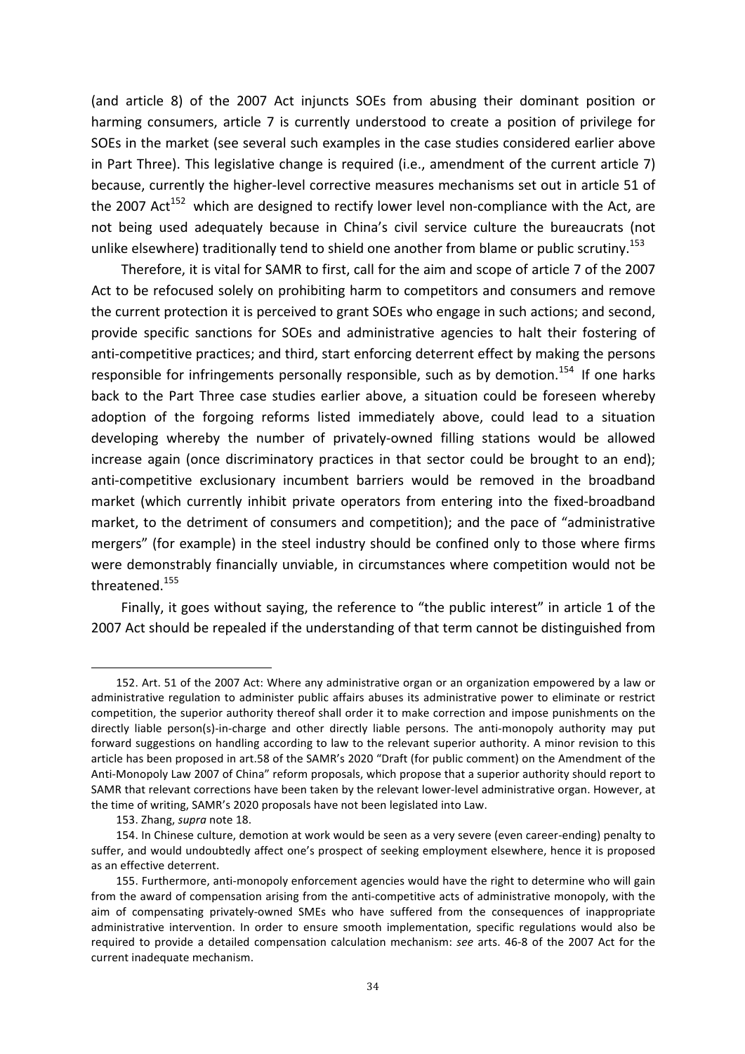(and article 8) of the 2007 Act injuncts SOEs from abusing their dominant position or harming consumers, article 7 is currently understood to create a position of privilege for SOEs in the market (see several such examples in the case studies considered earlier above in Part Three). This legislative change is required (i.e., amendment of the current article 7) because, currently the higher-level corrective measures mechanisms set out in article 51 of the 2007 Act[152] which are designed to rectify lower level non-compliance with the Act, are not being used adequately because in China's civil service culture the bureaucrats (not unlike elsewhere) traditionally tend to shield one another from blame or public scrutiny.[153]

Therefore, it is vital for SAMR to first, call for the aim and scope of article 7 of the 2007 Act to be refocused solely on prohibiting harm to competitors and consumers and remove the current protection it is perceived to grant SOEs who engage in such actions; and second, provide specific sanctions for SOEs and administrative agencies to halt their fostering of anti-competitive practices; and third, start enforcing deterrent effect by making the persons responsible for infringements personally responsible, such as by demotion.[154] If one harks back to the Part Three case studies earlier above, a situation could be foreseen whereby adoption of the forgoing reforms listed immediately above, could lead to a situation developing whereby the number of privately-owned filling stations would be allowed increase again (once discriminatory practices in that sector could be brought to an end); anti-competitive exclusionary incumbent barriers would be removed in the broadband market (which currently inhibit private operators from entering into the fixed-broadband market, to the detriment of consumers and competition); and the pace of "administrative mergers" (for example) in the steel industry should be confined only to those where firms were demonstrably financially unviable, in circumstances where competition would not be threatened.[155]

Finally, it goes without saying, the reference to "the public interest" in article 1 of the 2007 Act should be repealed if the understanding of that term cannot be distinguished from

---

152. Art. 51 of the 2007 Act: Where any administrative organ or an organization empowered by a law or administrative regulation to administer public affairs abuses its administrative power to eliminate or restrict competition, the superior authority thereof shall order it to make correction and impose punishments on the directly liable person(s)-in-charge and other directly liable persons. The anti-monopoly authority may put forward suggestions on handling according to law to the relevant superior authority. A minor revision to this article has been proposed in art.58 of the SAMR's 2020 "Draft (for public comment) on the Amendment of the Anti-Monopoly Law 2007 of China" reform proposals, which propose that a superior authority should report to SAMR that relevant corrections have been taken by the relevant lower-level administrative organ. However, at the time of writing, SAMR's 2020 proposals have not been legislated into Law.

153. Zhang, *supra* note 18.

154. In Chinese culture, demotion at work would be seen as a very severe (even career-ending) penalty to suffer, and would undoubtedly affect one's prospect of seeking employment elsewhere, hence it is proposed as an effective deterrent.

155. Furthermore, anti-monopoly enforcement agencies would have the right to determine who will gain from the award of compensation arising from the anti-competitive acts of administrative monopoly, with the aim of compensating privately-owned SMEs who have suffered from the consequences of inappropriate administrative intervention. In order to ensure smooth implementation, specific regulations would also be required to provide a detailed compensation calculation mechanism: *see* arts. 46-8 of the 2007 Act for the current inadequate mechanism.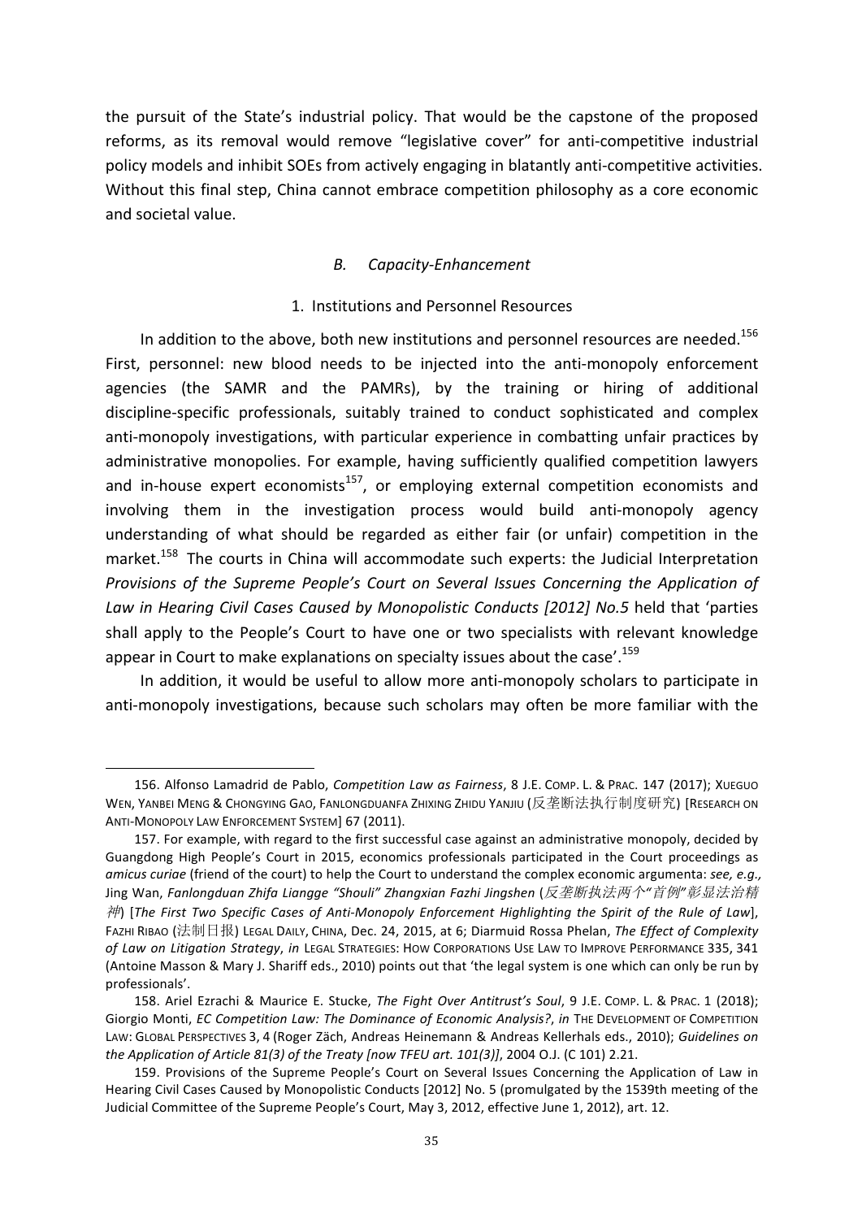the pursuit of the State's industrial policy. That would be the capstone of the proposed reforms, as its removal would remove "legislative cover" for anti-competitive industrial policy models and inhibit SOEs from actively engaging in blatantly anti-competitive activities. Without this final step, China cannot embrace competition philosophy as a core economic and societal value.

### *B. Capacity-Enhancement*

#### 1. Institutions and Personnel Resources

In addition to the above, both new institutions and personnel resources are needed.[156] First, personnel: new blood needs to be injected into the anti-monopoly enforcement agencies (the SAMR and the PAMRs), by the training or hiring of additional discipline-specific professionals, suitably trained to conduct sophisticated and complex anti-monopoly investigations, with particular experience in combatting unfair practices by administrative monopolies. For example, having sufficiently qualified competition lawyers and in-house expert economists[157], or employing external competition economists and involving them in the investigation process would build anti-monopoly agency understanding of what should be regarded as either fair (or unfair) competition in the market.[158] The courts in China will accommodate such experts: the Judicial Interpretation *Provisions of the Supreme People's Court on Several Issues Concerning the Application of Law in Hearing Civil Cases Caused by Monopolistic Conducts [2012] No.5* held that 'parties shall apply to the People's Court to have one or two specialists with relevant knowledge appear in Court to make explanations on specialty issues about the case'.[159]

In addition, it would be useful to allow more anti-monopoly scholars to participate in anti-monopoly investigations, because such scholars may often be more familiar with the

---

156. Alfonso Lamadrid de Pablo, *Competition Law as Fairness*, 8 J.E. COMP. L. & PRAC. 147 (2017); XUEGUO WEN, YANBEI MENG & CHONGYING GAO, FANLONGDUANFA ZHIXING ZHIDU YANJIU (反垄断法执行制度研究) [RESEARCH ON ANTI-MONOPOLY LAW ENFORCEMENT SYSTEM] 67 (2011).

157. For example, with regard to the first successful case against an administrative monopoly, decided by Guangdong High People's Court in 2015, economics professionals participated in the Court proceedings as *amicus curiae* (friend of the court) to help the Court to understand the complex economic argumenta: *see, e.g.,* Jing Wan, *Fanlongduan Zhifa Liangge "Shouli" Zhangxian Fazhi Jingshen* (*反垄断执法两个"首例"彰显法治精神*) [*The First Two Specific Cases of Anti-Monopoly Enforcement Highlighting the Spirit of the Rule of Law*], FAZHI RIBAO (法制日报) LEGAL DAILY, CHINA, Dec. 24, 2015, at 6; Diarmuid Rossa Phelan, *The Effect of Complexity of Law on Litigation Strategy*, *in* LEGAL STRATEGIES: HOW CORPORATIONS USE LAW TO IMPROVE PERFORMANCE 335, 341 (Antoine Masson & Mary J. Shariff eds., 2010) points out that 'the legal system is one which can only be run by professionals'.

158. Ariel Ezrachi & Maurice E. Stucke, *The Fight Over Antitrust's Soul*, 9 J.E. COMP. L. & PRAC. 1 (2018); Giorgio Monti, *EC Competition Law: The Dominance of Economic Analysis?*, *in* THE DEVELOPMENT OF COMPETITION LAW: GLOBAL PERSPECTIVES 3, 4 (Roger Zäch, Andreas Heinemann & Andreas Kellerhals eds., 2010); *Guidelines on the Application of Article 81(3) of the Treaty [now TFEU art. 101(3)]*, 2004 O.J. (C 101) 2.21.

159. Provisions of the Supreme People's Court on Several Issues Concerning the Application of Law in Hearing Civil Cases Caused by Monopolistic Conducts [2012] No. 5 (promulgated by the 1539th meeting of the Judicial Committee of the Supreme People's Court, May 3, 2012, effective June 1, 2012), art. 12.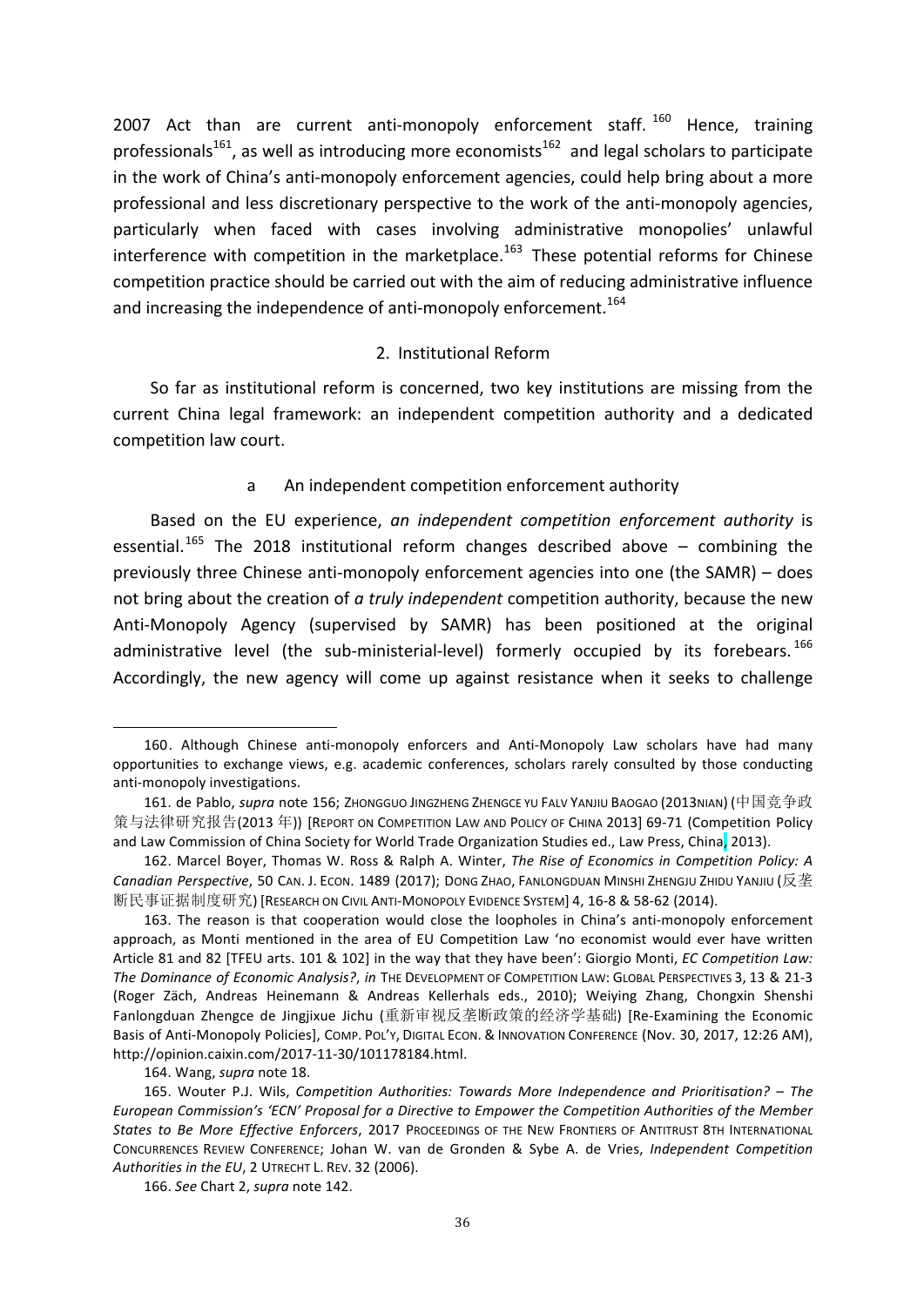2007 Act than are current anti-monopoly enforcement staff.[160] Hence, training professionals[161], as well as introducing more economists[162] and legal scholars to participate in the work of China's anti-monopoly enforcement agencies, could help bring about a more professional and less discretionary perspective to the work of the anti-monopoly agencies, particularly when faced with cases involving administrative monopolies' unlawful interference with competition in the marketplace.[163] These potential reforms for Chinese competition practice should be carried out with the aim of reducing administrative influence and increasing the independence of anti-monopoly enforcement.[164]

### 2. Institutional Reform

So far as institutional reform is concerned, two key institutions are missing from the current China legal framework: an independent competition authority and a dedicated competition law court.

#### a An independent competition enforcement authority

Based on the EU experience, *an independent competition enforcement authority* is essential.[165] The 2018 institutional reform changes described above – combining the previously three Chinese anti-monopoly enforcement agencies into one (the SAMR) – does not bring about the creation of *a truly independent* competition authority, because the new Anti-Monopoly Agency (supervised by SAMR) has been positioned at the original administrative level (the sub-ministerial-level) formerly occupied by its forebears.[166] Accordingly, the new agency will come up against resistance when it seeks to challenge

---

160. Although Chinese anti-monopoly enforcers and Anti-Monopoly Law scholars have had many opportunities to exchange views, e.g. academic conferences, scholars rarely consulted by those conducting anti-monopoly investigations.

161. de Pablo, *supra* note 156; ZHONGGUO JINGZHENG ZHENGCE YU FALV YANJIU BAOGAO (2013NIAN) (中国竞争政策与法律研究报告(2013 年)) [REPORT ON COMPETITION LAW AND POLICY OF CHINA 2013] 69-71 (Competition Policy and Law Commission of China Society for World Trade Organization Studies ed., Law Press, China, 2013).

162. Marcel Boyer, Thomas W. Ross & Ralph A. Winter, *The Rise of Economics in Competition Policy: A Canadian Perspective*, 50 CAN. J. ECON. 1489 (2017); DONG ZHAO, FANLONGDUAN MINSHI ZHENGJU ZHIDU YANJIU (反垄断民事证据制度研究) [RESEARCH ON CIVIL ANTI-MONOPOLY EVIDENCE SYSTEM] 4, 16-8 & 58-62 (2014).

163. The reason is that cooperation would close the loopholes in China's anti-monopoly enforcement approach, as Monti mentioned in the area of EU Competition Law 'no economist would ever have written Article 81 and 82 [TFEU arts. 101 & 102] in the way that they have been': Giorgio Monti, *EC Competition Law: The Dominance of Economic Analysis?*, *in* THE DEVELOPMENT OF COMPETITION LAW: GLOBAL PERSPECTIVES 3, 13 & 21-3 (Roger Zäch, Andreas Heinemann & Andreas Kellerhals eds., 2010); Weiying Zhang, Chongxin Shenshi Fanlongduan Zhengce de Jingjixue Jichu (重新审视反垄断政策的经济学基础) [Re-Examining the Economic Basis of Anti-Monopoly Policies], COMP. POL'Y, DIGITAL ECON. & INNOVATION CONFERENCE (Nov. 30, 2017, 12:26 AM), http://opinion.caixin.com/2017-11-30/101178184.html.

164. Wang, *supra* note 18.

165. Wouter P.J. Wils, *Competition Authorities: Towards More Independence and Prioritisation? – The European Commission's 'ECN' Proposal for a Directive to Empower the Competition Authorities of the Member States to Be More Effective Enforcers*, 2017 PROCEEDINGS OF THE NEW FRONTIERS OF ANTITRUST 8TH INTERNATIONAL CONCURRENCES REVIEW CONFERENCE; Johan W. van de Gronden & Sybe A. de Vries, *Independent Competition Authorities in the EU*, 2 UTRECHT L. REV. 32 (2006).

166. *See* Chart 2, *supra* note 142.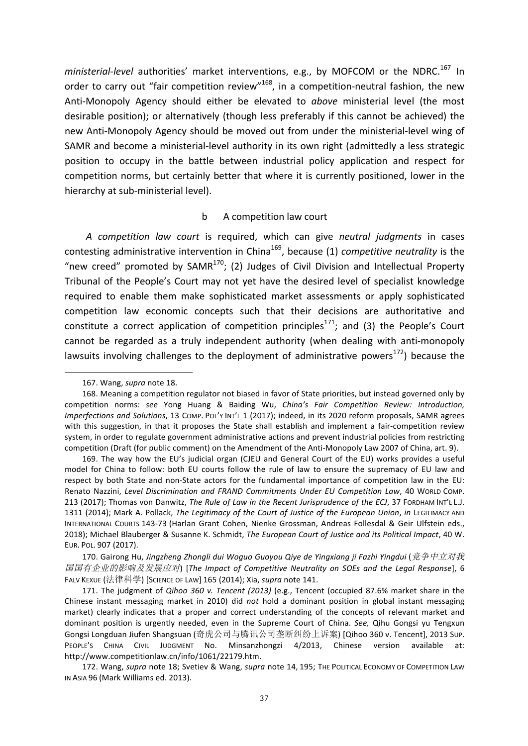*ministerial-level* authorities' market interventions, e.g., by MOFCOM or the NDRC.[167] In order to carry out "fair competition review"[168], in a competition-neutral fashion, the new Anti-Monopoly Agency should either be elevated to *above* ministerial level (the most desirable position); or alternatively (though less preferably if this cannot be achieved) the new Anti-Monopoly Agency should be moved out from under the ministerial-level wing of SAMR and become a ministerial-level authority in its own right (admittedly a less strategic position to occupy in the battle between industrial policy application and respect for competition norms, but certainly better that where it is currently positioned, lower in the hierarchy at sub-ministerial level).

### b A competition law court

*A competition law court* is required, which can give *neutral judgments* in cases contesting administrative intervention in China[169], because (1) *competitive neutrality* is the "new creed" promoted by SAMR[170]; (2) Judges of Civil Division and Intellectual Property Tribunal of the People's Court may not yet have the desired level of specialist knowledge required to enable them make sophisticated market assessments or apply sophisticated competition law economic concepts such that their decisions are authoritative and constitute a correct application of competition principles[171]; and (3) the People's Court cannot be regarded as a truly independent authority (when dealing with anti-monopoly lawsuits involving challenges to the deployment of administrative powers[172]) because the

---

167. Wang, *supra* note 18.

168. Meaning a competition regulator not biased in favor of State priorities, but instead governed only by competition norms: *see* Yong Huang & Baiding Wu, *China's Fair Competition Review: Introduction, Imperfections and Solutions*, 13 COMP. POL'Y INT'L 1 (2017); indeed, in its 2020 reform proposals, SAMR agrees with this suggestion, in that it proposes the State shall establish and implement a fair-competition review system, in order to regulate government administrative actions and prevent industrial policies from restricting competition (Draft (for public comment) on the Amendment of the Anti-Monopoly Law 2007 of China, art. 9).

169. The way how the EU's judicial organ (CJEU and General Court of the EU) works provides a useful model for China to follow: both EU courts follow the rule of law to ensure the supremacy of EU law and respect by both State and non-State actors for the fundamental importance of competition law in the EU: Renato Nazzini, *Level Discrimination and FRAND Commitments Under EU Competition Law*, 40 WORLD COMP. 213 (2017); Thomas von Danwitz, *The Rule of Law in the Recent Jurisprudence of the ECJ*, 37 FORDHAM INT'L L.J. 1311 (2014); Mark A. Pollack, *The Legitimacy of the Court of Justice of the European Union*, *in* LEGITIMACY AND INTERNATIONAL COURTS 143-73 (Harlan Grant Cohen, Nienke Grossman, Andreas Follesdal & Geir Ulfstein eds., 2018); Michael Blauberger & Susanne K. Schmidt, *The European Court of Justice and its Political Impact*, 40 W. EUR. POL. 907 (2017).

170. Gairong Hu, *Jingzheng Zhongli dui Woguo Guoyou Qiye de Yingxiang ji Fazhi Yingdui* (*竞争中立对我国国有企业的影响及发展应对*) [*The Impact of Competitive Neutrality on SOEs and the Legal Response*], 6 FALV KEXUE (法律科学) [SCIENCE OF LAW] 165 (2014); Xia, *supra* note 141.

171. The judgment of *Qihoo 360 v. Tencent (2013)* (e.g., Tencent (occupied 87.6% market share in the Chinese instant messaging market in 2010) did *not* hold a dominant position in global instant messaging market) clearly indicates that a proper and correct understanding of the concepts of relevant market and dominant position is urgently needed, even in the Supreme Court of China. *See,* Qihu Gongsi yu Tengxun Gongsi Longduan Jiufen Shangsuan (奇虎公司与腾讯公司垄断纠纷上诉案) [Qihoo 360 v. Tencent], 2013 SUP. PEOPLE'S CHINA CIVIL JUDGMENT No. Minsanzhongzi 4/2013, Chinese version available at: http://www.competitionlaw.cn/info/1061/22179.htm.

172. Wang, *supra* note 18; Svetiev & Wang, *supra* note 14, 195; THE POLITICAL ECONOMY OF COMPETITION LAW IN ASIA 96 (Mark Williams ed. 2013).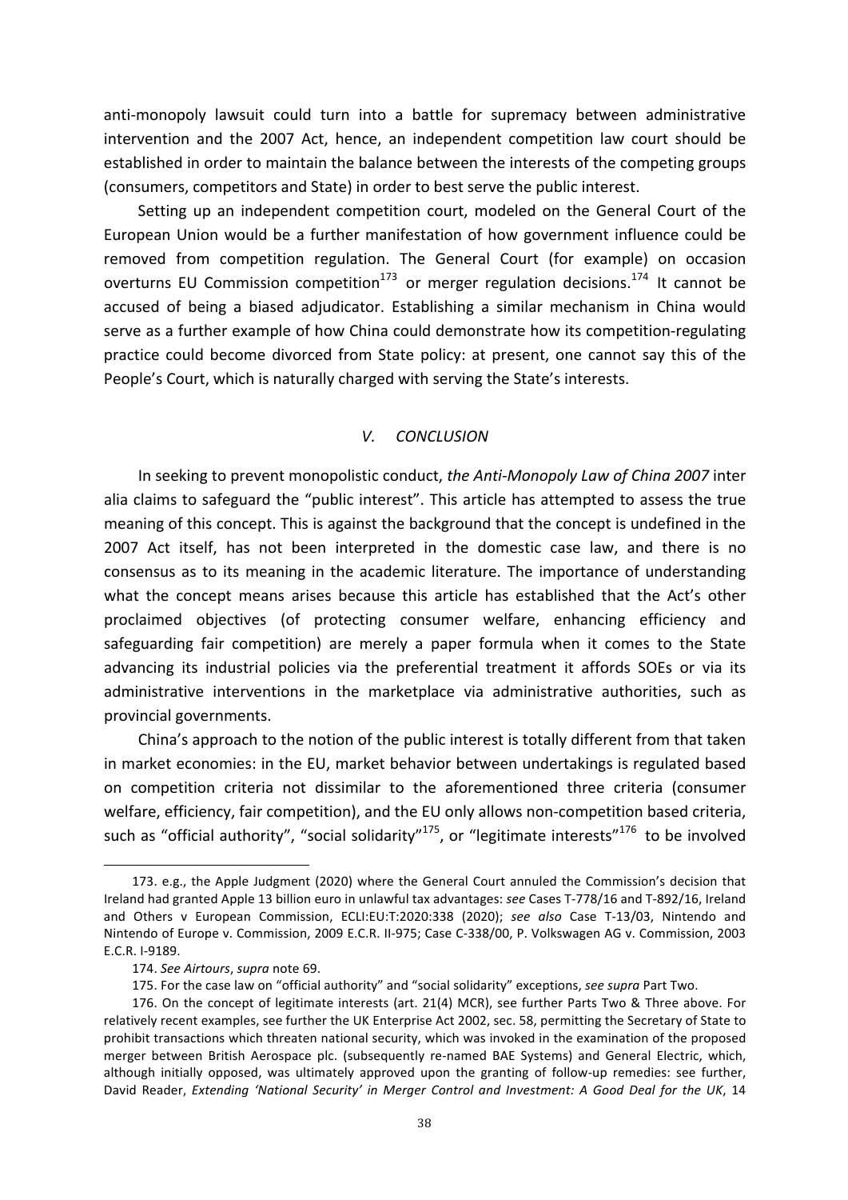anti-monopoly lawsuit could turn into a battle for supremacy between administrative intervention and the 2007 Act, hence, an independent competition law court should be established in order to maintain the balance between the interests of the competing groups (consumers, competitors and State) in order to best serve the public interest.

Setting up an independent competition court, modeled on the General Court of the European Union would be a further manifestation of how government influence could be removed from competition regulation. The General Court (for example) on occasion overturns EU Commission competition[173] or merger regulation decisions.[174] It cannot be accused of being a biased adjudicator. Establishing a similar mechanism in China would serve as a further example of how China could demonstrate how its competition-regulating practice could become divorced from State policy: at present, one cannot say this of the People's Court, which is naturally charged with serving the State's interests.

## *V. CONCLUSION*

In seeking to prevent monopolistic conduct, *the Anti-Monopoly Law of China 2007* inter alia claims to safeguard the "public interest". This article has attempted to assess the true meaning of this concept. This is against the background that the concept is undefined in the 2007 Act itself, has not been interpreted in the domestic case law, and there is no consensus as to its meaning in the academic literature. The importance of understanding what the concept means arises because this article has established that the Act's other proclaimed objectives (of protecting consumer welfare, enhancing efficiency and safeguarding fair competition) are merely a paper formula when it comes to the State advancing its industrial policies via the preferential treatment it affords SOEs or via its administrative interventions in the marketplace via administrative authorities, such as provincial governments.

China's approach to the notion of the public interest is totally different from that taken in market economies: in the EU, market behavior between undertakings is regulated based on competition criteria not dissimilar to the aforementioned three criteria (consumer welfare, efficiency, fair competition), and the EU only allows non-competition based criteria, such as "official authority", "social solidarity"[175], or "legitimate interests"[176] to be involved

---

173. e.g., the Apple Judgment (2020) where the General Court annuled the Commission's decision that Ireland had granted Apple 13 billion euro in unlawful tax advantages: *see* Cases T-778/16 and T-892/16, Ireland and Others v European Commission, ECLI:EU:T:2020:338 (2020); *see also* Case T-13/03, Nintendo and Nintendo of Europe v. Commission, 2009 E.C.R. II-975; Case C-338/00, P. Volkswagen AG v. Commission, 2003 E.C.R. I-9189.

174. *See Airtours*, *supra* note 69.

175. For the case law on "official authority" and "social solidarity" exceptions, *see supra* Part Two.

176. On the concept of legitimate interests (art. 21(4) MCR), see further Parts Two & Three above. For relatively recent examples, see further the UK Enterprise Act 2002, sec. 58, permitting the Secretary of State to prohibit transactions which threaten national security, which was invoked in the examination of the proposed merger between British Aerospace plc. (subsequently re-named BAE Systems) and General Electric, which, although initially opposed, was ultimately approved upon the granting of follow-up remedies: see further, David Reader, *Extending 'National Security' in Merger Control and Investment: A Good Deal for the UK*, 14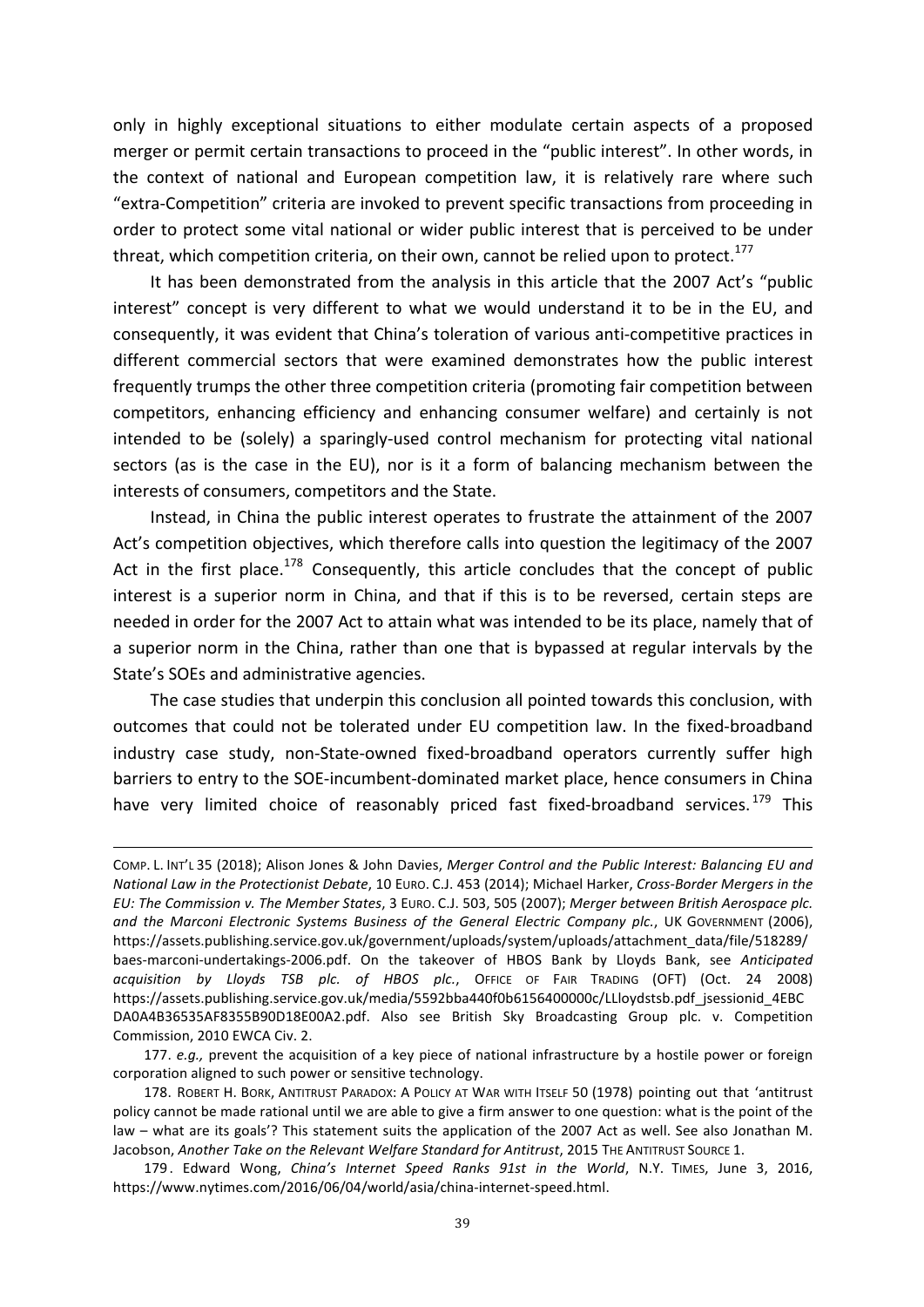only in highly exceptional situations to either modulate certain aspects of a proposed merger or permit certain transactions to proceed in the "public interest". In other words, in the context of national and European competition law, it is relatively rare where such "extra-Competition" criteria are invoked to prevent specific transactions from proceeding in order to protect some vital national or wider public interest that is perceived to be under threat, which competition criteria, on their own, cannot be relied upon to protect.[177]

It has been demonstrated from the analysis in this article that the 2007 Act's "public interest" concept is very different to what we would understand it to be in the EU, and consequently, it was evident that China's toleration of various anti-competitive practices in different commercial sectors that were examined demonstrates how the public interest frequently trumps the other three competition criteria (promoting fair competition between competitors, enhancing efficiency and enhancing consumer welfare) and certainly is not intended to be (solely) a sparingly-used control mechanism for protecting vital national sectors (as is the case in the EU), nor is it a form of balancing mechanism between the interests of consumers, competitors and the State.

Instead, in China the public interest operates to frustrate the attainment of the 2007 Act's competition objectives, which therefore calls into question the legitimacy of the 2007 Act in the first place.[178] Consequently, this article concludes that the concept of public interest is a superior norm in China, and that if this is to be reversed, certain steps are needed in order for the 2007 Act to attain what was intended to be its place, namely that of a superior norm in the China, rather than one that is bypassed at regular intervals by the State's SOEs and administrative agencies.

The case studies that underpin this conclusion all pointed towards this conclusion, with outcomes that could not be tolerated under EU competition law. In the fixed-broadband industry case study, non-State-owned fixed-broadband operators currently suffer high barriers to entry to the SOE-incumbent-dominated market place, hence consumers in China have very limited choice of reasonably priced fast fixed-broadband services.[179] This

---

COMP. L. INT'L 35 (2018); Alison Jones & John Davies, *Merger Control and the Public Interest: Balancing EU and National Law in the Protectionist Debate*, 10 EURO. C.J. 453 (2014); Michael Harker, *Cross-Border Mergers in the EU: The Commission v. The Member States*, 3 EURO. C.J. 503, 505 (2007); *Merger between British Aerospace plc. and the Marconi Electronic Systems Business of the General Electric Company plc.*, UK GOVERNMENT (2006), https://assets.publishing.service.gov.uk/government/uploads/system/uploads/attachment_data/file/518289/baes-marconi-undertakings-2006.pdf. On the takeover of HBOS Bank by Lloyds Bank, see *Anticipated acquisition by Lloyds TSB plc. of HBOS plc.*, OFFICE OF FAIR TRADING (OFT) (Oct. 24 2008) https://assets.publishing.service.gov.uk/media/5592bba440f0b6156400000c/LLloydstsb.pdf_jsessionid_4EBCDA0A4B36535AF8355B90D18E00A2.pdf. Also see British Sky Broadcasting Group plc. v. Competition Commission, 2010 EWCA Civ. 2.

177. *e.g.,* prevent the acquisition of a key piece of national infrastructure by a hostile power or foreign corporation aligned to such power or sensitive technology.

178. ROBERT H. BORK, ANTITRUST PARADOX: A POLICY AT WAR WITH ITSELF 50 (1978) pointing out that 'antitrust policy cannot be made rational until we are able to give a firm answer to one question: what is the point of the law – what are its goals'? This statement suits the application of the 2007 Act as well. See also Jonathan M. Jacobson, *Another Take on the Relevant Welfare Standard for Antitrust*, 2015 THE ANTITRUST SOURCE 1.

179. Edward Wong, *China's Internet Speed Ranks 91st in the World*, N.Y. TIMES, June 3, 2016, https://www.nytimes.com/2016/06/04/world/asia/china-internet-speed.html.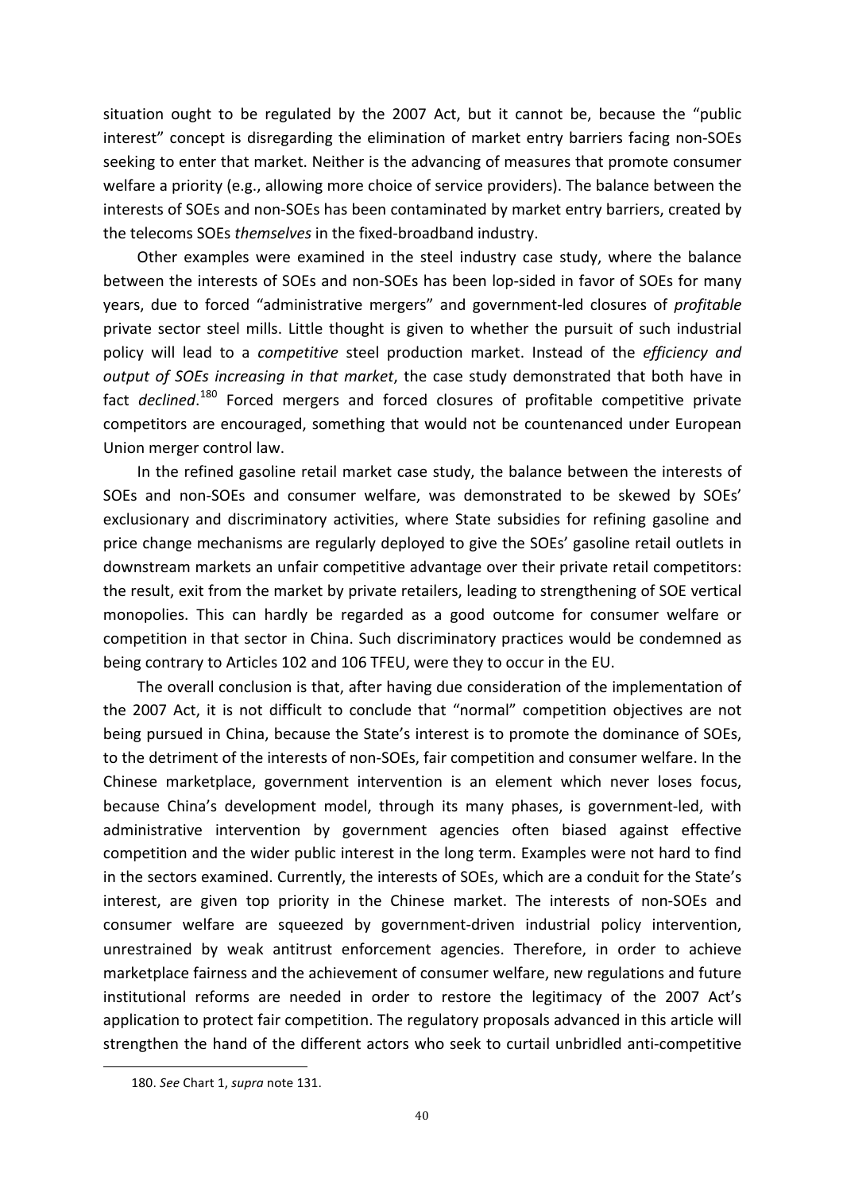situation ought to be regulated by the 2007 Act, but it cannot be, because the "public interest" concept is disregarding the elimination of market entry barriers facing non-SOEs seeking to enter that market. Neither is the advancing of measures that promote consumer welfare a priority (e.g., allowing more choice of service providers). The balance between the interests of SOEs and non-SOEs has been contaminated by market entry barriers, created by the telecoms SOEs *themselves* in the fixed-broadband industry.

Other examples were examined in the steel industry case study, where the balance between the interests of SOEs and non-SOEs has been lop-sided in favor of SOEs for many years, due to forced "administrative mergers" and government-led closures of *profitable* private sector steel mills. Little thought is given to whether the pursuit of such industrial policy will lead to a *competitive* steel production market. Instead of the *efficiency and output of SOEs increasing in that market*, the case study demonstrated that both have in fact *declined*.[180] Forced mergers and forced closures of profitable competitive private competitors are encouraged, something that would not be countenanced under European Union merger control law.

In the refined gasoline retail market case study, the balance between the interests of SOEs and non-SOEs and consumer welfare, was demonstrated to be skewed by SOEs' exclusionary and discriminatory activities, where State subsidies for refining gasoline and price change mechanisms are regularly deployed to give the SOEs' gasoline retail outlets in downstream markets an unfair competitive advantage over their private retail competitors: the result, exit from the market by private retailers, leading to strengthening of SOE vertical monopolies. This can hardly be regarded as a good outcome for consumer welfare or competition in that sector in China. Such discriminatory practices would be condemned as being contrary to Articles 102 and 106 TFEU, were they to occur in the EU.

The overall conclusion is that, after having due consideration of the implementation of the 2007 Act, it is not difficult to conclude that "normal" competition objectives are not being pursued in China, because the State's interest is to promote the dominance of SOEs, to the detriment of the interests of non-SOEs, fair competition and consumer welfare. In the Chinese marketplace, government intervention is an element which never loses focus, because China's development model, through its many phases, is government-led, with administrative intervention by government agencies often biased against effective competition and the wider public interest in the long term. Examples were not hard to find in the sectors examined. Currently, the interests of SOEs, which are a conduit for the State's interest, are given top priority in the Chinese market. The interests of non-SOEs and consumer welfare are squeezed by government-driven industrial policy intervention, unrestrained by weak antitrust enforcement agencies. Therefore, in order to achieve marketplace fairness and the achievement of consumer welfare, new regulations and future institutional reforms are needed in order to restore the legitimacy of the 2007 Act's application to protect fair competition. The regulatory proposals advanced in this article will strengthen the hand of the different actors who seek to curtail unbridled anti-competitive

180. *See* Chart 1, *supra* note 131.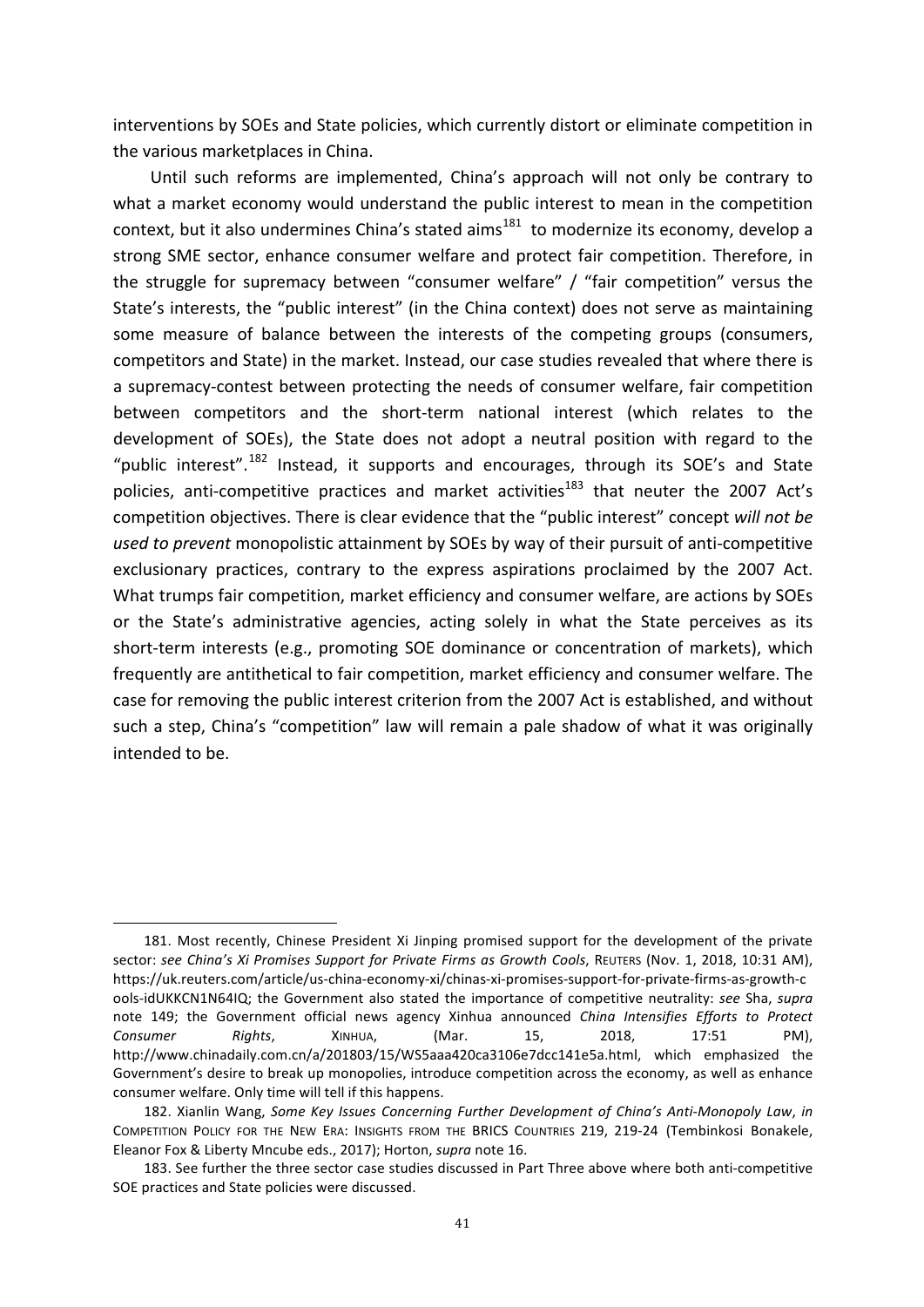interventions by SOEs and State policies, which currently distort or eliminate competition in the various marketplaces in China.

Until such reforms are implemented, China's approach will not only be contrary to what a market economy would understand the public interest to mean in the competition context, but it also undermines China's stated aims[181] to modernize its economy, develop a strong SME sector, enhance consumer welfare and protect fair competition. Therefore, in the struggle for supremacy between "consumer welfare" / "fair competition" versus the State's interests, the "public interest" (in the China context) does not serve as maintaining some measure of balance between the interests of the competing groups (consumers, competitors and State) in the market. Instead, our case studies revealed that where there is a supremacy-contest between protecting the needs of consumer welfare, fair competition between competitors and the short-term national interest (which relates to the development of SOEs), the State does not adopt a neutral position with regard to the "public interest".[182] Instead, it supports and encourages, through its SOE's and State policies, anti-competitive practices and market activities[183] that neuter the 2007 Act's competition objectives. There is clear evidence that the "public interest" concept *will not be used to prevent* monopolistic attainment by SOEs by way of their pursuit of anti-competitive exclusionary practices, contrary to the express aspirations proclaimed by the 2007 Act. What trumps fair competition, market efficiency and consumer welfare, are actions by SOEs or the State's administrative agencies, acting solely in what the State perceives as its short-term interests (e.g., promoting SOE dominance or concentration of markets), which frequently are antithetical to fair competition, market efficiency and consumer welfare. The case for removing the public interest criterion from the 2007 Act is established, and without such a step, China's "competition" law will remain a pale shadow of what it was originally intended to be.

---

181. Most recently, Chinese President Xi Jinping promised support for the development of the private sector: *see China's Xi Promises Support for Private Firms as Growth Cools*, REUTERS (Nov. 1, 2018, 10:31 AM), https://uk.reuters.com/article/us-china-economy-xi/chinas-xi-promises-support-for-private-firms-as-growth-cools-idUKKCN1N64IQ; the Government also stated the importance of competitive neutrality: *see* Sha, *supra* note 149; the Government official news agency Xinhua announced *China Intensifies Efforts to Protect Consumer Rights*, XINHUA, (Mar. 15, 2018, 17:51 PM), http://www.chinadaily.com.cn/a/201803/15/WS5aaa420ca3106e7dcc141e5a.html, which emphasized the Government's desire to break up monopolies, introduce competition across the economy, as well as enhance consumer welfare. Only time will tell if this happens.

182. Xianlin Wang, *Some Key Issues Concerning Further Development of China's Anti-Monopoly Law*, *in* COMPETITION POLICY FOR THE NEW ERA: INSIGHTS FROM THE BRICS COUNTRIES 219, 219-24 (Tembinkosi Bonakele, Eleanor Fox & Liberty Mncube eds., 2017); Horton, *supra* note 16.

183. See further the three sector case studies discussed in Part Three above where both anti-competitive SOE practices and State policies were discussed.